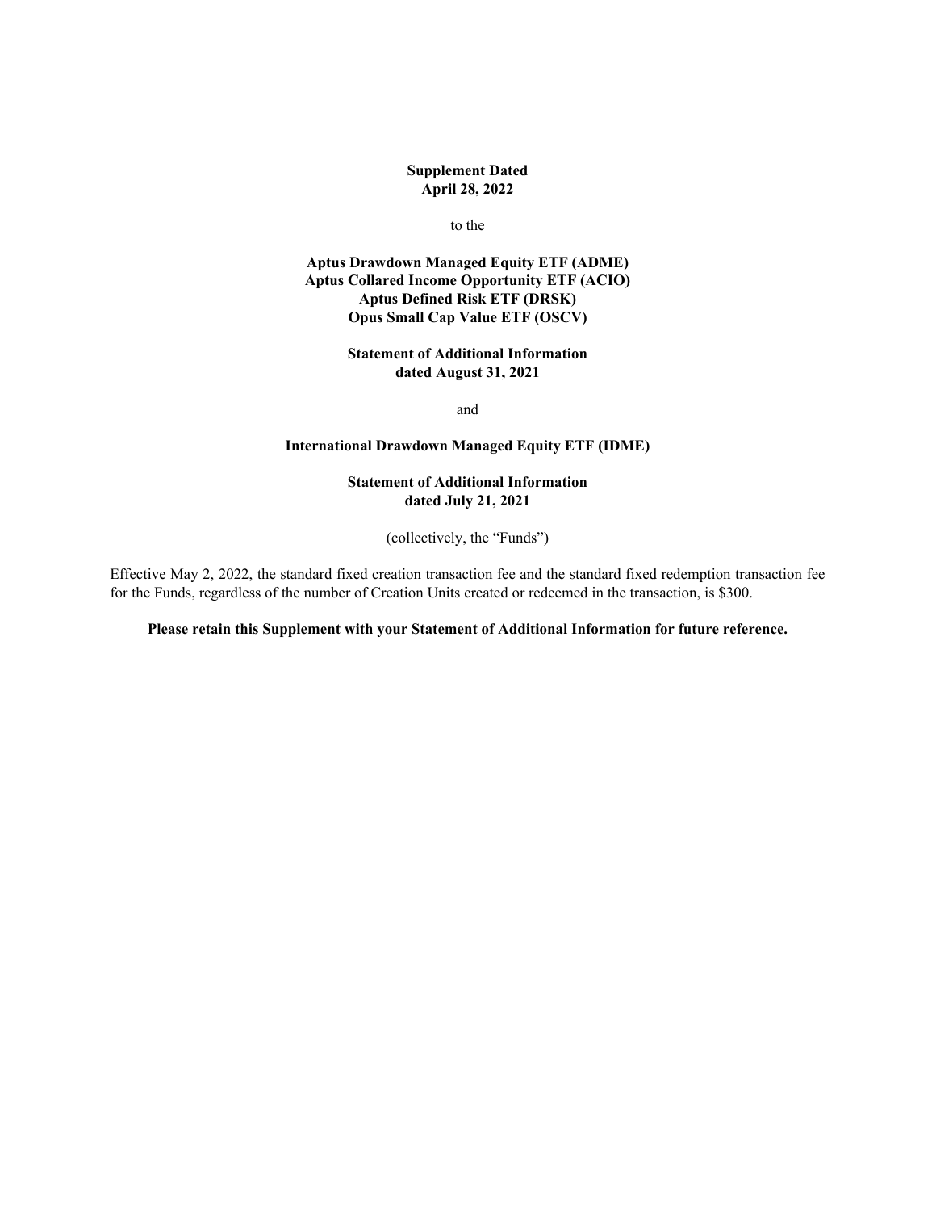**Supplement Dated**
**April 28, 2022**

to the

**Aptus Drawdown Managed Equity ETF (ADME)**
**Aptus Collared Income Opportunity ETF (ACIO)**
**Aptus Defined Risk ETF (DRSK)**
**Opus Small Cap Value ETF (OSCV)**

**Statement of Additional Information**
**dated August 31, 2021**

and

**International Drawdown Managed Equity ETF (IDME)**

**Statement of Additional Information**
**dated July 21, 2021**

(collectively, the "Funds")

Effective May 2, 2022, the standard fixed creation transaction fee and the standard fixed redemption transaction fee for the Funds, regardless of the number of Creation Units created or redeemed in the transaction, is $300.

**Please retain this Supplement with your Statement of Additional Information for future reference.**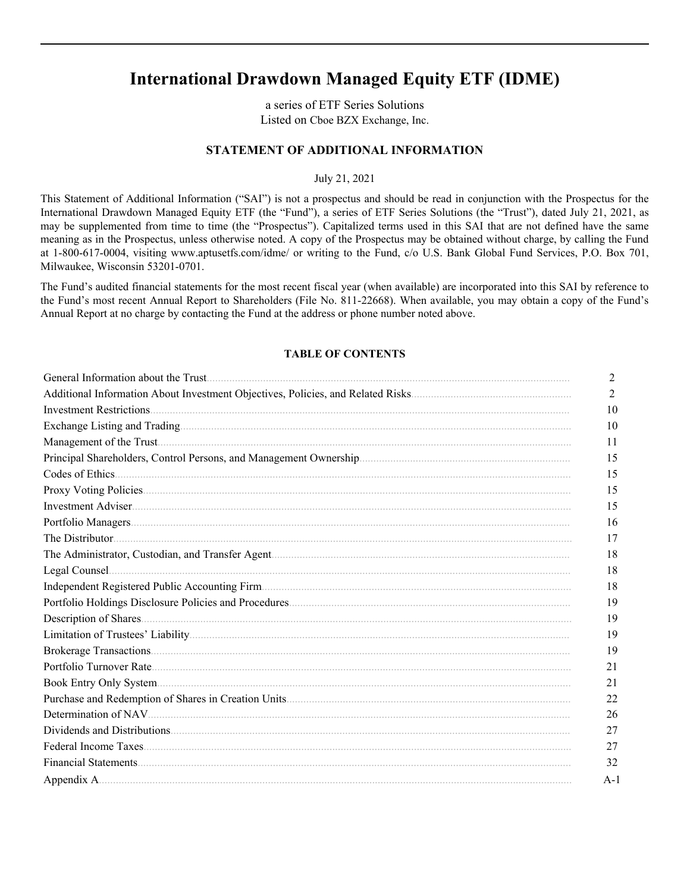# International Drawdown Managed Equity ETF (IDME)

a series of ETF Series Solutions
Listed on Cboe BZX Exchange, Inc.

## STATEMENT OF ADDITIONAL INFORMATION

July 21, 2021

This Statement of Additional Information ("SAI") is not a prospectus and should be read in conjunction with the Prospectus for the International Drawdown Managed Equity ETF (the "Fund"), a series of ETF Series Solutions (the "Trust"), dated July 21, 2021, as may be supplemented from time to time (the "Prospectus"). Capitalized terms used in this SAI that are not defined have the same meaning as in the Prospectus, unless otherwise noted. A copy of the Prospectus may be obtained without charge, by calling the Fund at 1-800-617-0004, visiting www.aptusetfs.com/idme/ or writing to the Fund, c/o U.S. Bank Global Fund Services, P.O. Box 701, Milwaukee, Wisconsin 53201-0701.

The Fund's audited financial statements for the most recent fiscal year (when available) are incorporated into this SAI by reference to the Fund's most recent Annual Report to Shareholders (File No. 811-22668). When available, you may obtain a copy of the Fund's Annual Report at no charge by contacting the Fund at the address or phone number noted above.

### TABLE OF CONTENTS

| | |
|---|---|
| General Information about the Trust | 2 |
| Additional Information About Investment Objectives, Policies, and Related Risks | 2 |
| Investment Restrictions | 10 |
| Exchange Listing and Trading | 10 |
| Management of the Trust | 11 |
| Principal Shareholders, Control Persons, and Management Ownership | 15 |
| Codes of Ethics | 15 |
| Proxy Voting Policies | 15 |
| Investment Adviser | 15 |
| Portfolio Managers | 16 |
| The Distributor | 17 |
| The Administrator, Custodian, and Transfer Agent | 18 |
| Legal Counsel | 18 |
| Independent Registered Public Accounting Firm | 18 |
| Portfolio Holdings Disclosure Policies and Procedures | 19 |
| Description of Shares | 19 |
| Limitation of Trustees' Liability | 19 |
| Brokerage Transactions | 19 |
| Portfolio Turnover Rate | 21 |
| Book Entry Only System | 21 |
| Purchase and Redemption of Shares in Creation Units | 22 |
| Determination of NAV | 26 |
| Dividends and Distributions | 27 |
| Federal Income Taxes | 27 |
| Financial Statements | 32 |
| Appendix A | A-1 |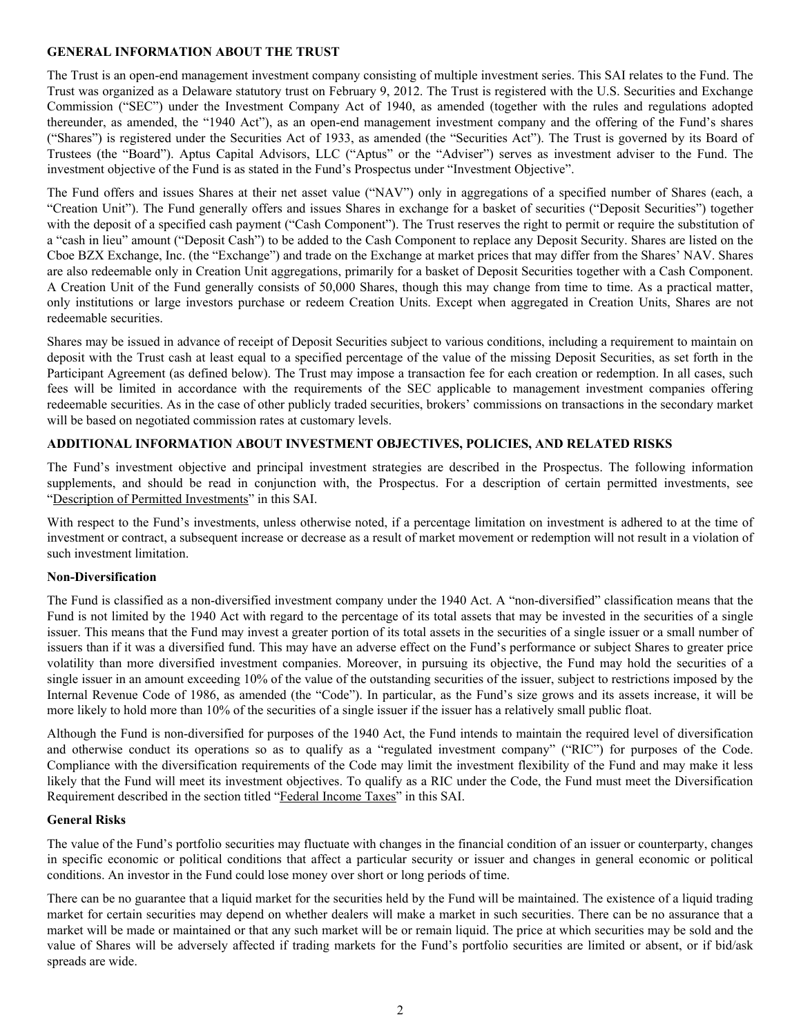## GENERAL INFORMATION ABOUT THE TRUST

The Trust is an open-end management investment company consisting of multiple investment series. This SAI relates to the Fund. The Trust was organized as a Delaware statutory trust on February 9, 2012. The Trust is registered with the U.S. Securities and Exchange Commission ("SEC") under the Investment Company Act of 1940, as amended (together with the rules and regulations adopted thereunder, as amended, the "1940 Act"), as an open-end management investment company and the offering of the Fund's shares ("Shares") is registered under the Securities Act of 1933, as amended (the "Securities Act"). The Trust is governed by its Board of Trustees (the "Board"). Aptus Capital Advisors, LLC ("Aptus" or the "Adviser") serves as investment adviser to the Fund. The investment objective of the Fund is as stated in the Fund's Prospectus under "Investment Objective".

The Fund offers and issues Shares at their net asset value ("NAV") only in aggregations of a specified number of Shares (each, a "Creation Unit"). The Fund generally offers and issues Shares in exchange for a basket of securities ("Deposit Securities") together with the deposit of a specified cash payment ("Cash Component"). The Trust reserves the right to permit or require the substitution of a "cash in lieu" amount ("Deposit Cash") to be added to the Cash Component to replace any Deposit Security. Shares are listed on the Cboe BZX Exchange, Inc. (the "Exchange") and trade on the Exchange at market prices that may differ from the Shares' NAV. Shares are also redeemable only in Creation Unit aggregations, primarily for a basket of Deposit Securities together with a Cash Component. A Creation Unit of the Fund generally consists of 50,000 Shares, though this may change from time to time. As a practical matter, only institutions or large investors purchase or redeem Creation Units. Except when aggregated in Creation Units, Shares are not redeemable securities.

Shares may be issued in advance of receipt of Deposit Securities subject to various conditions, including a requirement to maintain on deposit with the Trust cash at least equal to a specified percentage of the value of the missing Deposit Securities, as set forth in the Participant Agreement (as defined below). The Trust may impose a transaction fee for each creation or redemption. In all cases, such fees will be limited in accordance with the requirements of the SEC applicable to management investment companies offering redeemable securities. As in the case of other publicly traded securities, brokers' commissions on transactions in the secondary market will be based on negotiated commission rates at customary levels.

## ADDITIONAL INFORMATION ABOUT INVESTMENT OBJECTIVES, POLICIES, AND RELATED RISKS

The Fund's investment objective and principal investment strategies are described in the Prospectus. The following information supplements, and should be read in conjunction with, the Prospectus. For a description of certain permitted investments, see "Description of Permitted Investments" in this SAI.

With respect to the Fund's investments, unless otherwise noted, if a percentage limitation on investment is adhered to at the time of investment or contract, a subsequent increase or decrease as a result of market movement or redemption will not result in a violation of such investment limitation.

### Non-Diversification

The Fund is classified as a non-diversified investment company under the 1940 Act. A "non-diversified" classification means that the Fund is not limited by the 1940 Act with regard to the percentage of its total assets that may be invested in the securities of a single issuer. This means that the Fund may invest a greater portion of its total assets in the securities of a single issuer or a small number of issuers than if it was a diversified fund. This may have an adverse effect on the Fund's performance or subject Shares to greater price volatility than more diversified investment companies. Moreover, in pursuing its objective, the Fund may hold the securities of a single issuer in an amount exceeding 10% of the value of the outstanding securities of the issuer, subject to restrictions imposed by the Internal Revenue Code of 1986, as amended (the "Code"). In particular, as the Fund's size grows and its assets increase, it will be more likely to hold more than 10% of the securities of a single issuer if the issuer has a relatively small public float.

Although the Fund is non-diversified for purposes of the 1940 Act, the Fund intends to maintain the required level of diversification and otherwise conduct its operations so as to qualify as a "regulated investment company" ("RIC") for purposes of the Code. Compliance with the diversification requirements of the Code may limit the investment flexibility of the Fund and may make it less likely that the Fund will meet its investment objectives. To qualify as a RIC under the Code, the Fund must meet the Diversification Requirement described in the section titled "Federal Income Taxes" in this SAI.

### General Risks

The value of the Fund's portfolio securities may fluctuate with changes in the financial condition of an issuer or counterparty, changes in specific economic or political conditions that affect a particular security or issuer and changes in general economic or political conditions. An investor in the Fund could lose money over short or long periods of time.

There can be no guarantee that a liquid market for the securities held by the Fund will be maintained. The existence of a liquid trading market for certain securities may depend on whether dealers will make a market in such securities. There can be no assurance that a market will be made or maintained or that any such market will be or remain liquid. The price at which securities may be sold and the value of Shares will be adversely affected if trading markets for the Fund's portfolio securities are limited or absent, or if bid/ask spreads are wide.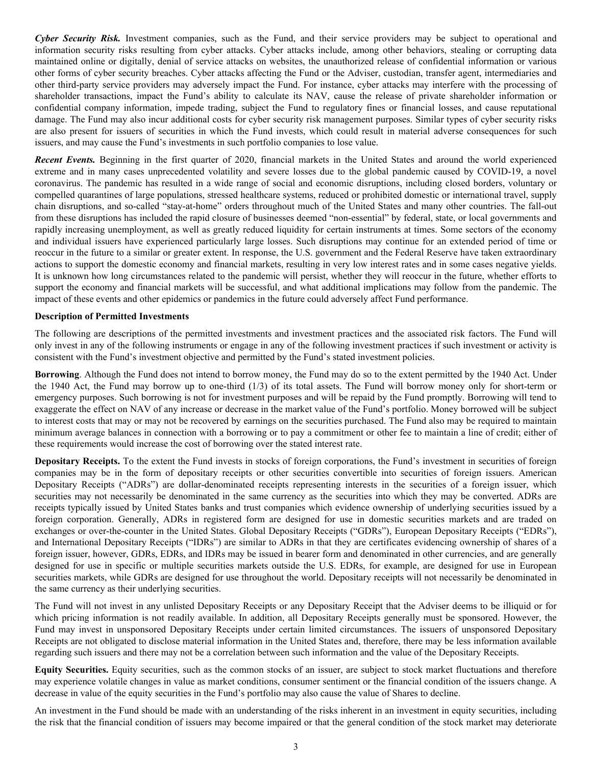***Cyber Security Risk.*** Investment companies, such as the Fund, and their service providers may be subject to operational and information security risks resulting from cyber attacks. Cyber attacks include, among other behaviors, stealing or corrupting data maintained online or digitally, denial of service attacks on websites, the unauthorized release of confidential information or various other forms of cyber security breaches. Cyber attacks affecting the Fund or the Adviser, custodian, transfer agent, intermediaries and other third-party service providers may adversely impact the Fund. For instance, cyber attacks may interfere with the processing of shareholder transactions, impact the Fund's ability to calculate its NAV, cause the release of private shareholder information or confidential company information, impede trading, subject the Fund to regulatory fines or financial losses, and cause reputational damage. The Fund may also incur additional costs for cyber security risk management purposes. Similar types of cyber security risks are also present for issuers of securities in which the Fund invests, which could result in material adverse consequences for such issuers, and may cause the Fund's investments in such portfolio companies to lose value.

***Recent Events.*** Beginning in the first quarter of 2020, financial markets in the United States and around the world experienced extreme and in many cases unprecedented volatility and severe losses due to the global pandemic caused by COVID-19, a novel coronavirus. The pandemic has resulted in a wide range of social and economic disruptions, including closed borders, voluntary or compelled quarantines of large populations, stressed healthcare systems, reduced or prohibited domestic or international travel, supply chain disruptions, and so-called "stay-at-home" orders throughout much of the United States and many other countries. The fall-out from these disruptions has included the rapid closure of businesses deemed "non-essential" by federal, state, or local governments and rapidly increasing unemployment, as well as greatly reduced liquidity for certain instruments at times. Some sectors of the economy and individual issuers have experienced particularly large losses. Such disruptions may continue for an extended period of time or reoccur in the future to a similar or greater extent. In response, the U.S. government and the Federal Reserve have taken extraordinary actions to support the domestic economy and financial markets, resulting in very low interest rates and in some cases negative yields. It is unknown how long circumstances related to the pandemic will persist, whether they will reoccur in the future, whether efforts to support the economy and financial markets will be successful, and what additional implications may follow from the pandemic. The impact of these events and other epidemics or pandemics in the future could adversely affect Fund performance.

**Description of Permitted Investments**

The following are descriptions of the permitted investments and investment practices and the associated risk factors. The Fund will only invest in any of the following instruments or engage in any of the following investment practices if such investment or activity is consistent with the Fund's investment objective and permitted by the Fund's stated investment policies.

**Borrowing**. Although the Fund does not intend to borrow money, the Fund may do so to the extent permitted by the 1940 Act. Under the 1940 Act, the Fund may borrow up to one-third (1/3) of its total assets. The Fund will borrow money only for short-term or emergency purposes. Such borrowing is not for investment purposes and will be repaid by the Fund promptly. Borrowing will tend to exaggerate the effect on NAV of any increase or decrease in the market value of the Fund's portfolio. Money borrowed will be subject to interest costs that may or may not be recovered by earnings on the securities purchased. The Fund also may be required to maintain minimum average balances in connection with a borrowing or to pay a commitment or other fee to maintain a line of credit; either of these requirements would increase the cost of borrowing over the stated interest rate.

**Depositary Receipts.** To the extent the Fund invests in stocks of foreign corporations, the Fund's investment in securities of foreign companies may be in the form of depositary receipts or other securities convertible into securities of foreign issuers. American Depositary Receipts ("ADRs") are dollar-denominated receipts representing interests in the securities of a foreign issuer, which securities may not necessarily be denominated in the same currency as the securities into which they may be converted. ADRs are receipts typically issued by United States banks and trust companies which evidence ownership of underlying securities issued by a foreign corporation. Generally, ADRs in registered form are designed for use in domestic securities markets and are traded on exchanges or over-the-counter in the United States. Global Depositary Receipts ("GDRs"), European Depositary Receipts ("EDRs"), and International Depositary Receipts ("IDRs") are similar to ADRs in that they are certificates evidencing ownership of shares of a foreign issuer, however, GDRs, EDRs, and IDRs may be issued in bearer form and denominated in other currencies, and are generally designed for use in specific or multiple securities markets outside the U.S. EDRs, for example, are designed for use in European securities markets, while GDRs are designed for use throughout the world. Depositary receipts will not necessarily be denominated in the same currency as their underlying securities.

The Fund will not invest in any unlisted Depositary Receipts or any Depositary Receipt that the Adviser deems to be illiquid or for which pricing information is not readily available. In addition, all Depositary Receipts generally must be sponsored. However, the Fund may invest in unsponsored Depositary Receipts under certain limited circumstances. The issuers of unsponsored Depositary Receipts are not obligated to disclose material information in the United States and, therefore, there may be less information available regarding such issuers and there may not be a correlation between such information and the value of the Depositary Receipts.

**Equity Securities.** Equity securities, such as the common stocks of an issuer, are subject to stock market fluctuations and therefore may experience volatile changes in value as market conditions, consumer sentiment or the financial condition of the issuers change. A decrease in value of the equity securities in the Fund's portfolio may also cause the value of Shares to decline.

An investment in the Fund should be made with an understanding of the risks inherent in an investment in equity securities, including the risk that the financial condition of issuers may become impaired or that the general condition of the stock market may deteriorate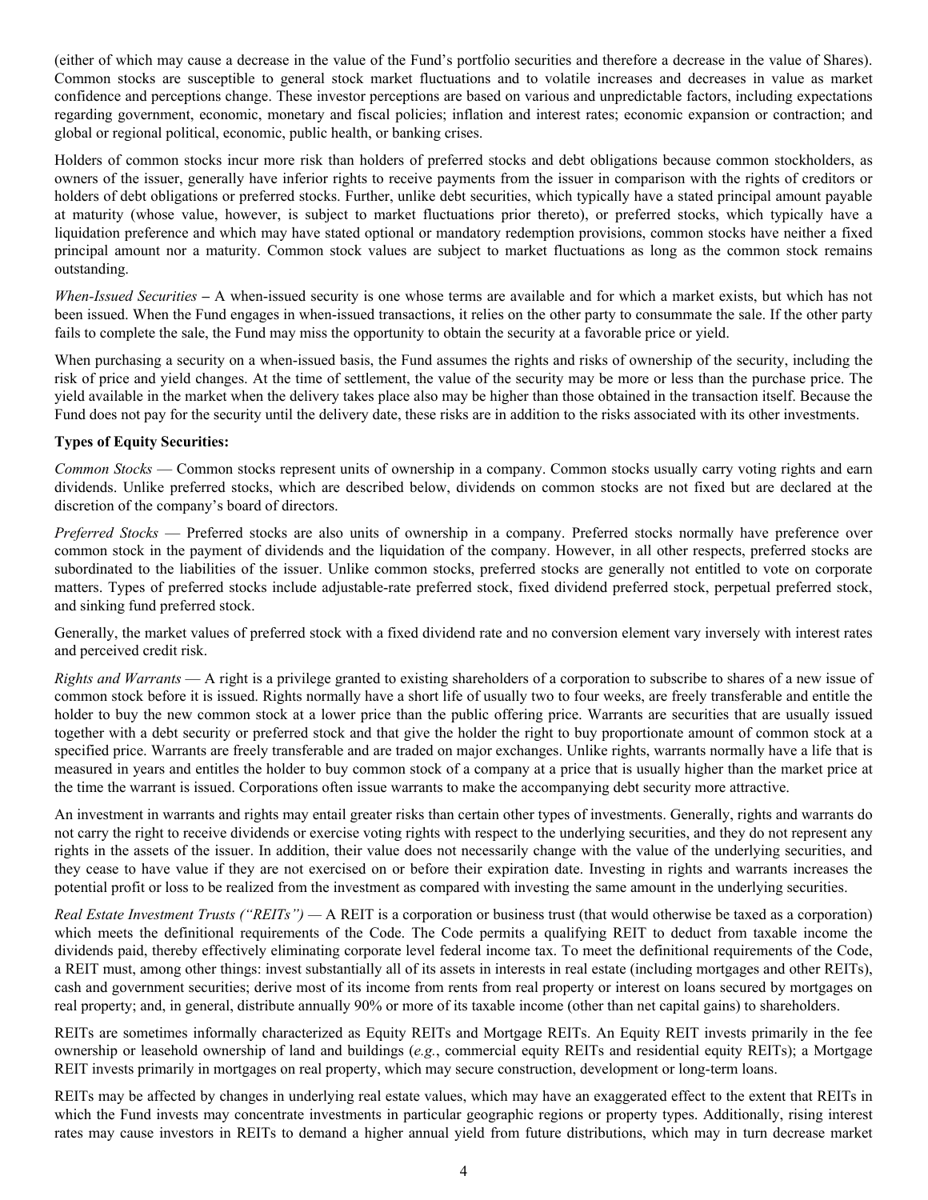(either of which may cause a decrease in the value of the Fund's portfolio securities and therefore a decrease in the value of Shares). Common stocks are susceptible to general stock market fluctuations and to volatile increases and decreases in value as market confidence and perceptions change. These investor perceptions are based on various and unpredictable factors, including expectations regarding government, economic, monetary and fiscal policies; inflation and interest rates; economic expansion or contraction; and global or regional political, economic, public health, or banking crises.

Holders of common stocks incur more risk than holders of preferred stocks and debt obligations because common stockholders, as owners of the issuer, generally have inferior rights to receive payments from the issuer in comparison with the rights of creditors or holders of debt obligations or preferred stocks. Further, unlike debt securities, which typically have a stated principal amount payable at maturity (whose value, however, is subject to market fluctuations prior thereto), or preferred stocks, which typically have a liquidation preference and which may have stated optional or mandatory redemption provisions, common stocks have neither a fixed principal amount nor a maturity. Common stock values are subject to market fluctuations as long as the common stock remains outstanding.

*When-Issued Securities* – A when-issued security is one whose terms are available and for which a market exists, but which has not been issued. When the Fund engages in when-issued transactions, it relies on the other party to consummate the sale. If the other party fails to complete the sale, the Fund may miss the opportunity to obtain the security at a favorable price or yield.

When purchasing a security on a when-issued basis, the Fund assumes the rights and risks of ownership of the security, including the risk of price and yield changes. At the time of settlement, the value of the security may be more or less than the purchase price. The yield available in the market when the delivery takes place also may be higher than those obtained in the transaction itself. Because the Fund does not pay for the security until the delivery date, these risks are in addition to the risks associated with its other investments.

**Types of Equity Securities:**

*Common Stocks* — Common stocks represent units of ownership in a company. Common stocks usually carry voting rights and earn dividends. Unlike preferred stocks, which are described below, dividends on common stocks are not fixed but are declared at the discretion of the company's board of directors.

*Preferred Stocks* — Preferred stocks are also units of ownership in a company. Preferred stocks normally have preference over common stock in the payment of dividends and the liquidation of the company. However, in all other respects, preferred stocks are subordinated to the liabilities of the issuer. Unlike common stocks, preferred stocks are generally not entitled to vote on corporate matters. Types of preferred stocks include adjustable-rate preferred stock, fixed dividend preferred stock, perpetual preferred stock, and sinking fund preferred stock.

Generally, the market values of preferred stock with a fixed dividend rate and no conversion element vary inversely with interest rates and perceived credit risk.

*Rights and Warrants* — A right is a privilege granted to existing shareholders of a corporation to subscribe to shares of a new issue of common stock before it is issued. Rights normally have a short life of usually two to four weeks, are freely transferable and entitle the holder to buy the new common stock at a lower price than the public offering price. Warrants are securities that are usually issued together with a debt security or preferred stock and that give the holder the right to buy proportionate amount of common stock at a specified price. Warrants are freely transferable and are traded on major exchanges. Unlike rights, warrants normally have a life that is measured in years and entitles the holder to buy common stock of a company at a price that is usually higher than the market price at the time the warrant is issued. Corporations often issue warrants to make the accompanying debt security more attractive.

An investment in warrants and rights may entail greater risks than certain other types of investments. Generally, rights and warrants do not carry the right to receive dividends or exercise voting rights with respect to the underlying securities, and they do not represent any rights in the assets of the issuer. In addition, their value does not necessarily change with the value of the underlying securities, and they cease to have value if they are not exercised on or before their expiration date. Investing in rights and warrants increases the potential profit or loss to be realized from the investment as compared with investing the same amount in the underlying securities.

*Real Estate Investment Trusts ("REITs")* — A REIT is a corporation or business trust (that would otherwise be taxed as a corporation) which meets the definitional requirements of the Code. The Code permits a qualifying REIT to deduct from taxable income the dividends paid, thereby effectively eliminating corporate level federal income tax. To meet the definitional requirements of the Code, a REIT must, among other things: invest substantially all of its assets in interests in real estate (including mortgages and other REITs), cash and government securities; derive most of its income from rents from real property or interest on loans secured by mortgages on real property; and, in general, distribute annually 90% or more of its taxable income (other than net capital gains) to shareholders.

REITs are sometimes informally characterized as Equity REITs and Mortgage REITs. An Equity REIT invests primarily in the fee ownership or leasehold ownership of land and buildings (*e.g.*, commercial equity REITs and residential equity REITs); a Mortgage REIT invests primarily in mortgages on real property, which may secure construction, development or long-term loans.

REITs may be affected by changes in underlying real estate values, which may have an exaggerated effect to the extent that REITs in which the Fund invests may concentrate investments in particular geographic regions or property types. Additionally, rising interest rates may cause investors in REITs to demand a higher annual yield from future distributions, which may in turn decrease market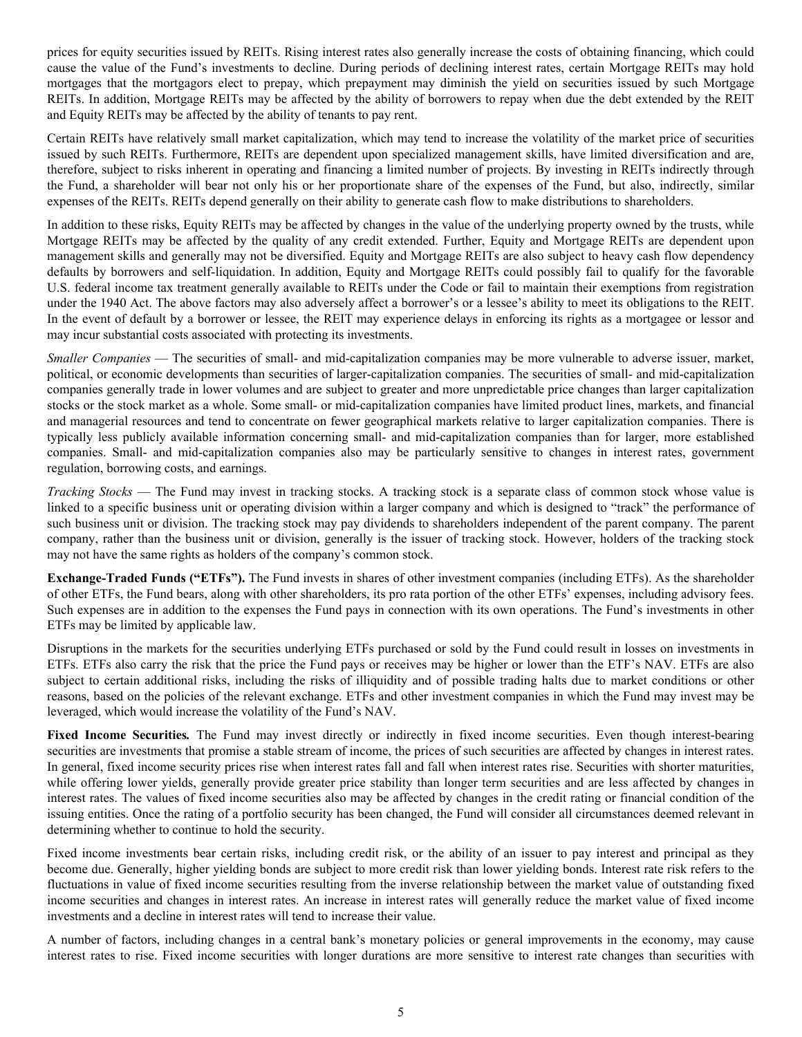prices for equity securities issued by REITs. Rising interest rates also generally increase the costs of obtaining financing, which could cause the value of the Fund's investments to decline. During periods of declining interest rates, certain Mortgage REITs may hold mortgages that the mortgagors elect to prepay, which prepayment may diminish the yield on securities issued by such Mortgage REITs. In addition, Mortgage REITs may be affected by the ability of borrowers to repay when due the debt extended by the REIT and Equity REITs may be affected by the ability of tenants to pay rent.

Certain REITs have relatively small market capitalization, which may tend to increase the volatility of the market price of securities issued by such REITs. Furthermore, REITs are dependent upon specialized management skills, have limited diversification and are, therefore, subject to risks inherent in operating and financing a limited number of projects. By investing in REITs indirectly through the Fund, a shareholder will bear not only his or her proportionate share of the expenses of the Fund, but also, indirectly, similar expenses of the REITs. REITs depend generally on their ability to generate cash flow to make distributions to shareholders.

In addition to these risks, Equity REITs may be affected by changes in the value of the underlying property owned by the trusts, while Mortgage REITs may be affected by the quality of any credit extended. Further, Equity and Mortgage REITs are dependent upon management skills and generally may not be diversified. Equity and Mortgage REITs are also subject to heavy cash flow dependency defaults by borrowers and self-liquidation. In addition, Equity and Mortgage REITs could possibly fail to qualify for the favorable U.S. federal income tax treatment generally available to REITs under the Code or fail to maintain their exemptions from registration under the 1940 Act. The above factors may also adversely affect a borrower's or a lessee's ability to meet its obligations to the REIT. In the event of default by a borrower or lessee, the REIT may experience delays in enforcing its rights as a mortgagee or lessor and may incur substantial costs associated with protecting its investments.

*Smaller Companies* — The securities of small- and mid-capitalization companies may be more vulnerable to adverse issuer, market, political, or economic developments than securities of larger-capitalization companies. The securities of small- and mid-capitalization companies generally trade in lower volumes and are subject to greater and more unpredictable price changes than larger capitalization stocks or the stock market as a whole. Some small- or mid-capitalization companies have limited product lines, markets, and financial and managerial resources and tend to concentrate on fewer geographical markets relative to larger capitalization companies. There is typically less publicly available information concerning small- and mid-capitalization companies than for larger, more established companies. Small- and mid-capitalization companies also may be particularly sensitive to changes in interest rates, government regulation, borrowing costs, and earnings.

*Tracking Stocks* — The Fund may invest in tracking stocks. A tracking stock is a separate class of common stock whose value is linked to a specific business unit or operating division within a larger company and which is designed to "track" the performance of such business unit or division. The tracking stock may pay dividends to shareholders independent of the parent company. The parent company, rather than the business unit or division, generally is the issuer of tracking stock. However, holders of the tracking stock may not have the same rights as holders of the company's common stock.

**Exchange-Traded Funds ("ETFs").** The Fund invests in shares of other investment companies (including ETFs). As the shareholder of other ETFs, the Fund bears, along with other shareholders, its pro rata portion of the other ETFs' expenses, including advisory fees. Such expenses are in addition to the expenses the Fund pays in connection with its own operations. The Fund's investments in other ETFs may be limited by applicable law.

Disruptions in the markets for the securities underlying ETFs purchased or sold by the Fund could result in losses on investments in ETFs. ETFs also carry the risk that the price the Fund pays or receives may be higher or lower than the ETF's NAV. ETFs are also subject to certain additional risks, including the risks of illiquidity and of possible trading halts due to market conditions or other reasons, based on the policies of the relevant exchange. ETFs and other investment companies in which the Fund may invest may be leveraged, which would increase the volatility of the Fund's NAV.

***Fixed Income Securities.*** The Fund may invest directly or indirectly in fixed income securities. Even though interest-bearing securities are investments that promise a stable stream of income, the prices of such securities are affected by changes in interest rates. In general, fixed income security prices rise when interest rates fall and fall when interest rates rise. Securities with shorter maturities, while offering lower yields, generally provide greater price stability than longer term securities and are less affected by changes in interest rates. The values of fixed income securities also may be affected by changes in the credit rating or financial condition of the issuing entities. Once the rating of a portfolio security has been changed, the Fund will consider all circumstances deemed relevant in determining whether to continue to hold the security.

Fixed income investments bear certain risks, including credit risk, or the ability of an issuer to pay interest and principal as they become due. Generally, higher yielding bonds are subject to more credit risk than lower yielding bonds. Interest rate risk refers to the fluctuations in value of fixed income securities resulting from the inverse relationship between the market value of outstanding fixed income securities and changes in interest rates. An increase in interest rates will generally reduce the market value of fixed income investments and a decline in interest rates will tend to increase their value.

A number of factors, including changes in a central bank's monetary policies or general improvements in the economy, may cause interest rates to rise. Fixed income securities with longer durations are more sensitive to interest rate changes than securities with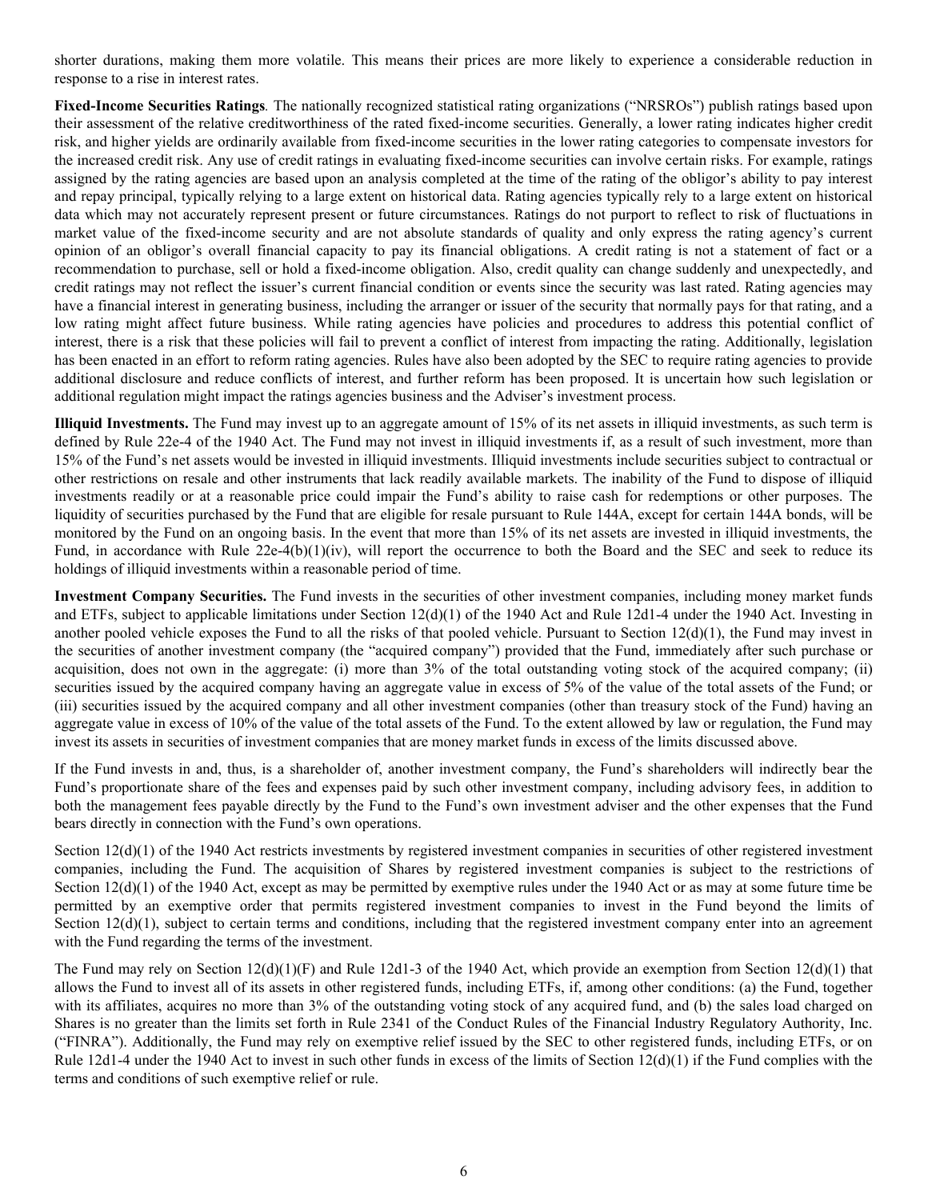shorter durations, making them more volatile. This means their prices are more likely to experience a considerable reduction in response to a rise in interest rates.

**Fixed-Income Securities Ratings**. The nationally recognized statistical rating organizations ("NRSROs") publish ratings based upon their assessment of the relative creditworthiness of the rated fixed-income securities. Generally, a lower rating indicates higher credit risk, and higher yields are ordinarily available from fixed-income securities in the lower rating categories to compensate investors for the increased credit risk. Any use of credit ratings in evaluating fixed-income securities can involve certain risks. For example, ratings assigned by the rating agencies are based upon an analysis completed at the time of the rating of the obligor's ability to pay interest and repay principal, typically relying to a large extent on historical data. Rating agencies typically rely to a large extent on historical data which may not accurately represent present or future circumstances. Ratings do not purport to reflect to risk of fluctuations in market value of the fixed-income security and are not absolute standards of quality and only express the rating agency's current opinion of an obligor's overall financial capacity to pay its financial obligations. A credit rating is not a statement of fact or a recommendation to purchase, sell or hold a fixed-income obligation. Also, credit quality can change suddenly and unexpectedly, and credit ratings may not reflect the issuer's current financial condition or events since the security was last rated. Rating agencies may have a financial interest in generating business, including the arranger or issuer of the security that normally pays for that rating, and a low rating might affect future business. While rating agencies have policies and procedures to address this potential conflict of interest, there is a risk that these policies will fail to prevent a conflict of interest from impacting the rating. Additionally, legislation has been enacted in an effort to reform rating agencies. Rules have also been adopted by the SEC to require rating agencies to provide additional disclosure and reduce conflicts of interest, and further reform has been proposed. It is uncertain how such legislation or additional regulation might impact the ratings agencies business and the Adviser's investment process.

**Illiquid Investments.** The Fund may invest up to an aggregate amount of 15% of its net assets in illiquid investments, as such term is defined by Rule 22e-4 of the 1940 Act. The Fund may not invest in illiquid investments if, as a result of such investment, more than 15% of the Fund's net assets would be invested in illiquid investments. Illiquid investments include securities subject to contractual or other restrictions on resale and other instruments that lack readily available markets. The inability of the Fund to dispose of illiquid investments readily or at a reasonable price could impair the Fund's ability to raise cash for redemptions or other purposes. The liquidity of securities purchased by the Fund that are eligible for resale pursuant to Rule 144A, except for certain 144A bonds, will be monitored by the Fund on an ongoing basis. In the event that more than 15% of its net assets are invested in illiquid investments, the Fund, in accordance with Rule 22e-4(b)(1)(iv), will report the occurrence to both the Board and the SEC and seek to reduce its holdings of illiquid investments within a reasonable period of time.

**Investment Company Securities.** The Fund invests in the securities of other investment companies, including money market funds and ETFs, subject to applicable limitations under Section 12(d)(1) of the 1940 Act and Rule 12d1-4 under the 1940 Act. Investing in another pooled vehicle exposes the Fund to all the risks of that pooled vehicle. Pursuant to Section 12(d)(1), the Fund may invest in the securities of another investment company (the "acquired company") provided that the Fund, immediately after such purchase or acquisition, does not own in the aggregate: (i) more than 3% of the total outstanding voting stock of the acquired company; (ii) securities issued by the acquired company having an aggregate value in excess of 5% of the value of the total assets of the Fund; or (iii) securities issued by the acquired company and all other investment companies (other than treasury stock of the Fund) having an aggregate value in excess of 10% of the value of the total assets of the Fund. To the extent allowed by law or regulation, the Fund may invest its assets in securities of investment companies that are money market funds in excess of the limits discussed above.

If the Fund invests in and, thus, is a shareholder of, another investment company, the Fund's shareholders will indirectly bear the Fund's proportionate share of the fees and expenses paid by such other investment company, including advisory fees, in addition to both the management fees payable directly by the Fund to the Fund's own investment adviser and the other expenses that the Fund bears directly in connection with the Fund's own operations.

Section 12(d)(1) of the 1940 Act restricts investments by registered investment companies in securities of other registered investment companies, including the Fund. The acquisition of Shares by registered investment companies is subject to the restrictions of Section 12(d)(1) of the 1940 Act, except as may be permitted by exemptive rules under the 1940 Act or as may at some future time be permitted by an exemptive order that permits registered investment companies to invest in the Fund beyond the limits of Section 12(d)(1), subject to certain terms and conditions, including that the registered investment company enter into an agreement with the Fund regarding the terms of the investment.

The Fund may rely on Section 12(d)(1)(F) and Rule 12d1-3 of the 1940 Act, which provide an exemption from Section 12(d)(1) that allows the Fund to invest all of its assets in other registered funds, including ETFs, if, among other conditions: (a) the Fund, together with its affiliates, acquires no more than 3% of the outstanding voting stock of any acquired fund, and (b) the sales load charged on Shares is no greater than the limits set forth in Rule 2341 of the Conduct Rules of the Financial Industry Regulatory Authority, Inc. ("FINRA"). Additionally, the Fund may rely on exemptive relief issued by the SEC to other registered funds, including ETFs, or on Rule 12d1-4 under the 1940 Act to invest in such other funds in excess of the limits of Section 12(d)(1) if the Fund complies with the terms and conditions of such exemptive relief or rule.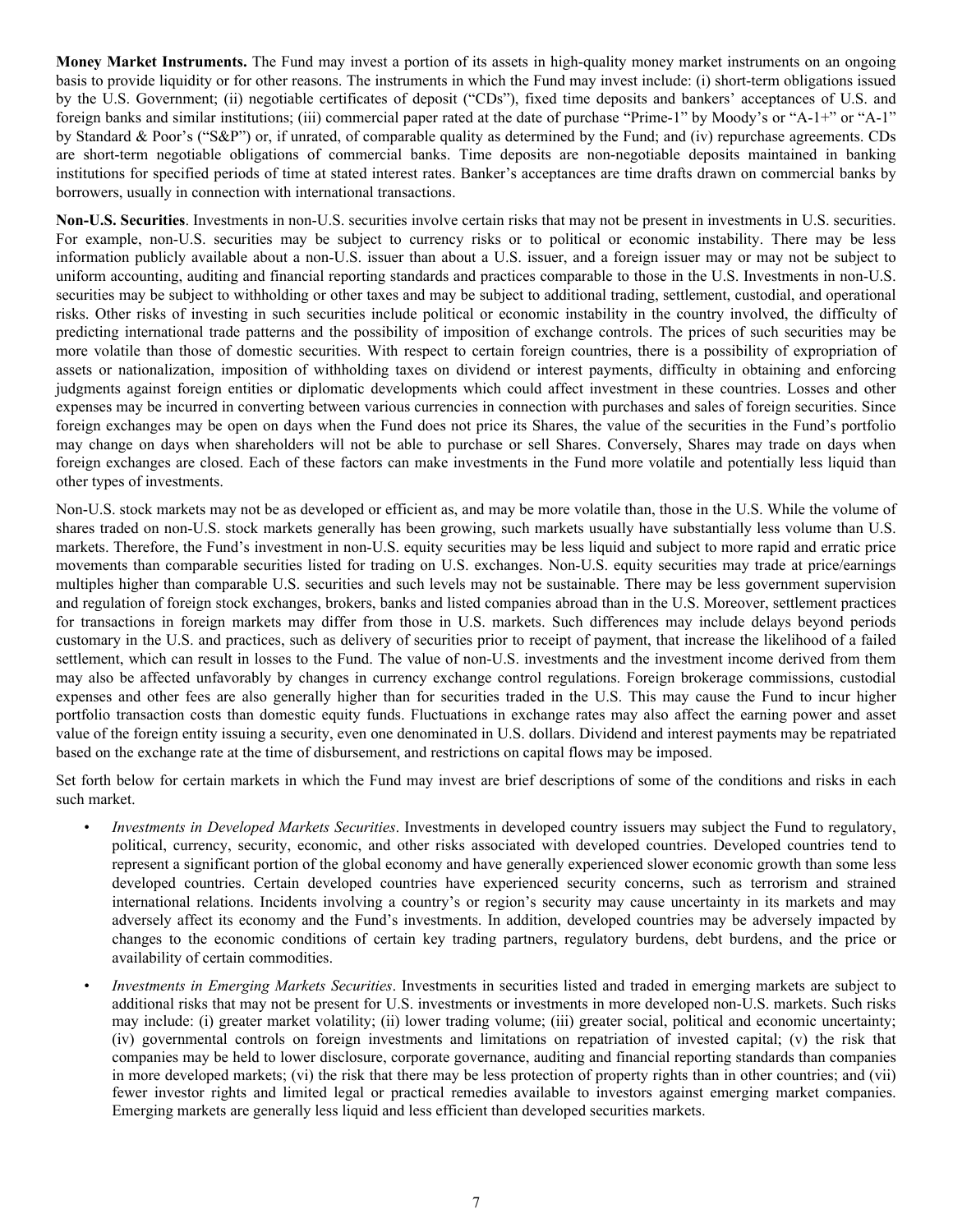**Money Market Instruments.** The Fund may invest a portion of its assets in high-quality money market instruments on an ongoing basis to provide liquidity or for other reasons. The instruments in which the Fund may invest include: (i) short-term obligations issued by the U.S. Government; (ii) negotiable certificates of deposit ("CDs"), fixed time deposits and bankers' acceptances of U.S. and foreign banks and similar institutions; (iii) commercial paper rated at the date of purchase "Prime-1" by Moody's or "A-1+" or "A-1" by Standard & Poor's ("S&P") or, if unrated, of comparable quality as determined by the Fund; and (iv) repurchase agreements. CDs are short-term negotiable obligations of commercial banks. Time deposits are non-negotiable deposits maintained in banking institutions for specified periods of time at stated interest rates. Banker's acceptances are time drafts drawn on commercial banks by borrowers, usually in connection with international transactions.

**Non-U.S. Securities**. Investments in non-U.S. securities involve certain risks that may not be present in investments in U.S. securities. For example, non-U.S. securities may be subject to currency risks or to political or economic instability. There may be less information publicly available about a non-U.S. issuer than about a U.S. issuer, and a foreign issuer may or may not be subject to uniform accounting, auditing and financial reporting standards and practices comparable to those in the U.S. Investments in non-U.S. securities may be subject to withholding or other taxes and may be subject to additional trading, settlement, custodial, and operational risks. Other risks of investing in such securities include political or economic instability in the country involved, the difficulty of predicting international trade patterns and the possibility of imposition of exchange controls. The prices of such securities may be more volatile than those of domestic securities. With respect to certain foreign countries, there is a possibility of expropriation of assets or nationalization, imposition of withholding taxes on dividend or interest payments, difficulty in obtaining and enforcing judgments against foreign entities or diplomatic developments which could affect investment in these countries. Losses and other expenses may be incurred in converting between various currencies in connection with purchases and sales of foreign securities. Since foreign exchanges may be open on days when the Fund does not price its Shares, the value of the securities in the Fund's portfolio may change on days when shareholders will not be able to purchase or sell Shares. Conversely, Shares may trade on days when foreign exchanges are closed. Each of these factors can make investments in the Fund more volatile and potentially less liquid than other types of investments.

Non-U.S. stock markets may not be as developed or efficient as, and may be more volatile than, those in the U.S. While the volume of shares traded on non-U.S. stock markets generally has been growing, such markets usually have substantially less volume than U.S. markets. Therefore, the Fund's investment in non-U.S. equity securities may be less liquid and subject to more rapid and erratic price movements than comparable securities listed for trading on U.S. exchanges. Non-U.S. equity securities may trade at price/earnings multiples higher than comparable U.S. securities and such levels may not be sustainable. There may be less government supervision and regulation of foreign stock exchanges, brokers, banks and listed companies abroad than in the U.S. Moreover, settlement practices for transactions in foreign markets may differ from those in U.S. markets. Such differences may include delays beyond periods customary in the U.S. and practices, such as delivery of securities prior to receipt of payment, that increase the likelihood of a failed settlement, which can result in losses to the Fund. The value of non-U.S. investments and the investment income derived from them may also be affected unfavorably by changes in currency exchange control regulations. Foreign brokerage commissions, custodial expenses and other fees are also generally higher than for securities traded in the U.S. This may cause the Fund to incur higher portfolio transaction costs than domestic equity funds. Fluctuations in exchange rates may also affect the earning power and asset value of the foreign entity issuing a security, even one denominated in U.S. dollars. Dividend and interest payments may be repatriated based on the exchange rate at the time of disbursement, and restrictions on capital flows may be imposed.

Set forth below for certain markets in which the Fund may invest are brief descriptions of some of the conditions and risks in each such market.

- *Investments in Developed Markets Securities*. Investments in developed country issuers may subject the Fund to regulatory, political, currency, security, economic, and other risks associated with developed countries. Developed countries tend to represent a significant portion of the global economy and have generally experienced slower economic growth than some less developed countries. Certain developed countries have experienced security concerns, such as terrorism and strained international relations. Incidents involving a country's or region's security may cause uncertainty in its markets and may adversely affect its economy and the Fund's investments. In addition, developed countries may be adversely impacted by changes to the economic conditions of certain key trading partners, regulatory burdens, debt burdens, and the price or availability of certain commodities.
- *Investments in Emerging Markets Securities*. Investments in securities listed and traded in emerging markets are subject to additional risks that may not be present for U.S. investments or investments in more developed non-U.S. markets. Such risks may include: (i) greater market volatility; (ii) lower trading volume; (iii) greater social, political and economic uncertainty; (iv) governmental controls on foreign investments and limitations on repatriation of invested capital; (v) the risk that companies may be held to lower disclosure, corporate governance, auditing and financial reporting standards than companies in more developed markets; (vi) the risk that there may be less protection of property rights than in other countries; and (vii) fewer investor rights and limited legal or practical remedies available to investors against emerging market companies. Emerging markets are generally less liquid and less efficient than developed securities markets.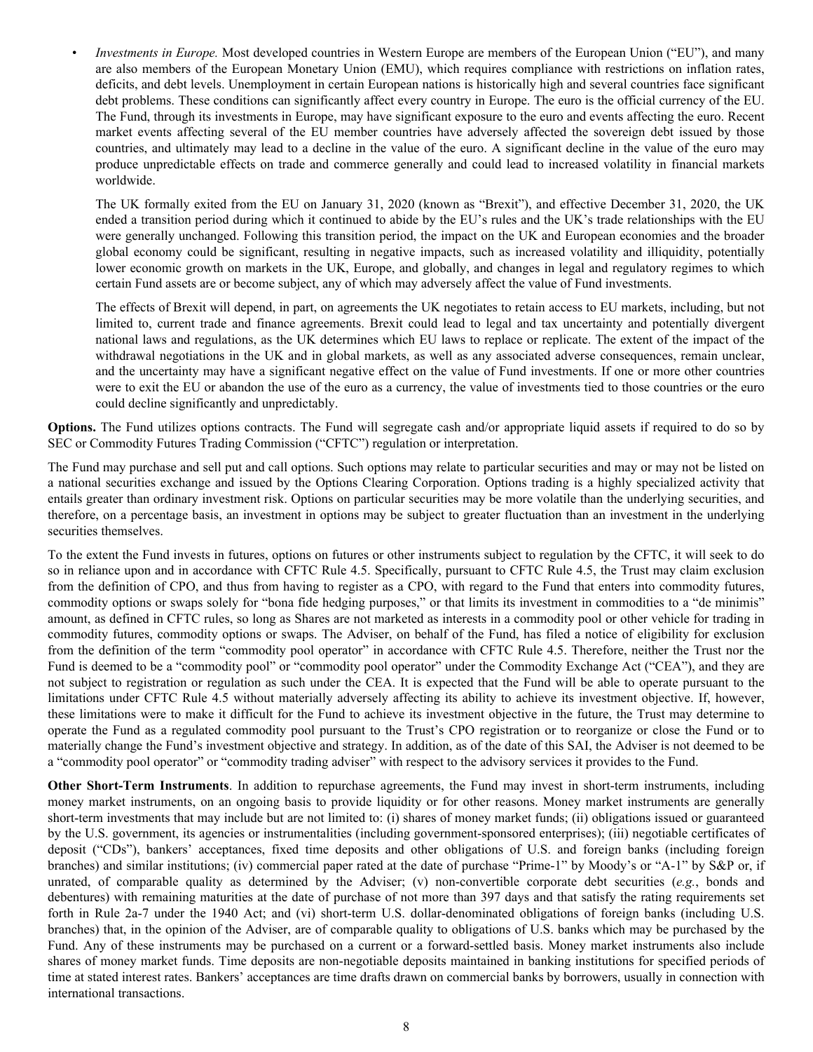- *Investments in Europe.* Most developed countries in Western Europe are members of the European Union ("EU"), and many are also members of the European Monetary Union (EMU), which requires compliance with restrictions on inflation rates, deficits, and debt levels. Unemployment in certain European nations is historically high and several countries face significant debt problems. These conditions can significantly affect every country in Europe. The euro is the official currency of the EU. The Fund, through its investments in Europe, may have significant exposure to the euro and events affecting the euro. Recent market events affecting several of the EU member countries have adversely affected the sovereign debt issued by those countries, and ultimately may lead to a decline in the value of the euro. A significant decline in the value of the euro may produce unpredictable effects on trade and commerce generally and could lead to increased volatility in financial markets worldwide.

  The UK formally exited from the EU on January 31, 2020 (known as "Brexit"), and effective December 31, 2020, the UK ended a transition period during which it continued to abide by the EU's rules and the UK's trade relationships with the EU were generally unchanged. Following this transition period, the impact on the UK and European economies and the broader global economy could be significant, resulting in negative impacts, such as increased volatility and illiquidity, potentially lower economic growth on markets in the UK, Europe, and globally, and changes in legal and regulatory regimes to which certain Fund assets are or become subject, any of which may adversely affect the value of Fund investments.

  The effects of Brexit will depend, in part, on agreements the UK negotiates to retain access to EU markets, including, but not limited to, current trade and finance agreements. Brexit could lead to legal and tax uncertainty and potentially divergent national laws and regulations, as the UK determines which EU laws to replace or replicate. The extent of the impact of the withdrawal negotiations in the UK and in global markets, as well as any associated adverse consequences, remain unclear, and the uncertainty may have a significant negative effect on the value of Fund investments. If one or more other countries were to exit the EU or abandon the use of the euro as a currency, the value of investments tied to those countries or the euro could decline significantly and unpredictably.

**Options.** The Fund utilizes options contracts. The Fund will segregate cash and/or appropriate liquid assets if required to do so by SEC or Commodity Futures Trading Commission ("CFTC") regulation or interpretation.

The Fund may purchase and sell put and call options. Such options may relate to particular securities and may or may not be listed on a national securities exchange and issued by the Options Clearing Corporation. Options trading is a highly specialized activity that entails greater than ordinary investment risk. Options on particular securities may be more volatile than the underlying securities, and therefore, on a percentage basis, an investment in options may be subject to greater fluctuation than an investment in the underlying securities themselves.

To the extent the Fund invests in futures, options on futures or other instruments subject to regulation by the CFTC, it will seek to do so in reliance upon and in accordance with CFTC Rule 4.5. Specifically, pursuant to CFTC Rule 4.5, the Trust may claim exclusion from the definition of CPO, and thus from having to register as a CPO, with regard to the Fund that enters into commodity futures, commodity options or swaps solely for "bona fide hedging purposes," or that limits its investment in commodities to a "de minimis" amount, as defined in CFTC rules, so long as Shares are not marketed as interests in a commodity pool or other vehicle for trading in commodity futures, commodity options or swaps. The Adviser, on behalf of the Fund, has filed a notice of eligibility for exclusion from the definition of the term "commodity pool operator" in accordance with CFTC Rule 4.5. Therefore, neither the Trust nor the Fund is deemed to be a "commodity pool" or "commodity pool operator" under the Commodity Exchange Act ("CEA"), and they are not subject to registration or regulation as such under the CEA. It is expected that the Fund will be able to operate pursuant to the limitations under CFTC Rule 4.5 without materially adversely affecting its ability to achieve its investment objective. If, however, these limitations were to make it difficult for the Fund to achieve its investment objective in the future, the Trust may determine to operate the Fund as a regulated commodity pool pursuant to the Trust's CPO registration or to reorganize or close the Fund or to materially change the Fund's investment objective and strategy. In addition, as of the date of this SAI, the Adviser is not deemed to be a "commodity pool operator" or "commodity trading adviser" with respect to the advisory services it provides to the Fund.

**Other Short-Term Instruments**. In addition to repurchase agreements, the Fund may invest in short-term instruments, including money market instruments, on an ongoing basis to provide liquidity or for other reasons. Money market instruments are generally short-term investments that may include but are not limited to: (i) shares of money market funds; (ii) obligations issued or guaranteed by the U.S. government, its agencies or instrumentalities (including government-sponsored enterprises); (iii) negotiable certificates of deposit ("CDs"), bankers' acceptances, fixed time deposits and other obligations of U.S. and foreign banks (including foreign branches) and similar institutions; (iv) commercial paper rated at the date of purchase "Prime-1" by Moody's or "A-1" by S&P or, if unrated, of comparable quality as determined by the Adviser; (v) non-convertible corporate debt securities (*e.g.*, bonds and debentures) with remaining maturities at the date of purchase of not more than 397 days and that satisfy the rating requirements set forth in Rule 2a-7 under the 1940 Act; and (vi) short-term U.S. dollar-denominated obligations of foreign banks (including U.S. branches) that, in the opinion of the Adviser, are of comparable quality to obligations of U.S. banks which may be purchased by the Fund. Any of these instruments may be purchased on a current or a forward-settled basis. Money market instruments also include shares of money market funds. Time deposits are non-negotiable deposits maintained in banking institutions for specified periods of time at stated interest rates. Bankers' acceptances are time drafts drawn on commercial banks by borrowers, usually in connection with international transactions.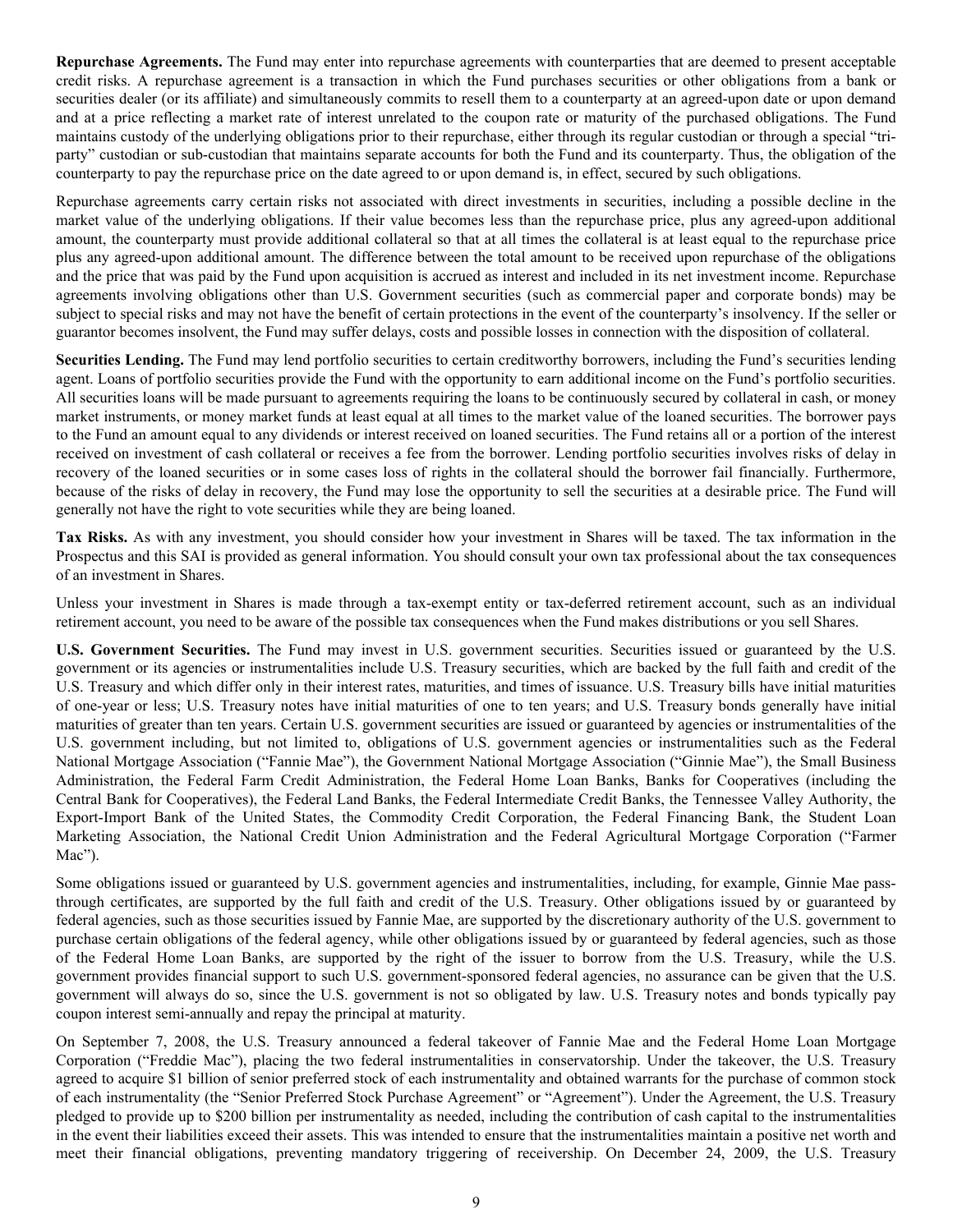**Repurchase Agreements.** The Fund may enter into repurchase agreements with counterparties that are deemed to present acceptable credit risks. A repurchase agreement is a transaction in which the Fund purchases securities or other obligations from a bank or securities dealer (or its affiliate) and simultaneously commits to resell them to a counterparty at an agreed-upon date or upon demand and at a price reflecting a market rate of interest unrelated to the coupon rate or maturity of the purchased obligations. The Fund maintains custody of the underlying obligations prior to their repurchase, either through its regular custodian or through a special "tri-party" custodian or sub-custodian that maintains separate accounts for both the Fund and its counterparty. Thus, the obligation of the counterparty to pay the repurchase price on the date agreed to or upon demand is, in effect, secured by such obligations.

Repurchase agreements carry certain risks not associated with direct investments in securities, including a possible decline in the market value of the underlying obligations. If their value becomes less than the repurchase price, plus any agreed-upon additional amount, the counterparty must provide additional collateral so that at all times the collateral is at least equal to the repurchase price plus any agreed-upon additional amount. The difference between the total amount to be received upon repurchase of the obligations and the price that was paid by the Fund upon acquisition is accrued as interest and included in its net investment income. Repurchase agreements involving obligations other than U.S. Government securities (such as commercial paper and corporate bonds) may be subject to special risks and may not have the benefit of certain protections in the event of the counterparty's insolvency. If the seller or guarantor becomes insolvent, the Fund may suffer delays, costs and possible losses in connection with the disposition of collateral.

**Securities Lending.** The Fund may lend portfolio securities to certain creditworthy borrowers, including the Fund's securities lending agent. Loans of portfolio securities provide the Fund with the opportunity to earn additional income on the Fund's portfolio securities. All securities loans will be made pursuant to agreements requiring the loans to be continuously secured by collateral in cash, or money market instruments, or money market funds at least equal at all times to the market value of the loaned securities. The borrower pays to the Fund an amount equal to any dividends or interest received on loaned securities. The Fund retains all or a portion of the interest received on investment of cash collateral or receives a fee from the borrower. Lending portfolio securities involves risks of delay in recovery of the loaned securities or in some cases loss of rights in the collateral should the borrower fail financially. Furthermore, because of the risks of delay in recovery, the Fund may lose the opportunity to sell the securities at a desirable price. The Fund will generally not have the right to vote securities while they are being loaned.

**Tax Risks.** As with any investment, you should consider how your investment in Shares will be taxed. The tax information in the Prospectus and this SAI is provided as general information. You should consult your own tax professional about the tax consequences of an investment in Shares.

Unless your investment in Shares is made through a tax-exempt entity or tax-deferred retirement account, such as an individual retirement account, you need to be aware of the possible tax consequences when the Fund makes distributions or you sell Shares.

**U.S. Government Securities.** The Fund may invest in U.S. government securities. Securities issued or guaranteed by the U.S. government or its agencies or instrumentalities include U.S. Treasury securities, which are backed by the full faith and credit of the U.S. Treasury and which differ only in their interest rates, maturities, and times of issuance. U.S. Treasury bills have initial maturities of one-year or less; U.S. Treasury notes have initial maturities of one to ten years; and U.S. Treasury bonds generally have initial maturities of greater than ten years. Certain U.S. government securities are issued or guaranteed by agencies or instrumentalities of the U.S. government including, but not limited to, obligations of U.S. government agencies or instrumentalities such as the Federal National Mortgage Association ("Fannie Mae"), the Government National Mortgage Association ("Ginnie Mae"), the Small Business Administration, the Federal Farm Credit Administration, the Federal Home Loan Banks, Banks for Cooperatives (including the Central Bank for Cooperatives), the Federal Land Banks, the Federal Intermediate Credit Banks, the Tennessee Valley Authority, the Export-Import Bank of the United States, the Commodity Credit Corporation, the Federal Financing Bank, the Student Loan Marketing Association, the National Credit Union Administration and the Federal Agricultural Mortgage Corporation ("Farmer Mac").

Some obligations issued or guaranteed by U.S. government agencies and instrumentalities, including, for example, Ginnie Mae pass-through certificates, are supported by the full faith and credit of the U.S. Treasury. Other obligations issued by or guaranteed by federal agencies, such as those securities issued by Fannie Mae, are supported by the discretionary authority of the U.S. government to purchase certain obligations of the federal agency, while other obligations issued by or guaranteed by federal agencies, such as those of the Federal Home Loan Banks, are supported by the right of the issuer to borrow from the U.S. Treasury, while the U.S. government provides financial support to such U.S. government-sponsored federal agencies, no assurance can be given that the U.S. government will always do so, since the U.S. government is not so obligated by law. U.S. Treasury notes and bonds typically pay coupon interest semi-annually and repay the principal at maturity.

On September 7, 2008, the U.S. Treasury announced a federal takeover of Fannie Mae and the Federal Home Loan Mortgage Corporation ("Freddie Mac"), placing the two federal instrumentalities in conservatorship. Under the takeover, the U.S. Treasury agreed to acquire $1 billion of senior preferred stock of each instrumentality and obtained warrants for the purchase of common stock of each instrumentality (the "Senior Preferred Stock Purchase Agreement" or "Agreement"). Under the Agreement, the U.S. Treasury pledged to provide up to $200 billion per instrumentality as needed, including the contribution of cash capital to the instrumentalities in the event their liabilities exceed their assets. This was intended to ensure that the instrumentalities maintain a positive net worth and meet their financial obligations, preventing mandatory triggering of receivership. On December 24, 2009, the U.S. Treasury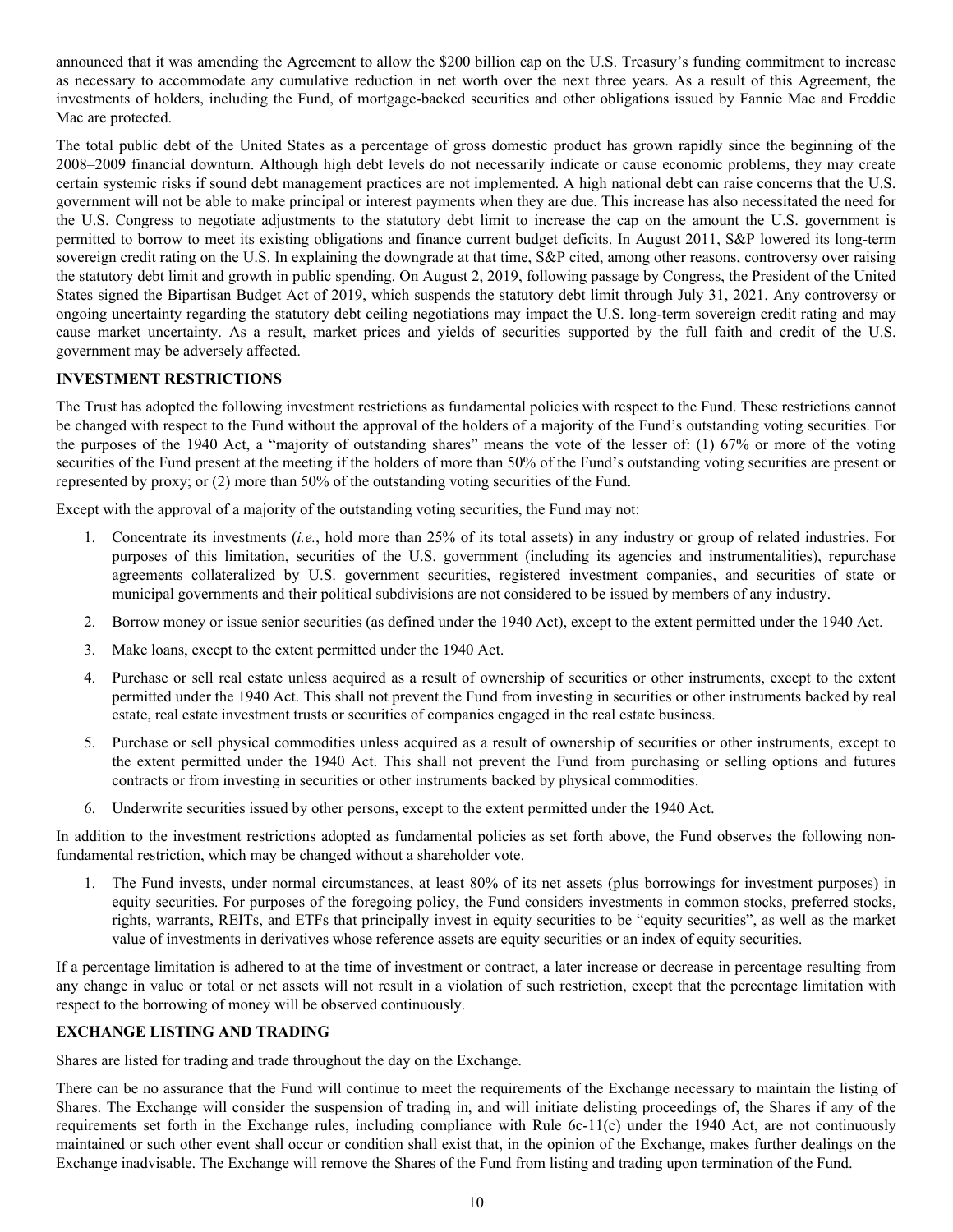announced that it was amending the Agreement to allow the $200 billion cap on the U.S. Treasury's funding commitment to increase as necessary to accommodate any cumulative reduction in net worth over the next three years. As a result of this Agreement, the investments of holders, including the Fund, of mortgage-backed securities and other obligations issued by Fannie Mae and Freddie Mac are protected.

The total public debt of the United States as a percentage of gross domestic product has grown rapidly since the beginning of the 2008–2009 financial downturn. Although high debt levels do not necessarily indicate or cause economic problems, they may create certain systemic risks if sound debt management practices are not implemented. A high national debt can raise concerns that the U.S. government will not be able to make principal or interest payments when they are due. This increase has also necessitated the need for the U.S. Congress to negotiate adjustments to the statutory debt limit to increase the cap on the amount the U.S. government is permitted to borrow to meet its existing obligations and finance current budget deficits. In August 2011, S&P lowered its long-term sovereign credit rating on the U.S. In explaining the downgrade at that time, S&P cited, among other reasons, controversy over raising the statutory debt limit and growth in public spending. On August 2, 2019, following passage by Congress, the President of the United States signed the Bipartisan Budget Act of 2019, which suspends the statutory debt limit through July 31, 2021. Any controversy or ongoing uncertainty regarding the statutory debt ceiling negotiations may impact the U.S. long-term sovereign credit rating and may cause market uncertainty. As a result, market prices and yields of securities supported by the full faith and credit of the U.S. government may be adversely affected.

## INVESTMENT RESTRICTIONS

The Trust has adopted the following investment restrictions as fundamental policies with respect to the Fund. These restrictions cannot be changed with respect to the Fund without the approval of the holders of a majority of the Fund's outstanding voting securities. For the purposes of the 1940 Act, a "majority of outstanding shares" means the vote of the lesser of: (1) 67% or more of the voting securities of the Fund present at the meeting if the holders of more than 50% of the Fund's outstanding voting securities are present or represented by proxy; or (2) more than 50% of the outstanding voting securities of the Fund.

Except with the approval of a majority of the outstanding voting securities, the Fund may not:

1. Concentrate its investments (*i.e.*, hold more than 25% of its total assets) in any industry or group of related industries. For purposes of this limitation, securities of the U.S. government (including its agencies and instrumentalities), repurchase agreements collateralized by U.S. government securities, registered investment companies, and securities of state or municipal governments and their political subdivisions are not considered to be issued by members of any industry.
2. Borrow money or issue senior securities (as defined under the 1940 Act), except to the extent permitted under the 1940 Act.
3. Make loans, except to the extent permitted under the 1940 Act.
4. Purchase or sell real estate unless acquired as a result of ownership of securities or other instruments, except to the extent permitted under the 1940 Act. This shall not prevent the Fund from investing in securities or other instruments backed by real estate, real estate investment trusts or securities of companies engaged in the real estate business.
5. Purchase or sell physical commodities unless acquired as a result of ownership of securities or other instruments, except to the extent permitted under the 1940 Act. This shall not prevent the Fund from purchasing or selling options and futures contracts or from investing in securities or other instruments backed by physical commodities.
6. Underwrite securities issued by other persons, except to the extent permitted under the 1940 Act.

In addition to the investment restrictions adopted as fundamental policies as set forth above, the Fund observes the following non-fundamental restriction, which may be changed without a shareholder vote.

1. The Fund invests, under normal circumstances, at least 80% of its net assets (plus borrowings for investment purposes) in equity securities. For purposes of the foregoing policy, the Fund considers investments in common stocks, preferred stocks, rights, warrants, REITs, and ETFs that principally invest in equity securities to be "equity securities", as well as the market value of investments in derivatives whose reference assets are equity securities or an index of equity securities.

If a percentage limitation is adhered to at the time of investment or contract, a later increase or decrease in percentage resulting from any change in value or total or net assets will not result in a violation of such restriction, except that the percentage limitation with respect to the borrowing of money will be observed continuously.

## EXCHANGE LISTING AND TRADING

Shares are listed for trading and trade throughout the day on the Exchange.

There can be no assurance that the Fund will continue to meet the requirements of the Exchange necessary to maintain the listing of Shares. The Exchange will consider the suspension of trading in, and will initiate delisting proceedings of, the Shares if any of the requirements set forth in the Exchange rules, including compliance with Rule 6c-11(c) under the 1940 Act, are not continuously maintained or such other event shall occur or condition shall exist that, in the opinion of the Exchange, makes further dealings on the Exchange inadvisable. The Exchange will remove the Shares of the Fund from listing and trading upon termination of the Fund.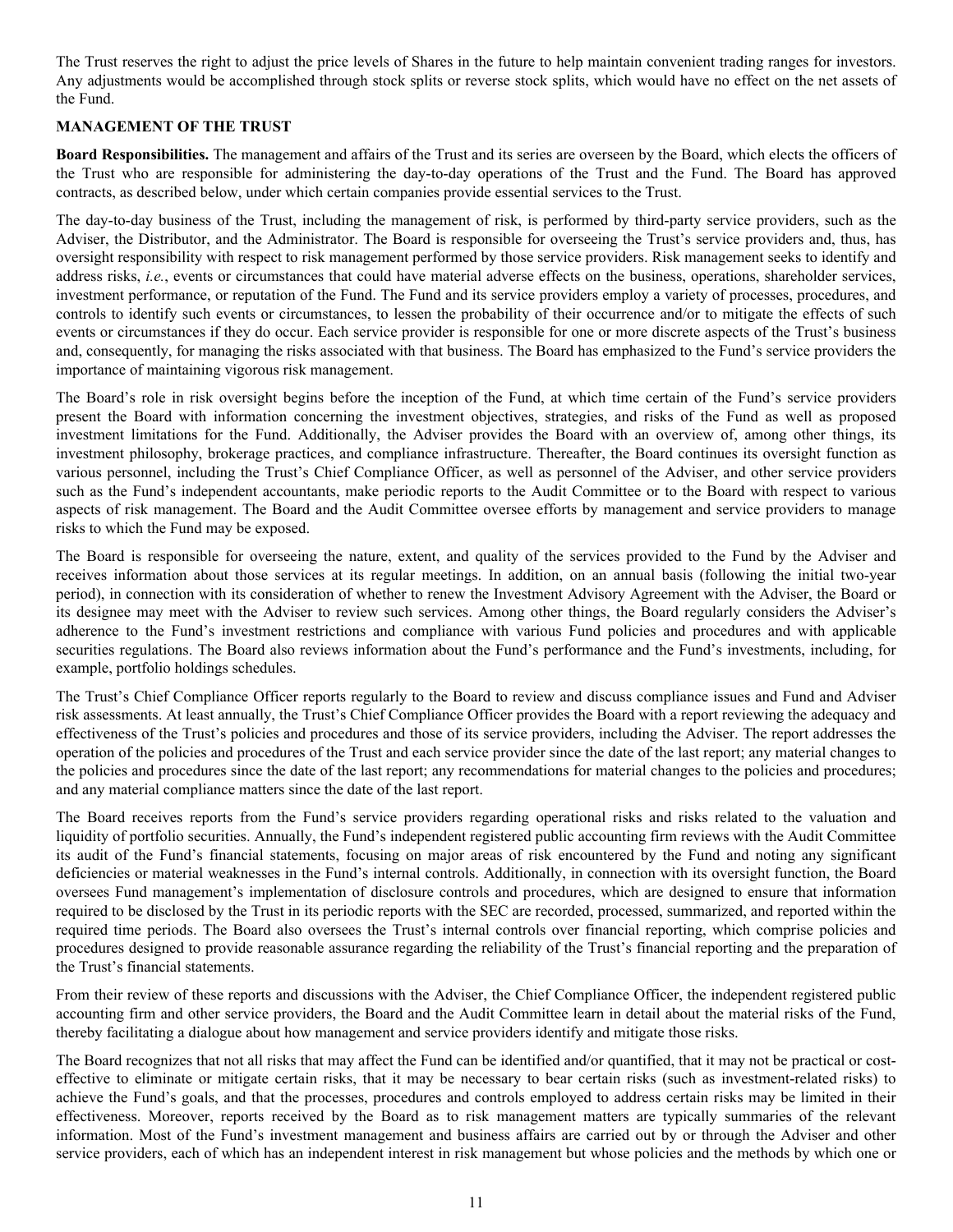The Trust reserves the right to adjust the price levels of Shares in the future to help maintain convenient trading ranges for investors. Any adjustments would be accomplished through stock splits or reverse stock splits, which would have no effect on the net assets of the Fund.

## MANAGEMENT OF THE TRUST

**Board Responsibilities.** The management and affairs of the Trust and its series are overseen by the Board, which elects the officers of the Trust who are responsible for administering the day-to-day operations of the Trust and the Fund. The Board has approved contracts, as described below, under which certain companies provide essential services to the Trust.

The day-to-day business of the Trust, including the management of risk, is performed by third-party service providers, such as the Adviser, the Distributor, and the Administrator. The Board is responsible for overseeing the Trust's service providers and, thus, has oversight responsibility with respect to risk management performed by those service providers. Risk management seeks to identify and address risks, *i.e.*, events or circumstances that could have material adverse effects on the business, operations, shareholder services, investment performance, or reputation of the Fund. The Fund and its service providers employ a variety of processes, procedures, and controls to identify such events or circumstances, to lessen the probability of their occurrence and/or to mitigate the effects of such events or circumstances if they do occur. Each service provider is responsible for one or more discrete aspects of the Trust's business and, consequently, for managing the risks associated with that business. The Board has emphasized to the Fund's service providers the importance of maintaining vigorous risk management.

The Board's role in risk oversight begins before the inception of the Fund, at which time certain of the Fund's service providers present the Board with information concerning the investment objectives, strategies, and risks of the Fund as well as proposed investment limitations for the Fund. Additionally, the Adviser provides the Board with an overview of, among other things, its investment philosophy, brokerage practices, and compliance infrastructure. Thereafter, the Board continues its oversight function as various personnel, including the Trust's Chief Compliance Officer, as well as personnel of the Adviser, and other service providers such as the Fund's independent accountants, make periodic reports to the Audit Committee or to the Board with respect to various aspects of risk management. The Board and the Audit Committee oversee efforts by management and service providers to manage risks to which the Fund may be exposed.

The Board is responsible for overseeing the nature, extent, and quality of the services provided to the Fund by the Adviser and receives information about those services at its regular meetings. In addition, on an annual basis (following the initial two-year period), in connection with its consideration of whether to renew the Investment Advisory Agreement with the Adviser, the Board or its designee may meet with the Adviser to review such services. Among other things, the Board regularly considers the Adviser's adherence to the Fund's investment restrictions and compliance with various Fund policies and procedures and with applicable securities regulations. The Board also reviews information about the Fund's performance and the Fund's investments, including, for example, portfolio holdings schedules.

The Trust's Chief Compliance Officer reports regularly to the Board to review and discuss compliance issues and Fund and Adviser risk assessments. At least annually, the Trust's Chief Compliance Officer provides the Board with a report reviewing the adequacy and effectiveness of the Trust's policies and procedures and those of its service providers, including the Adviser. The report addresses the operation of the policies and procedures of the Trust and each service provider since the date of the last report; any material changes to the policies and procedures since the date of the last report; any recommendations for material changes to the policies and procedures; and any material compliance matters since the date of the last report.

The Board receives reports from the Fund's service providers regarding operational risks and risks related to the valuation and liquidity of portfolio securities. Annually, the Fund's independent registered public accounting firm reviews with the Audit Committee its audit of the Fund's financial statements, focusing on major areas of risk encountered by the Fund and noting any significant deficiencies or material weaknesses in the Fund's internal controls. Additionally, in connection with its oversight function, the Board oversees Fund management's implementation of disclosure controls and procedures, which are designed to ensure that information required to be disclosed by the Trust in its periodic reports with the SEC are recorded, processed, summarized, and reported within the required time periods. The Board also oversees the Trust's internal controls over financial reporting, which comprise policies and procedures designed to provide reasonable assurance regarding the reliability of the Trust's financial reporting and the preparation of the Trust's financial statements.

From their review of these reports and discussions with the Adviser, the Chief Compliance Officer, the independent registered public accounting firm and other service providers, the Board and the Audit Committee learn in detail about the material risks of the Fund, thereby facilitating a dialogue about how management and service providers identify and mitigate those risks.

The Board recognizes that not all risks that may affect the Fund can be identified and/or quantified, that it may not be practical or cost-effective to eliminate or mitigate certain risks, that it may be necessary to bear certain risks (such as investment-related risks) to achieve the Fund's goals, and that the processes, procedures and controls employed to address certain risks may be limited in their effectiveness. Moreover, reports received by the Board as to risk management matters are typically summaries of the relevant information. Most of the Fund's investment management and business affairs are carried out by or through the Adviser and other service providers, each of which has an independent interest in risk management but whose policies and the methods by which one or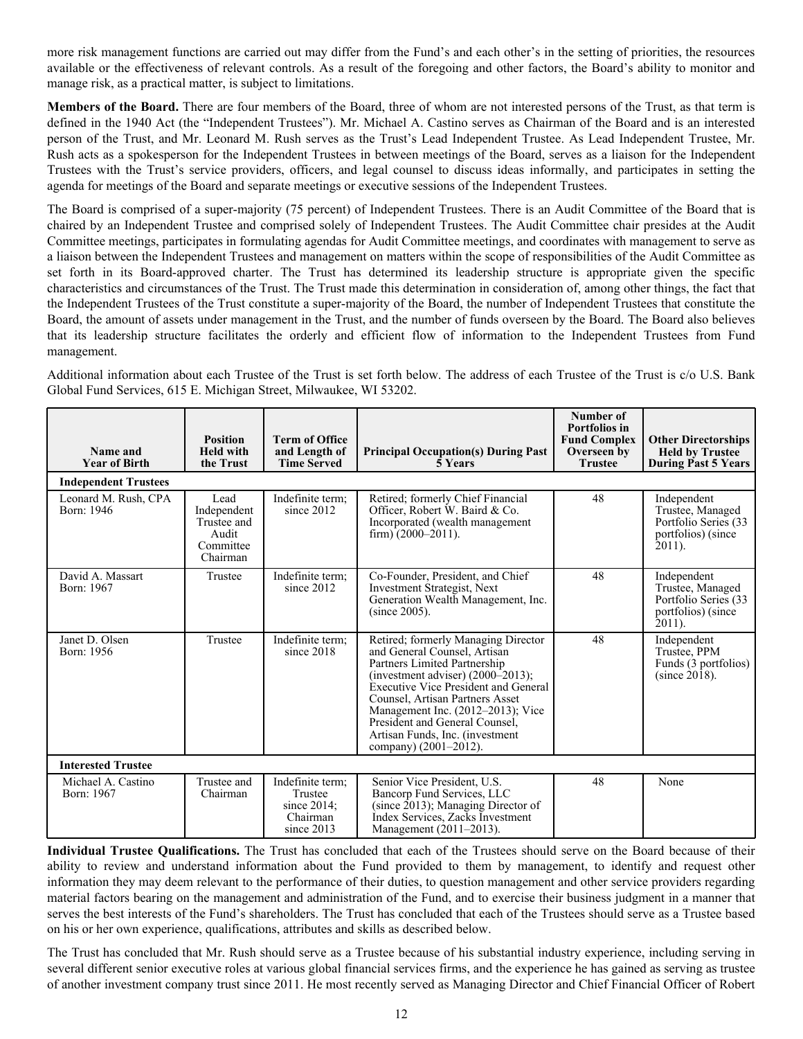more risk management functions are carried out may differ from the Fund's and each other's in the setting of priorities, the resources available or the effectiveness of relevant controls. As a result of the foregoing and other factors, the Board's ability to monitor and manage risk, as a practical matter, is subject to limitations.

**Members of the Board.** There are four members of the Board, three of whom are not interested persons of the Trust, as that term is defined in the 1940 Act (the "Independent Trustees"). Mr. Michael A. Castino serves as Chairman of the Board and is an interested person of the Trust, and Mr. Leonard M. Rush serves as the Trust's Lead Independent Trustee. As Lead Independent Trustee, Mr. Rush acts as a spokesperson for the Independent Trustees in between meetings of the Board, serves as a liaison for the Independent Trustees with the Trust's service providers, officers, and legal counsel to discuss ideas informally, and participates in setting the agenda for meetings of the Board and separate meetings or executive sessions of the Independent Trustees.

The Board is comprised of a super-majority (75 percent) of Independent Trustees. There is an Audit Committee of the Board that is chaired by an Independent Trustee and comprised solely of Independent Trustees. The Audit Committee chair presides at the Audit Committee meetings, participates in formulating agendas for Audit Committee meetings, and coordinates with management to serve as a liaison between the Independent Trustees and management on matters within the scope of responsibilities of the Audit Committee as set forth in its Board-approved charter. The Trust has determined its leadership structure is appropriate given the specific characteristics and circumstances of the Trust. The Trust made this determination in consideration of, among other things, the fact that the Independent Trustees of the Trust constitute a super-majority of the Board, the number of Independent Trustees that constitute the Board, the amount of assets under management in the Trust, and the number of funds overseen by the Board. The Board also believes that its leadership structure facilitates the orderly and efficient flow of information to the Independent Trustees from Fund management.

Additional information about each Trustee of the Trust is set forth below. The address of each Trustee of the Trust is c/o U.S. Bank Global Fund Services, 615 E. Michigan Street, Milwaukee, WI 53202.

| Name and Year of Birth | Position Held with the Trust | Term of Office and Length of Time Served | Principal Occupation(s) During Past 5 Years | Number of Portfolios in Fund Complex Overseen by Trustee | Other Directorships Held by Trustee During Past 5 Years |
|---|---|---|---|---|---|
| **Independent Trustees** | | | | | |
| Leonard M. Rush, CPA Born: 1946 | Lead Independent Trustee and Audit Committee Chairman | Indefinite term; since 2012 | Retired; formerly Chief Financial Officer, Robert W. Baird & Co. Incorporated (wealth management firm) (2000–2011). | 48 | Independent Trustee, Managed Portfolio Series (33 portfolios) (since 2011). |
| David A. Massart Born: 1967 | Trustee | Indefinite term; since 2012 | Co-Founder, President, and Chief Investment Strategist, Next Generation Wealth Management, Inc. (since 2005). | 48 | Independent Trustee, Managed Portfolio Series (33 portfolios) (since 2011). |
| Janet D. Olsen Born: 1956 | Trustee | Indefinite term; since 2018 | Retired; formerly Managing Director and General Counsel, Artisan Partners Limited Partnership (investment adviser) (2000–2013); Executive Vice President and General Counsel, Artisan Partners Asset Management Inc. (2012–2013); Vice President and General Counsel, Artisan Funds, Inc. (investment company) (2001–2012). | 48 | Independent Trustee, PPM Funds (3 portfolios) (since 2018). |
| **Interested Trustee** | | | | | |
| Michael A. Castino Born: 1967 | Trustee and Chairman | Indefinite term; Trustee since 2014; Chairman since 2013 | Senior Vice President, U.S. Bancorp Fund Services, LLC (since 2013); Managing Director of Index Services, Zacks Investment Management (2011–2013). | 48 | None |

**Individual Trustee Qualifications.** The Trust has concluded that each of the Trustees should serve on the Board because of their ability to review and understand information about the Fund provided to them by management, to identify and request other information they may deem relevant to the performance of their duties, to question management and other service providers regarding material factors bearing on the management and administration of the Fund, and to exercise their business judgment in a manner that serves the best interests of the Fund's shareholders. The Trust has concluded that each of the Trustees should serve as a Trustee based on his or her own experience, qualifications, attributes and skills as described below.

The Trust has concluded that Mr. Rush should serve as a Trustee because of his substantial industry experience, including serving in several different senior executive roles at various global financial services firms, and the experience he has gained as serving as trustee of another investment company trust since 2011. He most recently served as Managing Director and Chief Financial Officer of Robert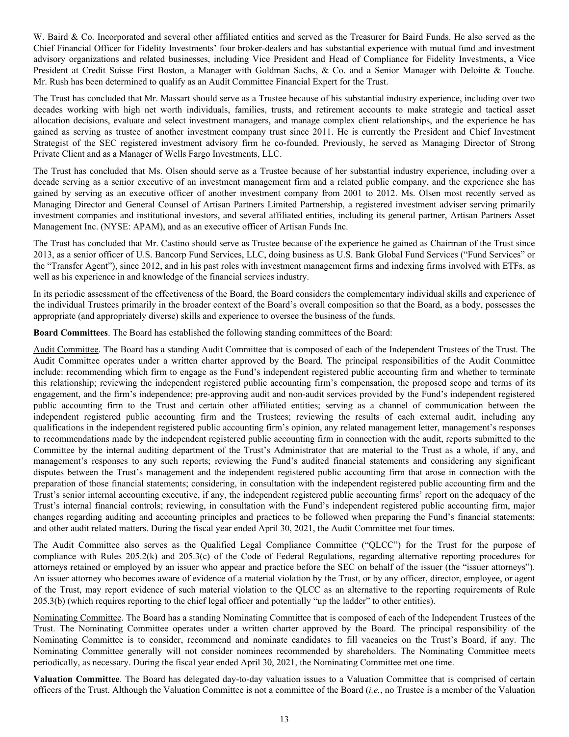W. Baird & Co. Incorporated and several other affiliated entities and served as the Treasurer for Baird Funds. He also served as the Chief Financial Officer for Fidelity Investments' four broker-dealers and has substantial experience with mutual fund and investment advisory organizations and related businesses, including Vice President and Head of Compliance for Fidelity Investments, a Vice President at Credit Suisse First Boston, a Manager with Goldman Sachs, & Co. and a Senior Manager with Deloitte & Touche. Mr. Rush has been determined to qualify as an Audit Committee Financial Expert for the Trust.

The Trust has concluded that Mr. Massart should serve as a Trustee because of his substantial industry experience, including over two decades working with high net worth individuals, families, trusts, and retirement accounts to make strategic and tactical asset allocation decisions, evaluate and select investment managers, and manage complex client relationships, and the experience he has gained as serving as trustee of another investment company trust since 2011. He is currently the President and Chief Investment Strategist of the SEC registered investment advisory firm he co-founded. Previously, he served as Managing Director of Strong Private Client and as a Manager of Wells Fargo Investments, LLC.

The Trust has concluded that Ms. Olsen should serve as a Trustee because of her substantial industry experience, including over a decade serving as a senior executive of an investment management firm and a related public company, and the experience she has gained by serving as an executive officer of another investment company from 2001 to 2012. Ms. Olsen most recently served as Managing Director and General Counsel of Artisan Partners Limited Partnership, a registered investment adviser serving primarily investment companies and institutional investors, and several affiliated entities, including its general partner, Artisan Partners Asset Management Inc. (NYSE: APAM), and as an executive officer of Artisan Funds Inc.

The Trust has concluded that Mr. Castino should serve as Trustee because of the experience he gained as Chairman of the Trust since 2013, as a senior officer of U.S. Bancorp Fund Services, LLC, doing business as U.S. Bank Global Fund Services ("Fund Services" or the "Transfer Agent"), since 2012, and in his past roles with investment management firms and indexing firms involved with ETFs, as well as his experience in and knowledge of the financial services industry.

In its periodic assessment of the effectiveness of the Board, the Board considers the complementary individual skills and experience of the individual Trustees primarily in the broader context of the Board's overall composition so that the Board, as a body, possesses the appropriate (and appropriately diverse) skills and experience to oversee the business of the funds.

**Board Committees**. The Board has established the following standing committees of the Board:

Audit Committee. The Board has a standing Audit Committee that is composed of each of the Independent Trustees of the Trust. The Audit Committee operates under a written charter approved by the Board. The principal responsibilities of the Audit Committee include: recommending which firm to engage as the Fund's independent registered public accounting firm and whether to terminate this relationship; reviewing the independent registered public accounting firm's compensation, the proposed scope and terms of its engagement, and the firm's independence; pre-approving audit and non-audit services provided by the Fund's independent registered public accounting firm to the Trust and certain other affiliated entities; serving as a channel of communication between the independent registered public accounting firm and the Trustees; reviewing the results of each external audit, including any qualifications in the independent registered public accounting firm's opinion, any related management letter, management's responses to recommendations made by the independent registered public accounting firm in connection with the audit, reports submitted to the Committee by the internal auditing department of the Trust's Administrator that are material to the Trust as a whole, if any, and management's responses to any such reports; reviewing the Fund's audited financial statements and considering any significant disputes between the Trust's management and the independent registered public accounting firm that arose in connection with the preparation of those financial statements; considering, in consultation with the independent registered public accounting firm and the Trust's senior internal accounting executive, if any, the independent registered public accounting firms' report on the adequacy of the Trust's internal financial controls; reviewing, in consultation with the Fund's independent registered public accounting firm, major changes regarding auditing and accounting principles and practices to be followed when preparing the Fund's financial statements; and other audit related matters. During the fiscal year ended April 30, 2021, the Audit Committee met four times.

The Audit Committee also serves as the Qualified Legal Compliance Committee ("QLCC") for the Trust for the purpose of compliance with Rules 205.2(k) and 205.3(c) of the Code of Federal Regulations, regarding alternative reporting procedures for attorneys retained or employed by an issuer who appear and practice before the SEC on behalf of the issuer (the "issuer attorneys"). An issuer attorney who becomes aware of evidence of a material violation by the Trust, or by any officer, director, employee, or agent of the Trust, may report evidence of such material violation to the QLCC as an alternative to the reporting requirements of Rule 205.3(b) (which requires reporting to the chief legal officer and potentially "up the ladder" to other entities).

Nominating Committee. The Board has a standing Nominating Committee that is composed of each of the Independent Trustees of the Trust. The Nominating Committee operates under a written charter approved by the Board. The principal responsibility of the Nominating Committee is to consider, recommend and nominate candidates to fill vacancies on the Trust's Board, if any. The Nominating Committee generally will not consider nominees recommended by shareholders. The Nominating Committee meets periodically, as necessary. During the fiscal year ended April 30, 2021, the Nominating Committee met one time.

**Valuation Committee**. The Board has delegated day-to-day valuation issues to a Valuation Committee that is comprised of certain officers of the Trust. Although the Valuation Committee is not a committee of the Board (*i.e.*, no Trustee is a member of the Valuation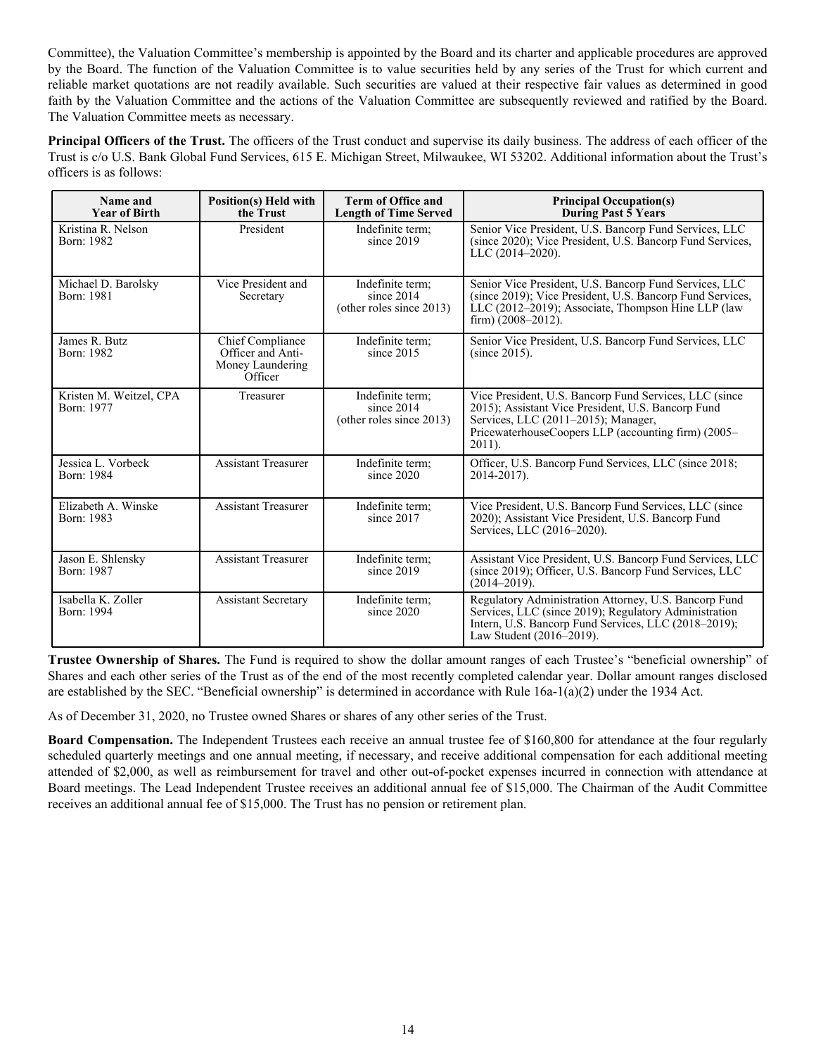Committee), the Valuation Committee's membership is appointed by the Board and its charter and applicable procedures are approved by the Board. The function of the Valuation Committee is to value securities held by any series of the Trust for which current and reliable market quotations are not readily available. Such securities are valued at their respective fair values as determined in good faith by the Valuation Committee and the actions of the Valuation Committee are subsequently reviewed and ratified by the Board. The Valuation Committee meets as necessary.

**Principal Officers of the Trust.** The officers of the Trust conduct and supervise its daily business. The address of each officer of the Trust is c/o U.S. Bank Global Fund Services, 615 E. Michigan Street, Milwaukee, WI 53202. Additional information about the Trust's officers is as follows:

| Name and Year of Birth | Position(s) Held with the Trust | Term of Office and Length of Time Served | Principal Occupation(s) During Past 5 Years |
|---|---|---|---|
| Kristina R. Nelson<br>Born: 1982 | President | Indefinite term; since 2019 | Senior Vice President, U.S. Bancorp Fund Services, LLC (since 2020); Vice President, U.S. Bancorp Fund Services, LLC (2014–2020). |
| Michael D. Barolsky<br>Born: 1981 | Vice President and Secretary | Indefinite term; since 2014 (other roles since 2013) | Senior Vice President, U.S. Bancorp Fund Services, LLC (since 2019); Vice President, U.S. Bancorp Fund Services, LLC (2012–2019); Associate, Thompson Hine LLP (law firm) (2008–2012). |
| James R. Butz<br>Born: 1982 | Chief Compliance Officer and Anti-Money Laundering Officer | Indefinite term; since 2015 | Senior Vice President, U.S. Bancorp Fund Services, LLC (since 2015). |
| Kristen M. Weitzel, CPA<br>Born: 1977 | Treasurer | Indefinite term; since 2014 (other roles since 2013) | Vice President, U.S. Bancorp Fund Services, LLC (since 2015); Assistant Vice President, U.S. Bancorp Fund Services, LLC (2011–2015); Manager, PricewaterhouseCoopers LLP (accounting firm) (2005–2011). |
| Jessica L. Vorbeck<br>Born: 1984 | Assistant Treasurer | Indefinite term; since 2020 | Officer, U.S. Bancorp Fund Services, LLC (since 2018; 2014-2017). |
| Elizabeth A. Winske<br>Born: 1983 | Assistant Treasurer | Indefinite term; since 2017 | Vice President, U.S. Bancorp Fund Services, LLC (since 2020); Assistant Vice President, U.S. Bancorp Fund Services, LLC (2016–2020). |
| Jason E. Shlensky<br>Born: 1987 | Assistant Treasurer | Indefinite term; since 2019 | Assistant Vice President, U.S. Bancorp Fund Services, LLC (since 2019); Officer, U.S. Bancorp Fund Services, LLC (2014–2019). |
| Isabella K. Zoller<br>Born: 1994 | Assistant Secretary | Indefinite term; since 2020 | Regulatory Administration Attorney, U.S. Bancorp Fund Services, LLC (since 2019); Regulatory Administration Intern, U.S. Bancorp Fund Services, LLC (2018–2019); Law Student (2016–2019). |

**Trustee Ownership of Shares.** The Fund is required to show the dollar amount ranges of each Trustee's "beneficial ownership" of Shares and each other series of the Trust as of the end of the most recently completed calendar year. Dollar amount ranges disclosed are established by the SEC. "Beneficial ownership" is determined in accordance with Rule 16a-1(a)(2) under the 1934 Act.

As of December 31, 2020, no Trustee owned Shares or shares of any other series of the Trust.

**Board Compensation.** The Independent Trustees each receive an annual trustee fee of $160,800 for attendance at the four regularly scheduled quarterly meetings and one annual meeting, if necessary, and receive additional compensation for each additional meeting attended of $2,000, as well as reimbursement for travel and other out-of-pocket expenses incurred in connection with attendance at Board meetings. The Lead Independent Trustee receives an additional annual fee of $15,000. The Chairman of the Audit Committee receives an additional annual fee of $15,000. The Trust has no pension or retirement plan.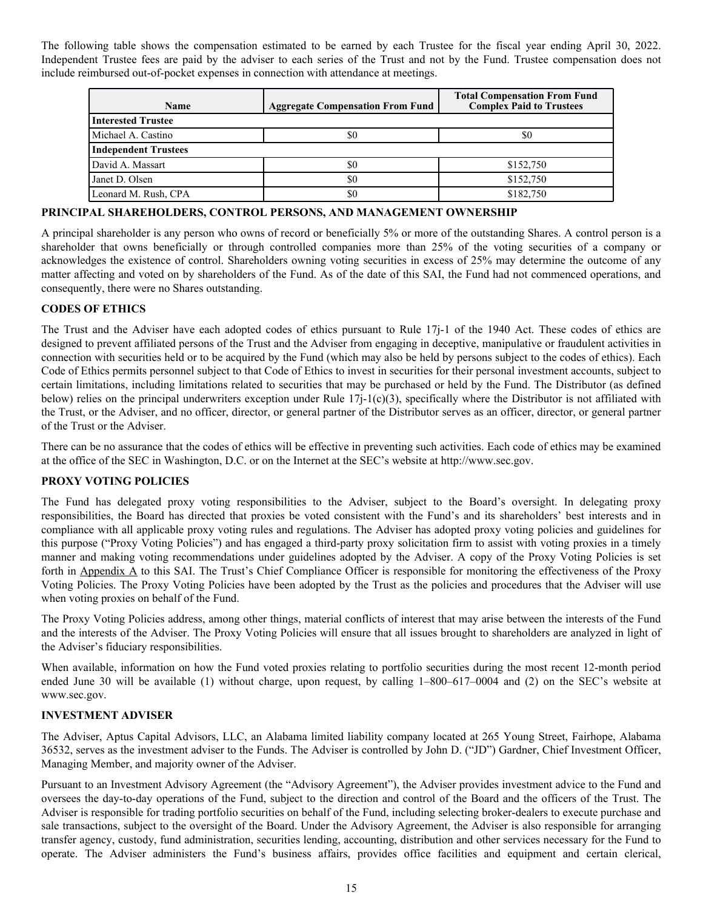The following table shows the compensation estimated to be earned by each Trustee for the fiscal year ending April 30, 2022. Independent Trustee fees are paid by the adviser to each series of the Trust and not by the Fund. Trustee compensation does not include reimbursed out-of-pocket expenses in connection with attendance at meetings.

| Name | Aggregate Compensation From Fund | Total Compensation From Fund Complex Paid to Trustees |
|---|---|---|
| **Interested Trustee** | | |
| Michael A. Castino | $0 | $0 |
| **Independent Trustees** | | |
| David A. Massart | $0 | $152,750 |
| Janet D. Olsen | $0 | $152,750 |
| Leonard M. Rush, CPA | $0 | $182,750 |

## PRINCIPAL SHAREHOLDERS, CONTROL PERSONS, AND MANAGEMENT OWNERSHIP

A principal shareholder is any person who owns of record or beneficially 5% or more of the outstanding Shares. A control person is a shareholder that owns beneficially or through controlled companies more than 25% of the voting securities of a company or acknowledges the existence of control. Shareholders owning voting securities in excess of 25% may determine the outcome of any matter affecting and voted on by shareholders of the Fund. As of the date of this SAI, the Fund had not commenced operations, and consequently, there were no Shares outstanding.

## CODES OF ETHICS

The Trust and the Adviser have each adopted codes of ethics pursuant to Rule 17j-1 of the 1940 Act. These codes of ethics are designed to prevent affiliated persons of the Trust and the Adviser from engaging in deceptive, manipulative or fraudulent activities in connection with securities held or to be acquired by the Fund (which may also be held by persons subject to the codes of ethics). Each Code of Ethics permits personnel subject to that Code of Ethics to invest in securities for their personal investment accounts, subject to certain limitations, including limitations related to securities that may be purchased or held by the Fund. The Distributor (as defined below) relies on the principal underwriters exception under Rule 17j-1(c)(3), specifically where the Distributor is not affiliated with the Trust, or the Adviser, and no officer, director, or general partner of the Distributor serves as an officer, director, or general partner of the Trust or the Adviser.

There can be no assurance that the codes of ethics will be effective in preventing such activities. Each code of ethics may be examined at the office of the SEC in Washington, D.C. or on the Internet at the SEC's website at http://www.sec.gov.

## PROXY VOTING POLICIES

The Fund has delegated proxy voting responsibilities to the Adviser, subject to the Board's oversight. In delegating proxy responsibilities, the Board has directed that proxies be voted consistent with the Fund's and its shareholders' best interests and in compliance with all applicable proxy voting rules and regulations. The Adviser has adopted proxy voting policies and guidelines for this purpose ("Proxy Voting Policies") and has engaged a third-party proxy solicitation firm to assist with voting proxies in a timely manner and making voting recommendations under guidelines adopted by the Adviser. A copy of the Proxy Voting Policies is set forth in Appendix A to this SAI. The Trust's Chief Compliance Officer is responsible for monitoring the effectiveness of the Proxy Voting Policies. The Proxy Voting Policies have been adopted by the Trust as the policies and procedures that the Adviser will use when voting proxies on behalf of the Fund.

The Proxy Voting Policies address, among other things, material conflicts of interest that may arise between the interests of the Fund and the interests of the Adviser. The Proxy Voting Policies will ensure that all issues brought to shareholders are analyzed in light of the Adviser's fiduciary responsibilities.

When available, information on how the Fund voted proxies relating to portfolio securities during the most recent 12-month period ended June 30 will be available (1) without charge, upon request, by calling 1–800–617–0004 and (2) on the SEC's website at www.sec.gov.

## INVESTMENT ADVISER

The Adviser, Aptus Capital Advisors, LLC, an Alabama limited liability company located at 265 Young Street, Fairhope, Alabama 36532, serves as the investment adviser to the Funds. The Adviser is controlled by John D. ("JD") Gardner, Chief Investment Officer, Managing Member, and majority owner of the Adviser.

Pursuant to an Investment Advisory Agreement (the "Advisory Agreement"), the Adviser provides investment advice to the Fund and oversees the day-to-day operations of the Fund, subject to the direction and control of the Board and the officers of the Trust. The Adviser is responsible for trading portfolio securities on behalf of the Fund, including selecting broker-dealers to execute purchase and sale transactions, subject to the oversight of the Board. Under the Advisory Agreement, the Adviser is also responsible for arranging transfer agency, custody, fund administration, securities lending, accounting, distribution and other services necessary for the Fund to operate. The Adviser administers the Fund's business affairs, provides office facilities and equipment and certain clerical,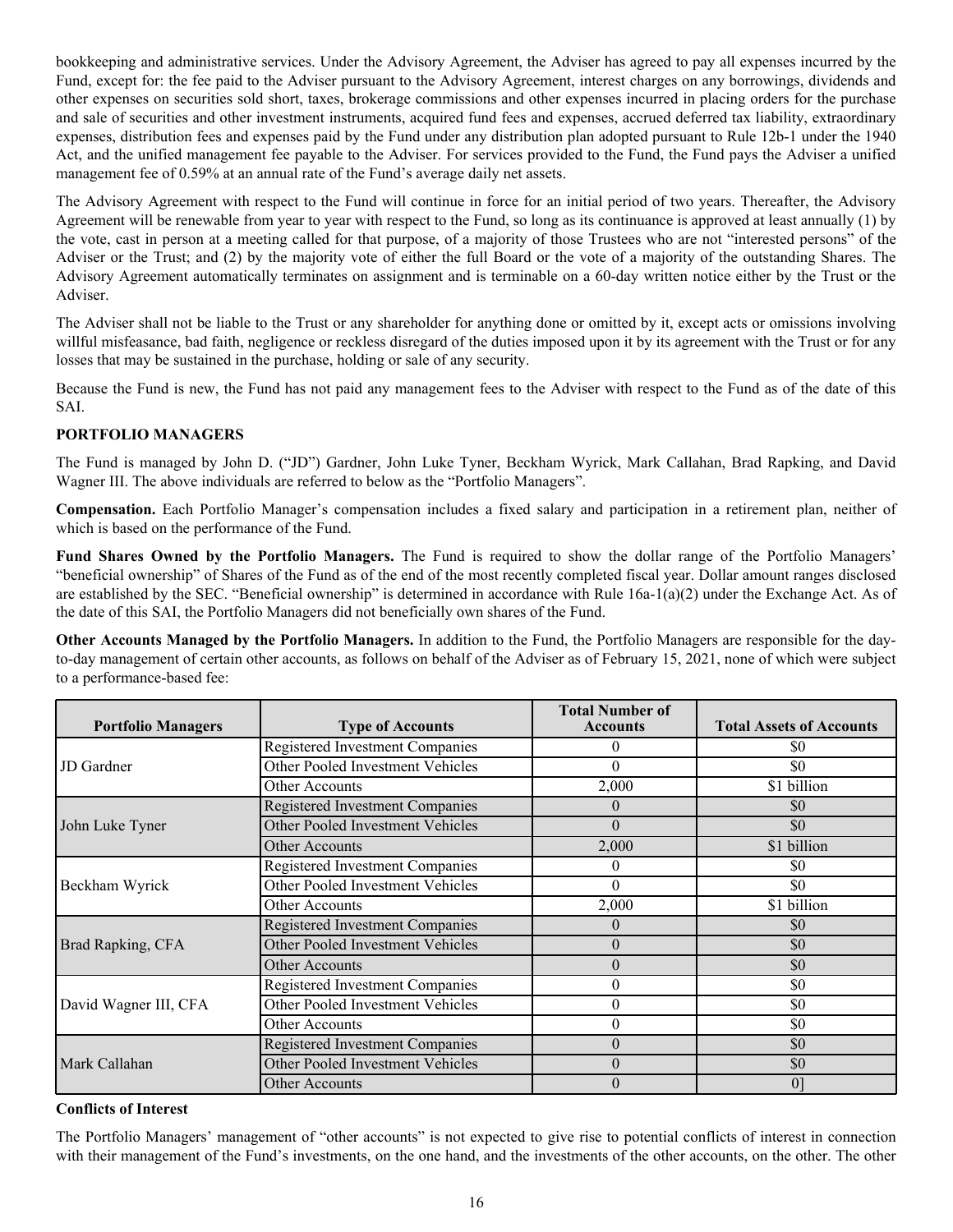bookkeeping and administrative services. Under the Advisory Agreement, the Adviser has agreed to pay all expenses incurred by the Fund, except for: the fee paid to the Adviser pursuant to the Advisory Agreement, interest charges on any borrowings, dividends and other expenses on securities sold short, taxes, brokerage commissions and other expenses incurred in placing orders for the purchase and sale of securities and other investment instruments, acquired fund fees and expenses, accrued deferred tax liability, extraordinary expenses, distribution fees and expenses paid by the Fund under any distribution plan adopted pursuant to Rule 12b-1 under the 1940 Act, and the unified management fee payable to the Adviser. For services provided to the Fund, the Fund pays the Adviser a unified management fee of 0.59% at an annual rate of the Fund's average daily net assets.

The Advisory Agreement with respect to the Fund will continue in force for an initial period of two years. Thereafter, the Advisory Agreement will be renewable from year to year with respect to the Fund, so long as its continuance is approved at least annually (1) by the vote, cast in person at a meeting called for that purpose, of a majority of those Trustees who are not "interested persons" of the Adviser or the Trust; and (2) by the majority vote of either the full Board or the vote of a majority of the outstanding Shares. The Advisory Agreement automatically terminates on assignment and is terminable on a 60-day written notice either by the Trust or the Adviser.

The Adviser shall not be liable to the Trust or any shareholder for anything done or omitted by it, except acts or omissions involving willful misfeasance, bad faith, negligence or reckless disregard of the duties imposed upon it by its agreement with the Trust or for any losses that may be sustained in the purchase, holding or sale of any security.

Because the Fund is new, the Fund has not paid any management fees to the Adviser with respect to the Fund as of the date of this SAI.

**PORTFOLIO MANAGERS**

The Fund is managed by John D. ("JD") Gardner, John Luke Tyner, Beckham Wyrick, Mark Callahan, Brad Rapking, and David Wagner III. The above individuals are referred to below as the "Portfolio Managers".

**Compensation.** Each Portfolio Manager's compensation includes a fixed salary and participation in a retirement plan, neither of which is based on the performance of the Fund.

**Fund Shares Owned by the Portfolio Managers.** The Fund is required to show the dollar range of the Portfolio Managers' "beneficial ownership" of Shares of the Fund as of the end of the most recently completed fiscal year. Dollar amount ranges disclosed are established by the SEC. "Beneficial ownership" is determined in accordance with Rule 16a-1(a)(2) under the Exchange Act. As of the date of this SAI, the Portfolio Managers did not beneficially own shares of the Fund.

**Other Accounts Managed by the Portfolio Managers.** In addition to the Fund, the Portfolio Managers are responsible for the day-to-day management of certain other accounts, as follows on behalf of the Adviser as of February 15, 2021, none of which were subject to a performance-based fee:

| Portfolio Managers | Type of Accounts | Total Number of Accounts | Total Assets of Accounts |
|---|---|---|---|
| JD Gardner | Registered Investment Companies | 0 | $0 |
| | Other Pooled Investment Vehicles | 0 | $0 |
| | Other Accounts | 2,000 | $1 billion |
| John Luke Tyner | Registered Investment Companies | 0 | $0 |
| | Other Pooled Investment Vehicles | 0 | $0 |
| | Other Accounts | 2,000 | $1 billion |
| Beckham Wyrick | Registered Investment Companies | 0 | $0 |
| | Other Pooled Investment Vehicles | 0 | $0 |
| | Other Accounts | 2,000 | $1 billion |
| Brad Rapking, CFA | Registered Investment Companies | 0 | $0 |
| | Other Pooled Investment Vehicles | 0 | $0 |
| | Other Accounts | 0 | $0 |
| David Wagner III, CFA | Registered Investment Companies | 0 | $0 |
| | Other Pooled Investment Vehicles | 0 | $0 |
| | Other Accounts | 0 | $0 |
| Mark Callahan | Registered Investment Companies | 0 | $0 |
| | Other Pooled Investment Vehicles | 0 | $0 |
| | Other Accounts | 0 | 0] |

**Conflicts of Interest**

The Portfolio Managers' management of "other accounts" is not expected to give rise to potential conflicts of interest in connection with their management of the Fund's investments, on the one hand, and the investments of the other accounts, on the other. The other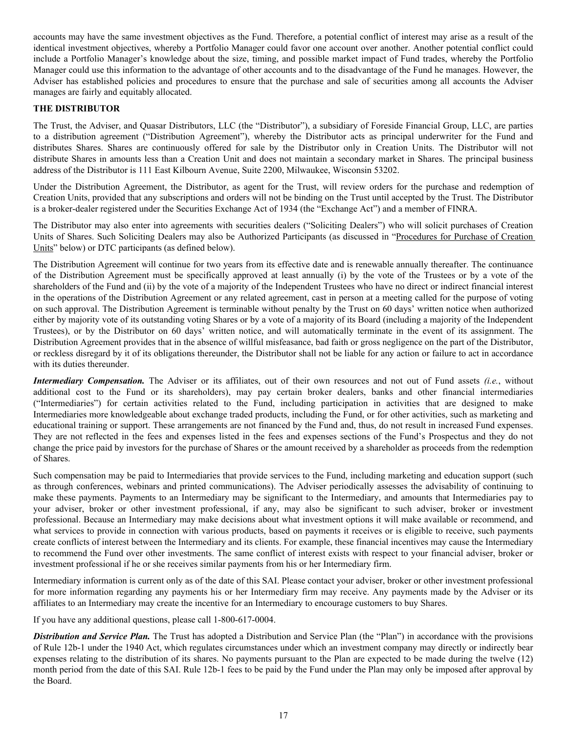accounts may have the same investment objectives as the Fund. Therefore, a potential conflict of interest may arise as a result of the identical investment objectives, whereby a Portfolio Manager could favor one account over another. Another potential conflict could include a Portfolio Manager's knowledge about the size, timing, and possible market impact of Fund trades, whereby the Portfolio Manager could use this information to the advantage of other accounts and to the disadvantage of the Fund he manages. However, the Adviser has established policies and procedures to ensure that the purchase and sale of securities among all accounts the Adviser manages are fairly and equitably allocated.

**THE DISTRIBUTOR**

The Trust, the Adviser, and Quasar Distributors, LLC (the "Distributor"), a subsidiary of Foreside Financial Group, LLC, are parties to a distribution agreement ("Distribution Agreement"), whereby the Distributor acts as principal underwriter for the Fund and distributes Shares. Shares are continuously offered for sale by the Distributor only in Creation Units. The Distributor will not distribute Shares in amounts less than a Creation Unit and does not maintain a secondary market in Shares. The principal business address of the Distributor is 111 East Kilbourn Avenue, Suite 2200, Milwaukee, Wisconsin 53202.

Under the Distribution Agreement, the Distributor, as agent for the Trust, will review orders for the purchase and redemption of Creation Units, provided that any subscriptions and orders will not be binding on the Trust until accepted by the Trust. The Distributor is a broker-dealer registered under the Securities Exchange Act of 1934 (the "Exchange Act") and a member of FINRA.

The Distributor may also enter into agreements with securities dealers ("Soliciting Dealers") who will solicit purchases of Creation Units of Shares. Such Soliciting Dealers may also be Authorized Participants (as discussed in "Procedures for Purchase of Creation Units" below) or DTC participants (as defined below).

The Distribution Agreement will continue for two years from its effective date and is renewable annually thereafter. The continuance of the Distribution Agreement must be specifically approved at least annually (i) by the vote of the Trustees or by a vote of the shareholders of the Fund and (ii) by the vote of a majority of the Independent Trustees who have no direct or indirect financial interest in the operations of the Distribution Agreement or any related agreement, cast in person at a meeting called for the purpose of voting on such approval. The Distribution Agreement is terminable without penalty by the Trust on 60 days' written notice when authorized either by majority vote of its outstanding voting Shares or by a vote of a majority of its Board (including a majority of the Independent Trustees), or by the Distributor on 60 days' written notice, and will automatically terminate in the event of its assignment. The Distribution Agreement provides that in the absence of willful misfeasance, bad faith or gross negligence on the part of the Distributor, or reckless disregard by it of its obligations thereunder, the Distributor shall not be liable for any action or failure to act in accordance with its duties thereunder.

***Intermediary Compensation.*** The Adviser or its affiliates, out of their own resources and not out of Fund assets *(i.e.*, without additional cost to the Fund or its shareholders), may pay certain broker dealers, banks and other financial intermediaries ("Intermediaries") for certain activities related to the Fund, including participation in activities that are designed to make Intermediaries more knowledgeable about exchange traded products, including the Fund, or for other activities, such as marketing and educational training or support. These arrangements are not financed by the Fund and, thus, do not result in increased Fund expenses. They are not reflected in the fees and expenses listed in the fees and expenses sections of the Fund's Prospectus and they do not change the price paid by investors for the purchase of Shares or the amount received by a shareholder as proceeds from the redemption of Shares.

Such compensation may be paid to Intermediaries that provide services to the Fund, including marketing and education support (such as through conferences, webinars and printed communications). The Adviser periodically assesses the advisability of continuing to make these payments. Payments to an Intermediary may be significant to the Intermediary, and amounts that Intermediaries pay to your adviser, broker or other investment professional, if any, may also be significant to such adviser, broker or investment professional. Because an Intermediary may make decisions about what investment options it will make available or recommend, and what services to provide in connection with various products, based on payments it receives or is eligible to receive, such payments create conflicts of interest between the Intermediary and its clients. For example, these financial incentives may cause the Intermediary to recommend the Fund over other investments. The same conflict of interest exists with respect to your financial adviser, broker or investment professional if he or she receives similar payments from his or her Intermediary firm.

Intermediary information is current only as of the date of this SAI. Please contact your adviser, broker or other investment professional for more information regarding any payments his or her Intermediary firm may receive. Any payments made by the Adviser or its affiliates to an Intermediary may create the incentive for an Intermediary to encourage customers to buy Shares.

If you have any additional questions, please call 1-800-617-0004.

***Distribution and Service Plan.*** The Trust has adopted a Distribution and Service Plan (the "Plan") in accordance with the provisions of Rule 12b-1 under the 1940 Act, which regulates circumstances under which an investment company may directly or indirectly bear expenses relating to the distribution of its shares. No payments pursuant to the Plan are expected to be made during the twelve (12) month period from the date of this SAI. Rule 12b-1 fees to be paid by the Fund under the Plan may only be imposed after approval by the Board.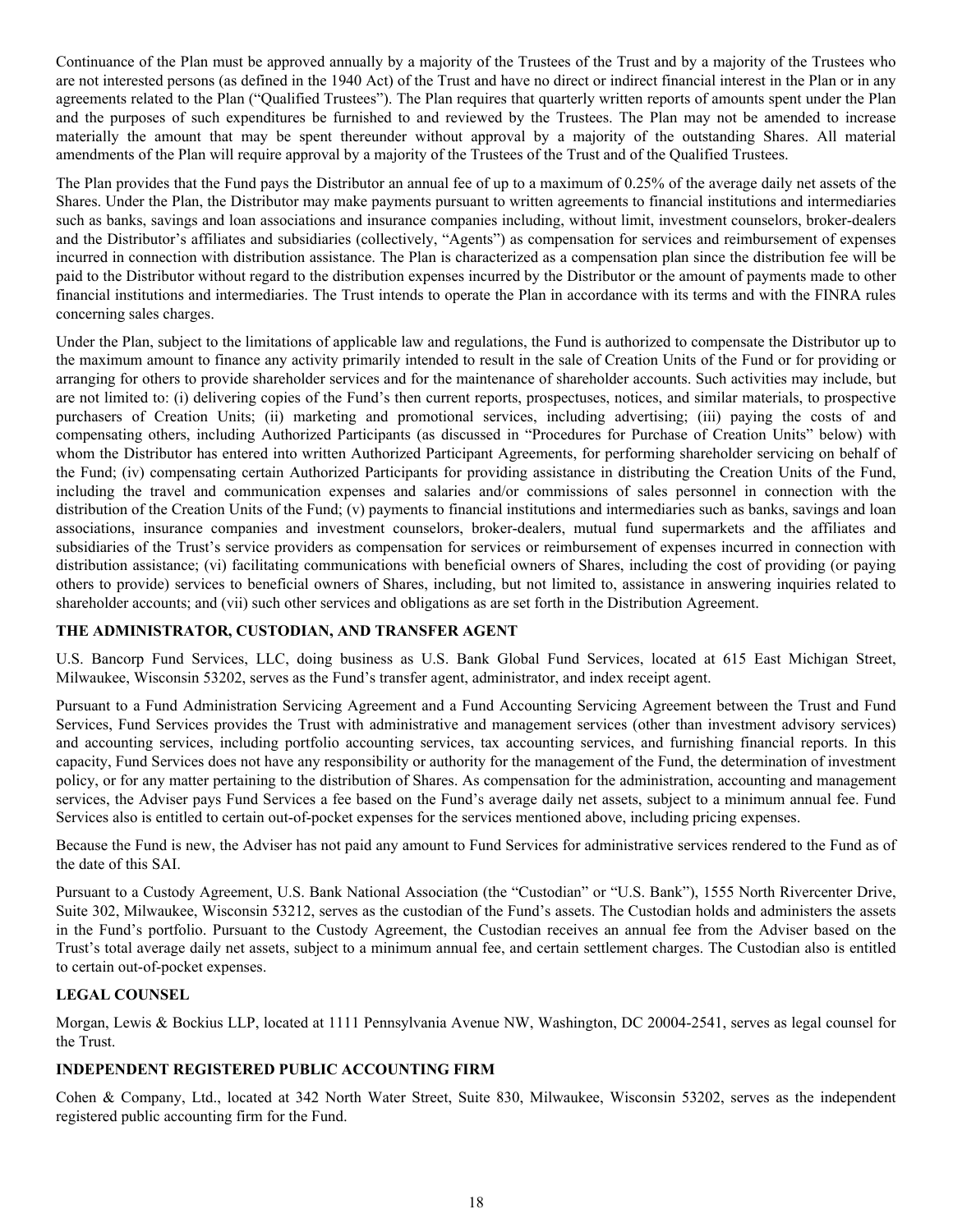Continuance of the Plan must be approved annually by a majority of the Trustees of the Trust and by a majority of the Trustees who are not interested persons (as defined in the 1940 Act) of the Trust and have no direct or indirect financial interest in the Plan or in any agreements related to the Plan ("Qualified Trustees"). The Plan requires that quarterly written reports of amounts spent under the Plan and the purposes of such expenditures be furnished to and reviewed by the Trustees. The Plan may not be amended to increase materially the amount that may be spent thereunder without approval by a majority of the outstanding Shares. All material amendments of the Plan will require approval by a majority of the Trustees of the Trust and of the Qualified Trustees.

The Plan provides that the Fund pays the Distributor an annual fee of up to a maximum of 0.25% of the average daily net assets of the Shares. Under the Plan, the Distributor may make payments pursuant to written agreements to financial institutions and intermediaries such as banks, savings and loan associations and insurance companies including, without limit, investment counselors, broker-dealers and the Distributor's affiliates and subsidiaries (collectively, "Agents") as compensation for services and reimbursement of expenses incurred in connection with distribution assistance. The Plan is characterized as a compensation plan since the distribution fee will be paid to the Distributor without regard to the distribution expenses incurred by the Distributor or the amount of payments made to other financial institutions and intermediaries. The Trust intends to operate the Plan in accordance with its terms and with the FINRA rules concerning sales charges.

Under the Plan, subject to the limitations of applicable law and regulations, the Fund is authorized to compensate the Distributor up to the maximum amount to finance any activity primarily intended to result in the sale of Creation Units of the Fund or for providing or arranging for others to provide shareholder services and for the maintenance of shareholder accounts. Such activities may include, but are not limited to: (i) delivering copies of the Fund's then current reports, prospectuses, notices, and similar materials, to prospective purchasers of Creation Units; (ii) marketing and promotional services, including advertising; (iii) paying the costs of and compensating others, including Authorized Participants (as discussed in "Procedures for Purchase of Creation Units" below) with whom the Distributor has entered into written Authorized Participant Agreements, for performing shareholder servicing on behalf of the Fund; (iv) compensating certain Authorized Participants for providing assistance in distributing the Creation Units of the Fund, including the travel and communication expenses and salaries and/or commissions of sales personnel in connection with the distribution of the Creation Units of the Fund; (v) payments to financial institutions and intermediaries such as banks, savings and loan associations, insurance companies and investment counselors, broker-dealers, mutual fund supermarkets and the affiliates and subsidiaries of the Trust's service providers as compensation for services or reimbursement of expenses incurred in connection with distribution assistance; (vi) facilitating communications with beneficial owners of Shares, including the cost of providing (or paying others to provide) services to beneficial owners of Shares, including, but not limited to, assistance in answering inquiries related to shareholder accounts; and (vii) such other services and obligations as are set forth in the Distribution Agreement.

## THE ADMINISTRATOR, CUSTODIAN, AND TRANSFER AGENT

U.S. Bancorp Fund Services, LLC, doing business as U.S. Bank Global Fund Services, located at 615 East Michigan Street, Milwaukee, Wisconsin 53202, serves as the Fund's transfer agent, administrator, and index receipt agent.

Pursuant to a Fund Administration Servicing Agreement and a Fund Accounting Servicing Agreement between the Trust and Fund Services, Fund Services provides the Trust with administrative and management services (other than investment advisory services) and accounting services, including portfolio accounting services, tax accounting services, and furnishing financial reports. In this capacity, Fund Services does not have any responsibility or authority for the management of the Fund, the determination of investment policy, or for any matter pertaining to the distribution of Shares. As compensation for the administration, accounting and management services, the Adviser pays Fund Services a fee based on the Fund's average daily net assets, subject to a minimum annual fee. Fund Services also is entitled to certain out-of-pocket expenses for the services mentioned above, including pricing expenses.

Because the Fund is new, the Adviser has not paid any amount to Fund Services for administrative services rendered to the Fund as of the date of this SAI.

Pursuant to a Custody Agreement, U.S. Bank National Association (the "Custodian" or "U.S. Bank"), 1555 North Rivercenter Drive, Suite 302, Milwaukee, Wisconsin 53212, serves as the custodian of the Fund's assets. The Custodian holds and administers the assets in the Fund's portfolio. Pursuant to the Custody Agreement, the Custodian receives an annual fee from the Adviser based on the Trust's total average daily net assets, subject to a minimum annual fee, and certain settlement charges. The Custodian also is entitled to certain out-of-pocket expenses.

## LEGAL COUNSEL

Morgan, Lewis & Bockius LLP, located at 1111 Pennsylvania Avenue NW, Washington, DC 20004-2541, serves as legal counsel for the Trust.

## INDEPENDENT REGISTERED PUBLIC ACCOUNTING FIRM

Cohen & Company, Ltd., located at 342 North Water Street, Suite 830, Milwaukee, Wisconsin 53202, serves as the independent registered public accounting firm for the Fund.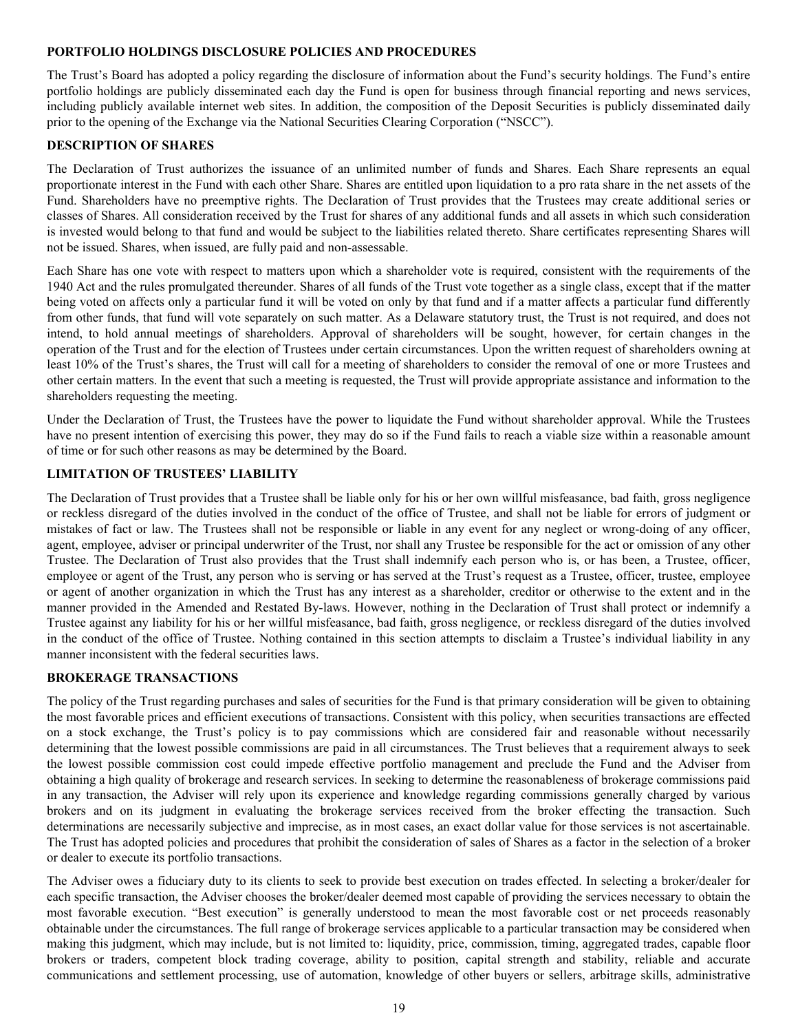## PORTFOLIO HOLDINGS DISCLOSURE POLICIES AND PROCEDURES

The Trust's Board has adopted a policy regarding the disclosure of information about the Fund's security holdings. The Fund's entire portfolio holdings are publicly disseminated each day the Fund is open for business through financial reporting and news services, including publicly available internet web sites. In addition, the composition of the Deposit Securities is publicly disseminated daily prior to the opening of the Exchange via the National Securities Clearing Corporation ("NSCC").

## DESCRIPTION OF SHARES

The Declaration of Trust authorizes the issuance of an unlimited number of funds and Shares. Each Share represents an equal proportionate interest in the Fund with each other Share. Shares are entitled upon liquidation to a pro rata share in the net assets of the Fund. Shareholders have no preemptive rights. The Declaration of Trust provides that the Trustees may create additional series or classes of Shares. All consideration received by the Trust for shares of any additional funds and all assets in which such consideration is invested would belong to that fund and would be subject to the liabilities related thereto. Share certificates representing Shares will not be issued. Shares, when issued, are fully paid and non-assessable.

Each Share has one vote with respect to matters upon which a shareholder vote is required, consistent with the requirements of the 1940 Act and the rules promulgated thereunder. Shares of all funds of the Trust vote together as a single class, except that if the matter being voted on affects only a particular fund it will be voted on only by that fund and if a matter affects a particular fund differently from other funds, that fund will vote separately on such matter. As a Delaware statutory trust, the Trust is not required, and does not intend, to hold annual meetings of shareholders. Approval of shareholders will be sought, however, for certain changes in the operation of the Trust and for the election of Trustees under certain circumstances. Upon the written request of shareholders owning at least 10% of the Trust's shares, the Trust will call for a meeting of shareholders to consider the removal of one or more Trustees and other certain matters. In the event that such a meeting is requested, the Trust will provide appropriate assistance and information to the shareholders requesting the meeting.

Under the Declaration of Trust, the Trustees have the power to liquidate the Fund without shareholder approval. While the Trustees have no present intention of exercising this power, they may do so if the Fund fails to reach a viable size within a reasonable amount of time or for such other reasons as may be determined by the Board.

## LIMITATION OF TRUSTEES' LIABILITY

The Declaration of Trust provides that a Trustee shall be liable only for his or her own willful misfeasance, bad faith, gross negligence or reckless disregard of the duties involved in the conduct of the office of Trustee, and shall not be liable for errors of judgment or mistakes of fact or law. The Trustees shall not be responsible or liable in any event for any neglect or wrong-doing of any officer, agent, employee, adviser or principal underwriter of the Trust, nor shall any Trustee be responsible for the act or omission of any other Trustee. The Declaration of Trust also provides that the Trust shall indemnify each person who is, or has been, a Trustee, officer, employee or agent of the Trust, any person who is serving or has served at the Trust's request as a Trustee, officer, trustee, employee or agent of another organization in which the Trust has any interest as a shareholder, creditor or otherwise to the extent and in the manner provided in the Amended and Restated By-laws. However, nothing in the Declaration of Trust shall protect or indemnify a Trustee against any liability for his or her willful misfeasance, bad faith, gross negligence, or reckless disregard of the duties involved in the conduct of the office of Trustee. Nothing contained in this section attempts to disclaim a Trustee's individual liability in any manner inconsistent with the federal securities laws.

## BROKERAGE TRANSACTIONS

The policy of the Trust regarding purchases and sales of securities for the Fund is that primary consideration will be given to obtaining the most favorable prices and efficient executions of transactions. Consistent with this policy, when securities transactions are effected on a stock exchange, the Trust's policy is to pay commissions which are considered fair and reasonable without necessarily determining that the lowest possible commissions are paid in all circumstances. The Trust believes that a requirement always to seek the lowest possible commission cost could impede effective portfolio management and preclude the Fund and the Adviser from obtaining a high quality of brokerage and research services. In seeking to determine the reasonableness of brokerage commissions paid in any transaction, the Adviser will rely upon its experience and knowledge regarding commissions generally charged by various brokers and on its judgment in evaluating the brokerage services received from the broker effecting the transaction. Such determinations are necessarily subjective and imprecise, as in most cases, an exact dollar value for those services is not ascertainable. The Trust has adopted policies and procedures that prohibit the consideration of sales of Shares as a factor in the selection of a broker or dealer to execute its portfolio transactions.

The Adviser owes a fiduciary duty to its clients to seek to provide best execution on trades effected. In selecting a broker/dealer for each specific transaction, the Adviser chooses the broker/dealer deemed most capable of providing the services necessary to obtain the most favorable execution. "Best execution" is generally understood to mean the most favorable cost or net proceeds reasonably obtainable under the circumstances. The full range of brokerage services applicable to a particular transaction may be considered when making this judgment, which may include, but is not limited to: liquidity, price, commission, timing, aggregated trades, capable floor brokers or traders, competent block trading coverage, ability to position, capital strength and stability, reliable and accurate communications and settlement processing, use of automation, knowledge of other buyers or sellers, arbitrage skills, administrative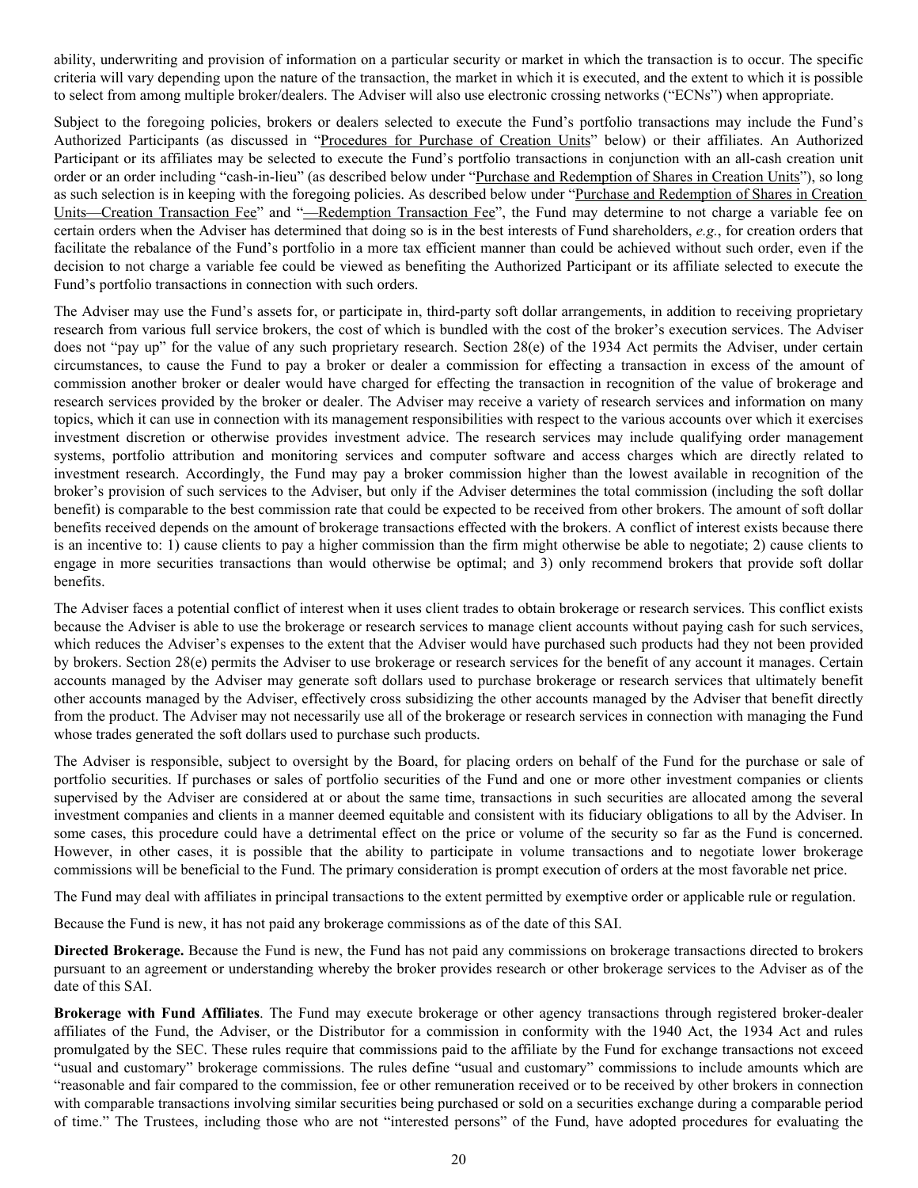ability, underwriting and provision of information on a particular security or market in which the transaction is to occur. The specific criteria will vary depending upon the nature of the transaction, the market in which it is executed, and the extent to which it is possible to select from among multiple broker/dealers. The Adviser will also use electronic crossing networks ("ECNs") when appropriate.

Subject to the foregoing policies, brokers or dealers selected to execute the Fund's portfolio transactions may include the Fund's Authorized Participants (as discussed in "Procedures for Purchase of Creation Units" below) or their affiliates. An Authorized Participant or its affiliates may be selected to execute the Fund's portfolio transactions in conjunction with an all-cash creation unit order or an order including "cash-in-lieu" (as described below under "Purchase and Redemption of Shares in Creation Units"), so long as such selection is in keeping with the foregoing policies. As described below under "Purchase and Redemption of Shares in Creation Units—Creation Transaction Fee" and "—Redemption Transaction Fee", the Fund may determine to not charge a variable fee on certain orders when the Adviser has determined that doing so is in the best interests of Fund shareholders, *e.g.*, for creation orders that facilitate the rebalance of the Fund's portfolio in a more tax efficient manner than could be achieved without such order, even if the decision to not charge a variable fee could be viewed as benefiting the Authorized Participant or its affiliate selected to execute the Fund's portfolio transactions in connection with such orders.

The Adviser may use the Fund's assets for, or participate in, third-party soft dollar arrangements, in addition to receiving proprietary research from various full service brokers, the cost of which is bundled with the cost of the broker's execution services. The Adviser does not "pay up" for the value of any such proprietary research. Section 28(e) of the 1934 Act permits the Adviser, under certain circumstances, to cause the Fund to pay a broker or dealer a commission for effecting a transaction in excess of the amount of commission another broker or dealer would have charged for effecting the transaction in recognition of the value of brokerage and research services provided by the broker or dealer. The Adviser may receive a variety of research services and information on many topics, which it can use in connection with its management responsibilities with respect to the various accounts over which it exercises investment discretion or otherwise provides investment advice. The research services may include qualifying order management systems, portfolio attribution and monitoring services and computer software and access charges which are directly related to investment research. Accordingly, the Fund may pay a broker commission higher than the lowest available in recognition of the broker's provision of such services to the Adviser, but only if the Adviser determines the total commission (including the soft dollar benefit) is comparable to the best commission rate that could be expected to be received from other brokers. The amount of soft dollar benefits received depends on the amount of brokerage transactions effected with the brokers. A conflict of interest exists because there is an incentive to: 1) cause clients to pay a higher commission than the firm might otherwise be able to negotiate; 2) cause clients to engage in more securities transactions than would otherwise be optimal; and 3) only recommend brokers that provide soft dollar benefits.

The Adviser faces a potential conflict of interest when it uses client trades to obtain brokerage or research services. This conflict exists because the Adviser is able to use the brokerage or research services to manage client accounts without paying cash for such services, which reduces the Adviser's expenses to the extent that the Adviser would have purchased such products had they not been provided by brokers. Section 28(e) permits the Adviser to use brokerage or research services for the benefit of any account it manages. Certain accounts managed by the Adviser may generate soft dollars used to purchase brokerage or research services that ultimately benefit other accounts managed by the Adviser, effectively cross subsidizing the other accounts managed by the Adviser that benefit directly from the product. The Adviser may not necessarily use all of the brokerage or research services in connection with managing the Fund whose trades generated the soft dollars used to purchase such products.

The Adviser is responsible, subject to oversight by the Board, for placing orders on behalf of the Fund for the purchase or sale of portfolio securities. If purchases or sales of portfolio securities of the Fund and one or more other investment companies or clients supervised by the Adviser are considered at or about the same time, transactions in such securities are allocated among the several investment companies and clients in a manner deemed equitable and consistent with its fiduciary obligations to all by the Adviser. In some cases, this procedure could have a detrimental effect on the price or volume of the security so far as the Fund is concerned. However, in other cases, it is possible that the ability to participate in volume transactions and to negotiate lower brokerage commissions will be beneficial to the Fund. The primary consideration is prompt execution of orders at the most favorable net price.

The Fund may deal with affiliates in principal transactions to the extent permitted by exemptive order or applicable rule or regulation.

Because the Fund is new, it has not paid any brokerage commissions as of the date of this SAI.

**Directed Brokerage.** Because the Fund is new, the Fund has not paid any commissions on brokerage transactions directed to brokers pursuant to an agreement or understanding whereby the broker provides research or other brokerage services to the Adviser as of the date of this SAI.

**Brokerage with Fund Affiliates**. The Fund may execute brokerage or other agency transactions through registered broker-dealer affiliates of the Fund, the Adviser, or the Distributor for a commission in conformity with the 1940 Act, the 1934 Act and rules promulgated by the SEC. These rules require that commissions paid to the affiliate by the Fund for exchange transactions not exceed "usual and customary" brokerage commissions. The rules define "usual and customary" commissions to include amounts which are "reasonable and fair compared to the commission, fee or other remuneration received or to be received by other brokers in connection with comparable transactions involving similar securities being purchased or sold on a securities exchange during a comparable period of time." The Trustees, including those who are not "interested persons" of the Fund, have adopted procedures for evaluating the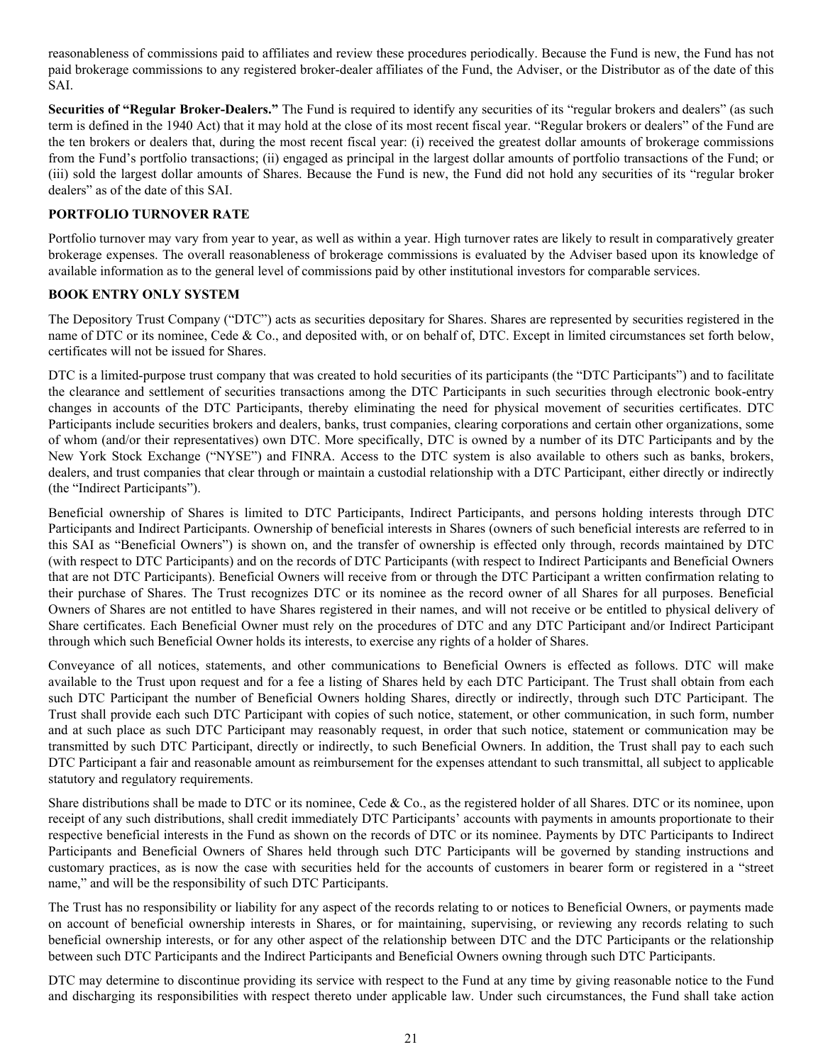reasonableness of commissions paid to affiliates and review these procedures periodically. Because the Fund is new, the Fund has not paid brokerage commissions to any registered broker-dealer affiliates of the Fund, the Adviser, or the Distributor as of the date of this SAI.

**Securities of "Regular Broker-Dealers."** The Fund is required to identify any securities of its "regular brokers and dealers" (as such term is defined in the 1940 Act) that it may hold at the close of its most recent fiscal year. "Regular brokers or dealers" of the Fund are the ten brokers or dealers that, during the most recent fiscal year: (i) received the greatest dollar amounts of brokerage commissions from the Fund's portfolio transactions; (ii) engaged as principal in the largest dollar amounts of portfolio transactions of the Fund; or (iii) sold the largest dollar amounts of Shares. Because the Fund is new, the Fund did not hold any securities of its "regular broker dealers" as of the date of this SAI.

## PORTFOLIO TURNOVER RATE

Portfolio turnover may vary from year to year, as well as within a year. High turnover rates are likely to result in comparatively greater brokerage expenses. The overall reasonableness of brokerage commissions is evaluated by the Adviser based upon its knowledge of available information as to the general level of commissions paid by other institutional investors for comparable services.

## BOOK ENTRY ONLY SYSTEM

The Depository Trust Company ("DTC") acts as securities depositary for Shares. Shares are represented by securities registered in the name of DTC or its nominee, Cede & Co., and deposited with, or on behalf of, DTC. Except in limited circumstances set forth below, certificates will not be issued for Shares.

DTC is a limited-purpose trust company that was created to hold securities of its participants (the "DTC Participants") and to facilitate the clearance and settlement of securities transactions among the DTC Participants in such securities through electronic book-entry changes in accounts of the DTC Participants, thereby eliminating the need for physical movement of securities certificates. DTC Participants include securities brokers and dealers, banks, trust companies, clearing corporations and certain other organizations, some of whom (and/or their representatives) own DTC. More specifically, DTC is owned by a number of its DTC Participants and by the New York Stock Exchange ("NYSE") and FINRA. Access to the DTC system is also available to others such as banks, brokers, dealers, and trust companies that clear through or maintain a custodial relationship with a DTC Participant, either directly or indirectly (the "Indirect Participants").

Beneficial ownership of Shares is limited to DTC Participants, Indirect Participants, and persons holding interests through DTC Participants and Indirect Participants. Ownership of beneficial interests in Shares (owners of such beneficial interests are referred to in this SAI as "Beneficial Owners") is shown on, and the transfer of ownership is effected only through, records maintained by DTC (with respect to DTC Participants) and on the records of DTC Participants (with respect to Indirect Participants and Beneficial Owners that are not DTC Participants). Beneficial Owners will receive from or through the DTC Participant a written confirmation relating to their purchase of Shares. The Trust recognizes DTC or its nominee as the record owner of all Shares for all purposes. Beneficial Owners of Shares are not entitled to have Shares registered in their names, and will not receive or be entitled to physical delivery of Share certificates. Each Beneficial Owner must rely on the procedures of DTC and any DTC Participant and/or Indirect Participant through which such Beneficial Owner holds its interests, to exercise any rights of a holder of Shares.

Conveyance of all notices, statements, and other communications to Beneficial Owners is effected as follows. DTC will make available to the Trust upon request and for a fee a listing of Shares held by each DTC Participant. The Trust shall obtain from each such DTC Participant the number of Beneficial Owners holding Shares, directly or indirectly, through such DTC Participant. The Trust shall provide each such DTC Participant with copies of such notice, statement, or other communication, in such form, number and at such place as such DTC Participant may reasonably request, in order that such notice, statement or communication may be transmitted by such DTC Participant, directly or indirectly, to such Beneficial Owners. In addition, the Trust shall pay to each such DTC Participant a fair and reasonable amount as reimbursement for the expenses attendant to such transmittal, all subject to applicable statutory and regulatory requirements.

Share distributions shall be made to DTC or its nominee, Cede & Co., as the registered holder of all Shares. DTC or its nominee, upon receipt of any such distributions, shall credit immediately DTC Participants' accounts with payments in amounts proportionate to their respective beneficial interests in the Fund as shown on the records of DTC or its nominee. Payments by DTC Participants to Indirect Participants and Beneficial Owners of Shares held through such DTC Participants will be governed by standing instructions and customary practices, as is now the case with securities held for the accounts of customers in bearer form or registered in a "street name," and will be the responsibility of such DTC Participants.

The Trust has no responsibility or liability for any aspect of the records relating to or notices to Beneficial Owners, or payments made on account of beneficial ownership interests in Shares, or for maintaining, supervising, or reviewing any records relating to such beneficial ownership interests, or for any other aspect of the relationship between DTC and the DTC Participants or the relationship between such DTC Participants and the Indirect Participants and Beneficial Owners owning through such DTC Participants.

DTC may determine to discontinue providing its service with respect to the Fund at any time by giving reasonable notice to the Fund and discharging its responsibilities with respect thereto under applicable law. Under such circumstances, the Fund shall take action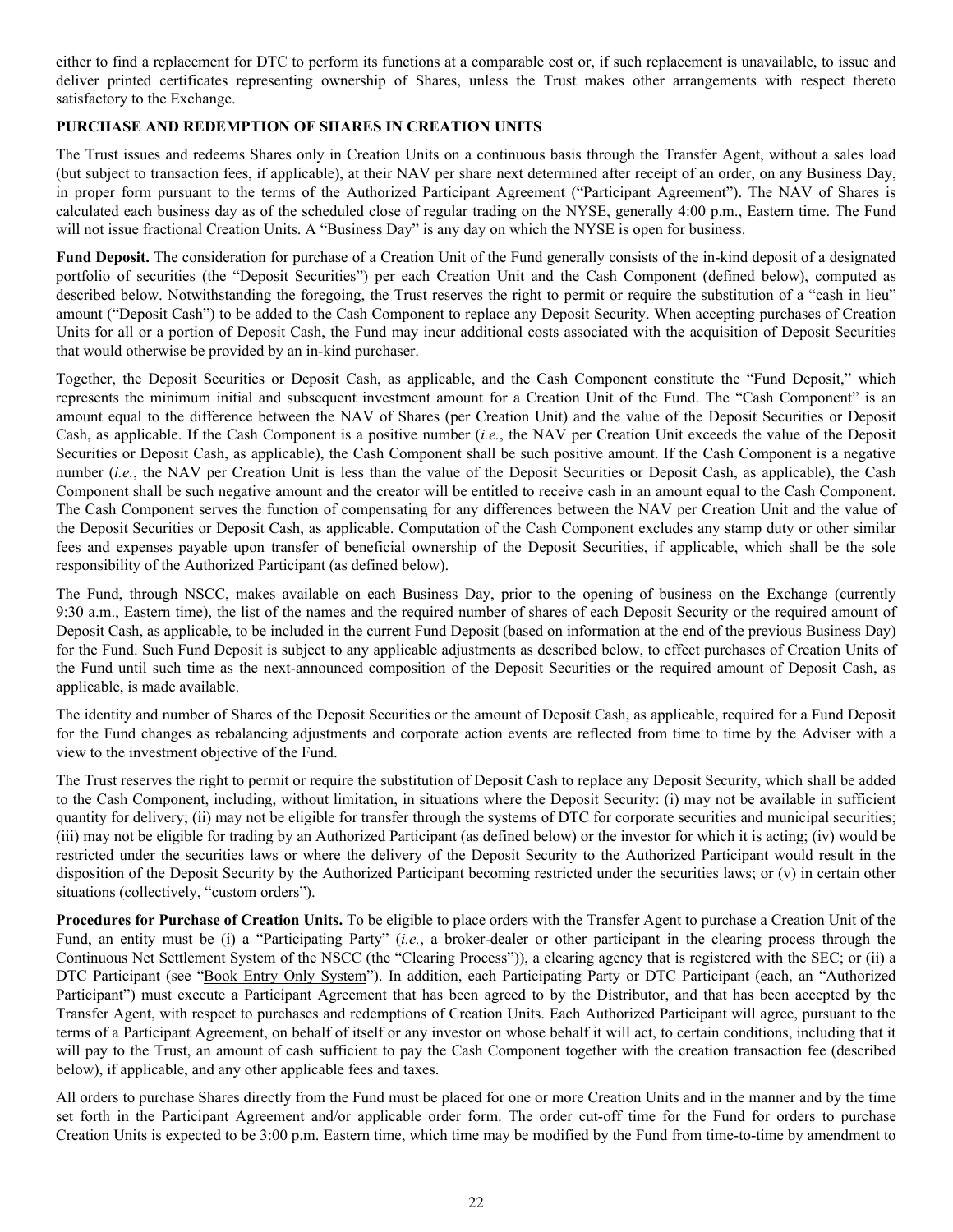either to find a replacement for DTC to perform its functions at a comparable cost or, if such replacement is unavailable, to issue and deliver printed certificates representing ownership of Shares, unless the Trust makes other arrangements with respect thereto satisfactory to the Exchange.

## PURCHASE AND REDEMPTION OF SHARES IN CREATION UNITS

The Trust issues and redeems Shares only in Creation Units on a continuous basis through the Transfer Agent, without a sales load (but subject to transaction fees, if applicable), at their NAV per share next determined after receipt of an order, on any Business Day, in proper form pursuant to the terms of the Authorized Participant Agreement ("Participant Agreement"). The NAV of Shares is calculated each business day as of the scheduled close of regular trading on the NYSE, generally 4:00 p.m., Eastern time. The Fund will not issue fractional Creation Units. A "Business Day" is any day on which the NYSE is open for business.

**Fund Deposit.** The consideration for purchase of a Creation Unit of the Fund generally consists of the in-kind deposit of a designated portfolio of securities (the "Deposit Securities") per each Creation Unit and the Cash Component (defined below), computed as described below. Notwithstanding the foregoing, the Trust reserves the right to permit or require the substitution of a "cash in lieu" amount ("Deposit Cash") to be added to the Cash Component to replace any Deposit Security. When accepting purchases of Creation Units for all or a portion of Deposit Cash, the Fund may incur additional costs associated with the acquisition of Deposit Securities that would otherwise be provided by an in-kind purchaser.

Together, the Deposit Securities or Deposit Cash, as applicable, and the Cash Component constitute the "Fund Deposit," which represents the minimum initial and subsequent investment amount for a Creation Unit of the Fund. The "Cash Component" is an amount equal to the difference between the NAV of Shares (per Creation Unit) and the value of the Deposit Securities or Deposit Cash, as applicable. If the Cash Component is a positive number (*i.e.*, the NAV per Creation Unit exceeds the value of the Deposit Securities or Deposit Cash, as applicable), the Cash Component shall be such positive amount. If the Cash Component is a negative number (*i.e.*, the NAV per Creation Unit is less than the value of the Deposit Securities or Deposit Cash, as applicable), the Cash Component shall be such negative amount and the creator will be entitled to receive cash in an amount equal to the Cash Component. The Cash Component serves the function of compensating for any differences between the NAV per Creation Unit and the value of the Deposit Securities or Deposit Cash, as applicable. Computation of the Cash Component excludes any stamp duty or other similar fees and expenses payable upon transfer of beneficial ownership of the Deposit Securities, if applicable, which shall be the sole responsibility of the Authorized Participant (as defined below).

The Fund, through NSCC, makes available on each Business Day, prior to the opening of business on the Exchange (currently 9:30 a.m., Eastern time), the list of the names and the required number of shares of each Deposit Security or the required amount of Deposit Cash, as applicable, to be included in the current Fund Deposit (based on information at the end of the previous Business Day) for the Fund. Such Fund Deposit is subject to any applicable adjustments as described below, to effect purchases of Creation Units of the Fund until such time as the next-announced composition of the Deposit Securities or the required amount of Deposit Cash, as applicable, is made available.

The identity and number of Shares of the Deposit Securities or the amount of Deposit Cash, as applicable, required for a Fund Deposit for the Fund changes as rebalancing adjustments and corporate action events are reflected from time to time by the Adviser with a view to the investment objective of the Fund.

The Trust reserves the right to permit or require the substitution of Deposit Cash to replace any Deposit Security, which shall be added to the Cash Component, including, without limitation, in situations where the Deposit Security: (i) may not be available in sufficient quantity for delivery; (ii) may not be eligible for transfer through the systems of DTC for corporate securities and municipal securities; (iii) may not be eligible for trading by an Authorized Participant (as defined below) or the investor for which it is acting; (iv) would be restricted under the securities laws or where the delivery of the Deposit Security to the Authorized Participant would result in the disposition of the Deposit Security by the Authorized Participant becoming restricted under the securities laws; or (v) in certain other situations (collectively, "custom orders").

**Procedures for Purchase of Creation Units.** To be eligible to place orders with the Transfer Agent to purchase a Creation Unit of the Fund, an entity must be (i) a "Participating Party" (*i.e.*, a broker-dealer or other participant in the clearing process through the Continuous Net Settlement System of the NSCC (the "Clearing Process")), a clearing agency that is registered with the SEC; or (ii) a DTC Participant (see "Book Entry Only System"). In addition, each Participating Party or DTC Participant (each, an "Authorized Participant") must execute a Participant Agreement that has been agreed to by the Distributor, and that has been accepted by the Transfer Agent, with respect to purchases and redemptions of Creation Units. Each Authorized Participant will agree, pursuant to the terms of a Participant Agreement, on behalf of itself or any investor on whose behalf it will act, to certain conditions, including that it will pay to the Trust, an amount of cash sufficient to pay the Cash Component together with the creation transaction fee (described below), if applicable, and any other applicable fees and taxes.

All orders to purchase Shares directly from the Fund must be placed for one or more Creation Units and in the manner and by the time set forth in the Participant Agreement and/or applicable order form. The order cut-off time for the Fund for orders to purchase Creation Units is expected to be 3:00 p.m. Eastern time, which time may be modified by the Fund from time-to-time by amendment to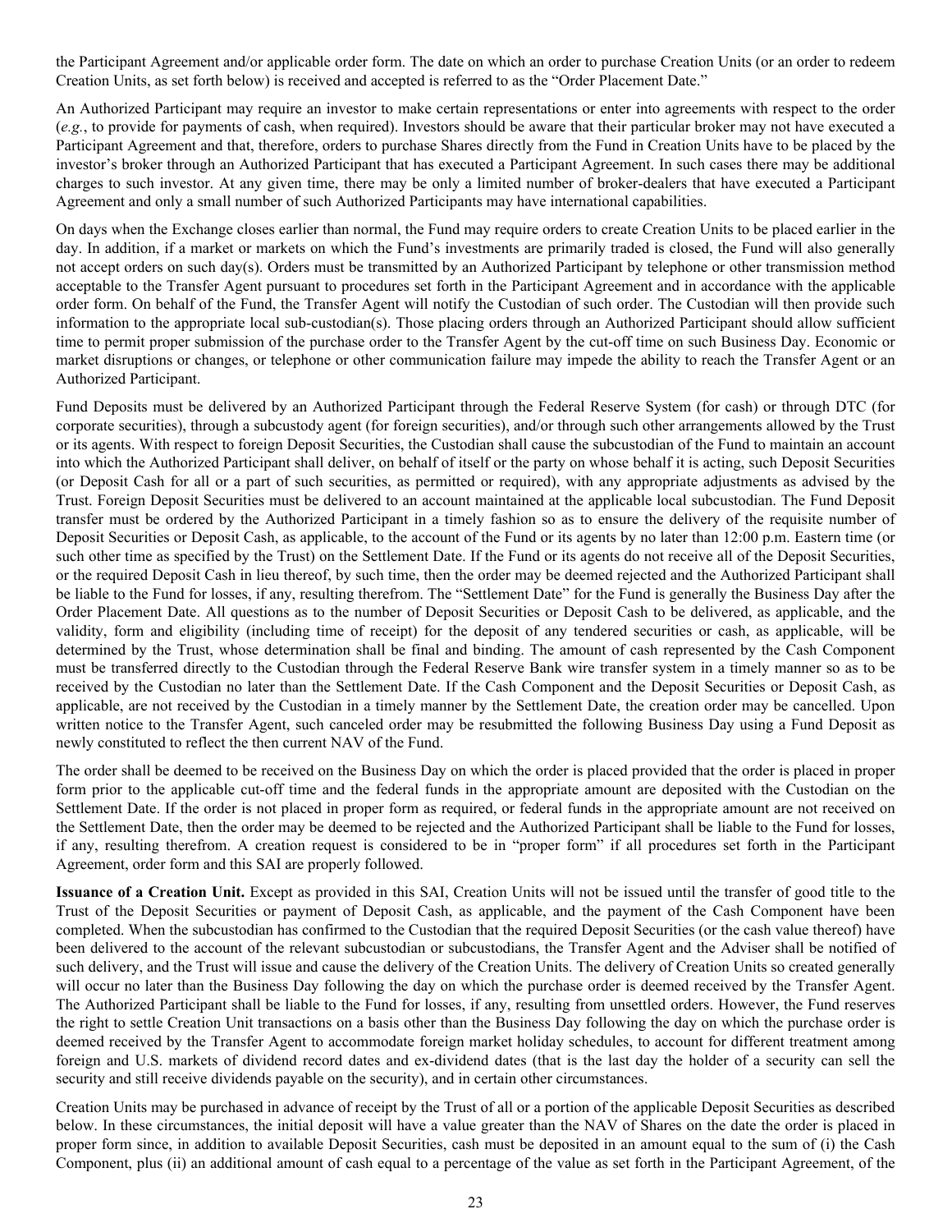the Participant Agreement and/or applicable order form. The date on which an order to purchase Creation Units (or an order to redeem Creation Units, as set forth below) is received and accepted is referred to as the "Order Placement Date."

An Authorized Participant may require an investor to make certain representations or enter into agreements with respect to the order (*e.g.*, to provide for payments of cash, when required). Investors should be aware that their particular broker may not have executed a Participant Agreement and that, therefore, orders to purchase Shares directly from the Fund in Creation Units have to be placed by the investor's broker through an Authorized Participant that has executed a Participant Agreement. In such cases there may be additional charges to such investor. At any given time, there may be only a limited number of broker-dealers that have executed a Participant Agreement and only a small number of such Authorized Participants may have international capabilities.

On days when the Exchange closes earlier than normal, the Fund may require orders to create Creation Units to be placed earlier in the day. In addition, if a market or markets on which the Fund's investments are primarily traded is closed, the Fund will also generally not accept orders on such day(s). Orders must be transmitted by an Authorized Participant by telephone or other transmission method acceptable to the Transfer Agent pursuant to procedures set forth in the Participant Agreement and in accordance with the applicable order form. On behalf of the Fund, the Transfer Agent will notify the Custodian of such order. The Custodian will then provide such information to the appropriate local sub-custodian(s). Those placing orders through an Authorized Participant should allow sufficient time to permit proper submission of the purchase order to the Transfer Agent by the cut-off time on such Business Day. Economic or market disruptions or changes, or telephone or other communication failure may impede the ability to reach the Transfer Agent or an Authorized Participant.

Fund Deposits must be delivered by an Authorized Participant through the Federal Reserve System (for cash) or through DTC (for corporate securities), through a subcustody agent (for foreign securities), and/or through such other arrangements allowed by the Trust or its agents. With respect to foreign Deposit Securities, the Custodian shall cause the subcustodian of the Fund to maintain an account into which the Authorized Participant shall deliver, on behalf of itself or the party on whose behalf it is acting, such Deposit Securities (or Deposit Cash for all or a part of such securities, as permitted or required), with any appropriate adjustments as advised by the Trust. Foreign Deposit Securities must be delivered to an account maintained at the applicable local subcustodian. The Fund Deposit transfer must be ordered by the Authorized Participant in a timely fashion so as to ensure the delivery of the requisite number of Deposit Securities or Deposit Cash, as applicable, to the account of the Fund or its agents by no later than 12:00 p.m. Eastern time (or such other time as specified by the Trust) on the Settlement Date. If the Fund or its agents do not receive all of the Deposit Securities, or the required Deposit Cash in lieu thereof, by such time, then the order may be deemed rejected and the Authorized Participant shall be liable to the Fund for losses, if any, resulting therefrom. The "Settlement Date" for the Fund is generally the Business Day after the Order Placement Date. All questions as to the number of Deposit Securities or Deposit Cash to be delivered, as applicable, and the validity, form and eligibility (including time of receipt) for the deposit of any tendered securities or cash, as applicable, will be determined by the Trust, whose determination shall be final and binding. The amount of cash represented by the Cash Component must be transferred directly to the Custodian through the Federal Reserve Bank wire transfer system in a timely manner so as to be received by the Custodian no later than the Settlement Date. If the Cash Component and the Deposit Securities or Deposit Cash, as applicable, are not received by the Custodian in a timely manner by the Settlement Date, the creation order may be cancelled. Upon written notice to the Transfer Agent, such canceled order may be resubmitted the following Business Day using a Fund Deposit as newly constituted to reflect the then current NAV of the Fund.

The order shall be deemed to be received on the Business Day on which the order is placed provided that the order is placed in proper form prior to the applicable cut-off time and the federal funds in the appropriate amount are deposited with the Custodian on the Settlement Date. If the order is not placed in proper form as required, or federal funds in the appropriate amount are not received on the Settlement Date, then the order may be deemed to be rejected and the Authorized Participant shall be liable to the Fund for losses, if any, resulting therefrom. A creation request is considered to be in "proper form" if all procedures set forth in the Participant Agreement, order form and this SAI are properly followed.

**Issuance of a Creation Unit.** Except as provided in this SAI, Creation Units will not be issued until the transfer of good title to the Trust of the Deposit Securities or payment of Deposit Cash, as applicable, and the payment of the Cash Component have been completed. When the subcustodian has confirmed to the Custodian that the required Deposit Securities (or the cash value thereof) have been delivered to the account of the relevant subcustodian or subcustodians, the Transfer Agent and the Adviser shall be notified of such delivery, and the Trust will issue and cause the delivery of the Creation Units. The delivery of Creation Units so created generally will occur no later than the Business Day following the day on which the purchase order is deemed received by the Transfer Agent. The Authorized Participant shall be liable to the Fund for losses, if any, resulting from unsettled orders. However, the Fund reserves the right to settle Creation Unit transactions on a basis other than the Business Day following the day on which the purchase order is deemed received by the Transfer Agent to accommodate foreign market holiday schedules, to account for different treatment among foreign and U.S. markets of dividend record dates and ex-dividend dates (that is the last day the holder of a security can sell the security and still receive dividends payable on the security), and in certain other circumstances.

Creation Units may be purchased in advance of receipt by the Trust of all or a portion of the applicable Deposit Securities as described below. In these circumstances, the initial deposit will have a value greater than the NAV of Shares on the date the order is placed in proper form since, in addition to available Deposit Securities, cash must be deposited in an amount equal to the sum of (i) the Cash Component, plus (ii) an additional amount of cash equal to a percentage of the value as set forth in the Participant Agreement, of the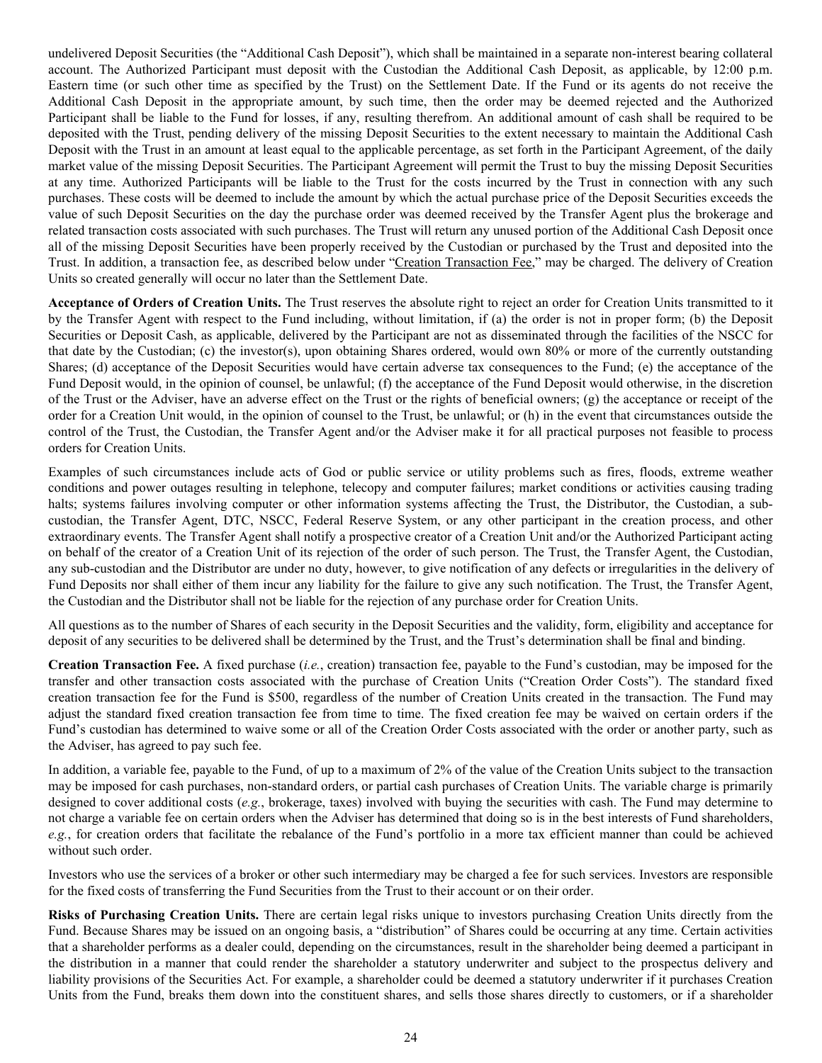undelivered Deposit Securities (the "Additional Cash Deposit"), which shall be maintained in a separate non-interest bearing collateral account. The Authorized Participant must deposit with the Custodian the Additional Cash Deposit, as applicable, by 12:00 p.m. Eastern time (or such other time as specified by the Trust) on the Settlement Date. If the Fund or its agents do not receive the Additional Cash Deposit in the appropriate amount, by such time, then the order may be deemed rejected and the Authorized Participant shall be liable to the Fund for losses, if any, resulting therefrom. An additional amount of cash shall be required to be deposited with the Trust, pending delivery of the missing Deposit Securities to the extent necessary to maintain the Additional Cash Deposit with the Trust in an amount at least equal to the applicable percentage, as set forth in the Participant Agreement, of the daily market value of the missing Deposit Securities. The Participant Agreement will permit the Trust to buy the missing Deposit Securities at any time. Authorized Participants will be liable to the Trust for the costs incurred by the Trust in connection with any such purchases. These costs will be deemed to include the amount by which the actual purchase price of the Deposit Securities exceeds the value of such Deposit Securities on the day the purchase order was deemed received by the Transfer Agent plus the brokerage and related transaction costs associated with such purchases. The Trust will return any unused portion of the Additional Cash Deposit once all of the missing Deposit Securities have been properly received by the Custodian or purchased by the Trust and deposited into the Trust. In addition, a transaction fee, as described below under "Creation Transaction Fee," may be charged. The delivery of Creation Units so created generally will occur no later than the Settlement Date.

**Acceptance of Orders of Creation Units.** The Trust reserves the absolute right to reject an order for Creation Units transmitted to it by the Transfer Agent with respect to the Fund including, without limitation, if (a) the order is not in proper form; (b) the Deposit Securities or Deposit Cash, as applicable, delivered by the Participant are not as disseminated through the facilities of the NSCC for that date by the Custodian; (c) the investor(s), upon obtaining Shares ordered, would own 80% or more of the currently outstanding Shares; (d) acceptance of the Deposit Securities would have certain adverse tax consequences to the Fund; (e) the acceptance of the Fund Deposit would, in the opinion of counsel, be unlawful; (f) the acceptance of the Fund Deposit would otherwise, in the discretion of the Trust or the Adviser, have an adverse effect on the Trust or the rights of beneficial owners; (g) the acceptance or receipt of the order for a Creation Unit would, in the opinion of counsel to the Trust, be unlawful; or (h) in the event that circumstances outside the control of the Trust, the Custodian, the Transfer Agent and/or the Adviser make it for all practical purposes not feasible to process orders for Creation Units.

Examples of such circumstances include acts of God or public service or utility problems such as fires, floods, extreme weather conditions and power outages resulting in telephone, telecopy and computer failures; market conditions or activities causing trading halts; systems failures involving computer or other information systems affecting the Trust, the Distributor, the Custodian, a sub-custodian, the Transfer Agent, DTC, NSCC, Federal Reserve System, or any other participant in the creation process, and other extraordinary events. The Transfer Agent shall notify a prospective creator of a Creation Unit and/or the Authorized Participant acting on behalf of the creator of a Creation Unit of its rejection of the order of such person. The Trust, the Transfer Agent, the Custodian, any sub-custodian and the Distributor are under no duty, however, to give notification of any defects or irregularities in the delivery of Fund Deposits nor shall either of them incur any liability for the failure to give any such notification. The Trust, the Transfer Agent, the Custodian and the Distributor shall not be liable for the rejection of any purchase order for Creation Units.

All questions as to the number of Shares of each security in the Deposit Securities and the validity, form, eligibility and acceptance for deposit of any securities to be delivered shall be determined by the Trust, and the Trust's determination shall be final and binding.

**Creation Transaction Fee.** A fixed purchase (*i.e.*, creation) transaction fee, payable to the Fund's custodian, may be imposed for the transfer and other transaction costs associated with the purchase of Creation Units ("Creation Order Costs"). The standard fixed creation transaction fee for the Fund is $500, regardless of the number of Creation Units created in the transaction. The Fund may adjust the standard fixed creation transaction fee from time to time. The fixed creation fee may be waived on certain orders if the Fund's custodian has determined to waive some or all of the Creation Order Costs associated with the order or another party, such as the Adviser, has agreed to pay such fee.

In addition, a variable fee, payable to the Fund, of up to a maximum of 2% of the value of the Creation Units subject to the transaction may be imposed for cash purchases, non-standard orders, or partial cash purchases of Creation Units. The variable charge is primarily designed to cover additional costs (*e.g.*, brokerage, taxes) involved with buying the securities with cash. The Fund may determine to not charge a variable fee on certain orders when the Adviser has determined that doing so is in the best interests of Fund shareholders, *e.g.*, for creation orders that facilitate the rebalance of the Fund's portfolio in a more tax efficient manner than could be achieved without such order.

Investors who use the services of a broker or other such intermediary may be charged a fee for such services. Investors are responsible for the fixed costs of transferring the Fund Securities from the Trust to their account or on their order.

**Risks of Purchasing Creation Units.** There are certain legal risks unique to investors purchasing Creation Units directly from the Fund. Because Shares may be issued on an ongoing basis, a "distribution" of Shares could be occurring at any time. Certain activities that a shareholder performs as a dealer could, depending on the circumstances, result in the shareholder being deemed a participant in the distribution in a manner that could render the shareholder a statutory underwriter and subject to the prospectus delivery and liability provisions of the Securities Act. For example, a shareholder could be deemed a statutory underwriter if it purchases Creation Units from the Fund, breaks them down into the constituent shares, and sells those shares directly to customers, or if a shareholder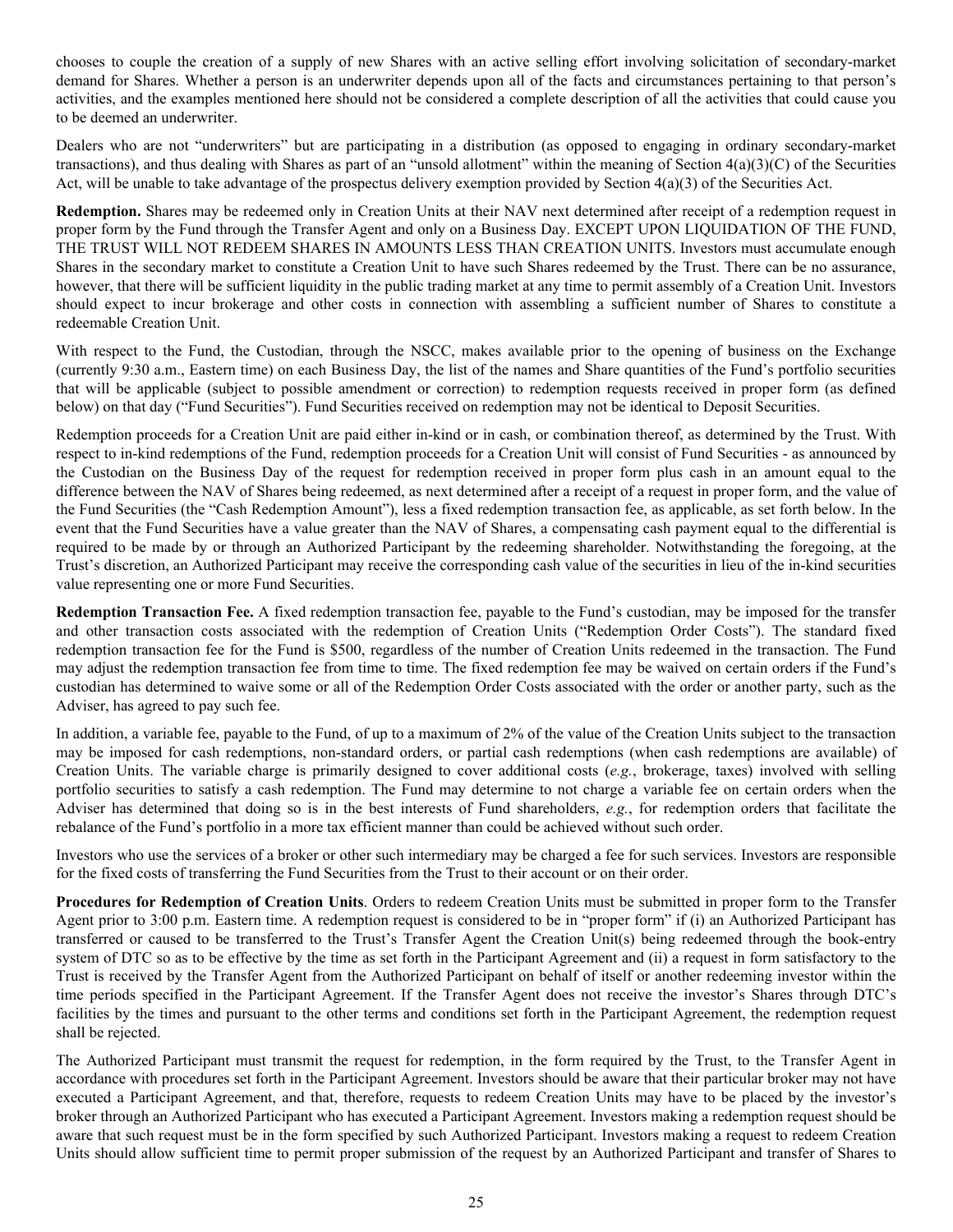chooses to couple the creation of a supply of new Shares with an active selling effort involving solicitation of secondary-market demand for Shares. Whether a person is an underwriter depends upon all of the facts and circumstances pertaining to that person's activities, and the examples mentioned here should not be considered a complete description of all the activities that could cause you to be deemed an underwriter.

Dealers who are not "underwriters" but are participating in a distribution (as opposed to engaging in ordinary secondary-market transactions), and thus dealing with Shares as part of an "unsold allotment" within the meaning of Section 4(a)(3)(C) of the Securities Act, will be unable to take advantage of the prospectus delivery exemption provided by Section 4(a)(3) of the Securities Act.

**Redemption.** Shares may be redeemed only in Creation Units at their NAV next determined after receipt of a redemption request in proper form by the Fund through the Transfer Agent and only on a Business Day. EXCEPT UPON LIQUIDATION OF THE FUND, THE TRUST WILL NOT REDEEM SHARES IN AMOUNTS LESS THAN CREATION UNITS. Investors must accumulate enough Shares in the secondary market to constitute a Creation Unit to have such Shares redeemed by the Trust. There can be no assurance, however, that there will be sufficient liquidity in the public trading market at any time to permit assembly of a Creation Unit. Investors should expect to incur brokerage and other costs in connection with assembling a sufficient number of Shares to constitute a redeemable Creation Unit.

With respect to the Fund, the Custodian, through the NSCC, makes available prior to the opening of business on the Exchange (currently 9:30 a.m., Eastern time) on each Business Day, the list of the names and Share quantities of the Fund's portfolio securities that will be applicable (subject to possible amendment or correction) to redemption requests received in proper form (as defined below) on that day ("Fund Securities"). Fund Securities received on redemption may not be identical to Deposit Securities.

Redemption proceeds for a Creation Unit are paid either in-kind or in cash, or combination thereof, as determined by the Trust. With respect to in-kind redemptions of the Fund, redemption proceeds for a Creation Unit will consist of Fund Securities - as announced by the Custodian on the Business Day of the request for redemption received in proper form plus cash in an amount equal to the difference between the NAV of Shares being redeemed, as next determined after a receipt of a request in proper form, and the value of the Fund Securities (the "Cash Redemption Amount"), less a fixed redemption transaction fee, as applicable, as set forth below. In the event that the Fund Securities have a value greater than the NAV of Shares, a compensating cash payment equal to the differential is required to be made by or through an Authorized Participant by the redeeming shareholder. Notwithstanding the foregoing, at the Trust's discretion, an Authorized Participant may receive the corresponding cash value of the securities in lieu of the in-kind securities value representing one or more Fund Securities.

**Redemption Transaction Fee.** A fixed redemption transaction fee, payable to the Fund's custodian, may be imposed for the transfer and other transaction costs associated with the redemption of Creation Units ("Redemption Order Costs"). The standard fixed redemption transaction fee for the Fund is $500, regardless of the number of Creation Units redeemed in the transaction. The Fund may adjust the redemption transaction fee from time to time. The fixed redemption fee may be waived on certain orders if the Fund's custodian has determined to waive some or all of the Redemption Order Costs associated with the order or another party, such as the Adviser, has agreed to pay such fee.

In addition, a variable fee, payable to the Fund, of up to a maximum of 2% of the value of the Creation Units subject to the transaction may be imposed for cash redemptions, non-standard orders, or partial cash redemptions (when cash redemptions are available) of Creation Units. The variable charge is primarily designed to cover additional costs (*e.g.*, brokerage, taxes) involved with selling portfolio securities to satisfy a cash redemption. The Fund may determine to not charge a variable fee on certain orders when the Adviser has determined that doing so is in the best interests of Fund shareholders, *e.g.*, for redemption orders that facilitate the rebalance of the Fund's portfolio in a more tax efficient manner than could be achieved without such order.

Investors who use the services of a broker or other such intermediary may be charged a fee for such services. Investors are responsible for the fixed costs of transferring the Fund Securities from the Trust to their account or on their order.

**Procedures for Redemption of Creation Units**. Orders to redeem Creation Units must be submitted in proper form to the Transfer Agent prior to 3:00 p.m. Eastern time. A redemption request is considered to be in "proper form" if (i) an Authorized Participant has transferred or caused to be transferred to the Trust's Transfer Agent the Creation Unit(s) being redeemed through the book-entry system of DTC so as to be effective by the time as set forth in the Participant Agreement and (ii) a request in form satisfactory to the Trust is received by the Transfer Agent from the Authorized Participant on behalf of itself or another redeeming investor within the time periods specified in the Participant Agreement. If the Transfer Agent does not receive the investor's Shares through DTC's facilities by the times and pursuant to the other terms and conditions set forth in the Participant Agreement, the redemption request shall be rejected.

The Authorized Participant must transmit the request for redemption, in the form required by the Trust, to the Transfer Agent in accordance with procedures set forth in the Participant Agreement. Investors should be aware that their particular broker may not have executed a Participant Agreement, and that, therefore, requests to redeem Creation Units may have to be placed by the investor's broker through an Authorized Participant who has executed a Participant Agreement. Investors making a redemption request should be aware that such request must be in the form specified by such Authorized Participant. Investors making a request to redeem Creation Units should allow sufficient time to permit proper submission of the request by an Authorized Participant and transfer of Shares to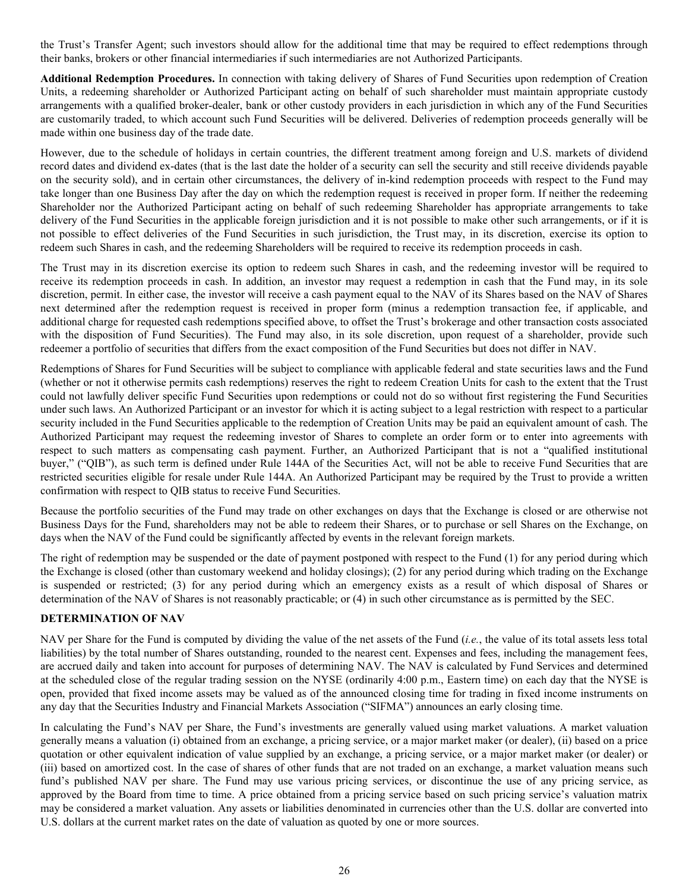the Trust's Transfer Agent; such investors should allow for the additional time that may be required to effect redemptions through their banks, brokers or other financial intermediaries if such intermediaries are not Authorized Participants.

**Additional Redemption Procedures.** In connection with taking delivery of Shares of Fund Securities upon redemption of Creation Units, a redeeming shareholder or Authorized Participant acting on behalf of such shareholder must maintain appropriate custody arrangements with a qualified broker-dealer, bank or other custody providers in each jurisdiction in which any of the Fund Securities are customarily traded, to which account such Fund Securities will be delivered. Deliveries of redemption proceeds generally will be made within one business day of the trade date.

However, due to the schedule of holidays in certain countries, the different treatment among foreign and U.S. markets of dividend record dates and dividend ex-dates (that is the last date the holder of a security can sell the security and still receive dividends payable on the security sold), and in certain other circumstances, the delivery of in-kind redemption proceeds with respect to the Fund may take longer than one Business Day after the day on which the redemption request is received in proper form. If neither the redeeming Shareholder nor the Authorized Participant acting on behalf of such redeeming Shareholder has appropriate arrangements to take delivery of the Fund Securities in the applicable foreign jurisdiction and it is not possible to make other such arrangements, or if it is not possible to effect deliveries of the Fund Securities in such jurisdiction, the Trust may, in its discretion, exercise its option to redeem such Shares in cash, and the redeeming Shareholders will be required to receive its redemption proceeds in cash.

The Trust may in its discretion exercise its option to redeem such Shares in cash, and the redeeming investor will be required to receive its redemption proceeds in cash. In addition, an investor may request a redemption in cash that the Fund may, in its sole discretion, permit. In either case, the investor will receive a cash payment equal to the NAV of its Shares based on the NAV of Shares next determined after the redemption request is received in proper form (minus a redemption transaction fee, if applicable, and additional charge for requested cash redemptions specified above, to offset the Trust's brokerage and other transaction costs associated with the disposition of Fund Securities). The Fund may also, in its sole discretion, upon request of a shareholder, provide such redeemer a portfolio of securities that differs from the exact composition of the Fund Securities but does not differ in NAV.

Redemptions of Shares for Fund Securities will be subject to compliance with applicable federal and state securities laws and the Fund (whether or not it otherwise permits cash redemptions) reserves the right to redeem Creation Units for cash to the extent that the Trust could not lawfully deliver specific Fund Securities upon redemptions or could not do so without first registering the Fund Securities under such laws. An Authorized Participant or an investor for which it is acting subject to a legal restriction with respect to a particular security included in the Fund Securities applicable to the redemption of Creation Units may be paid an equivalent amount of cash. The Authorized Participant may request the redeeming investor of Shares to complete an order form or to enter into agreements with respect to such matters as compensating cash payment. Further, an Authorized Participant that is not a "qualified institutional buyer," ("QIB"), as such term is defined under Rule 144A of the Securities Act, will not be able to receive Fund Securities that are restricted securities eligible for resale under Rule 144A. An Authorized Participant may be required by the Trust to provide a written confirmation with respect to QIB status to receive Fund Securities.

Because the portfolio securities of the Fund may trade on other exchanges on days that the Exchange is closed or are otherwise not Business Days for the Fund, shareholders may not be able to redeem their Shares, or to purchase or sell Shares on the Exchange, on days when the NAV of the Fund could be significantly affected by events in the relevant foreign markets.

The right of redemption may be suspended or the date of payment postponed with respect to the Fund (1) for any period during which the Exchange is closed (other than customary weekend and holiday closings); (2) for any period during which trading on the Exchange is suspended or restricted; (3) for any period during which an emergency exists as a result of which disposal of Shares or determination of the NAV of Shares is not reasonably practicable; or (4) in such other circumstance as is permitted by the SEC.

## DETERMINATION OF NAV

NAV per Share for the Fund is computed by dividing the value of the net assets of the Fund (*i.e.*, the value of its total assets less total liabilities) by the total number of Shares outstanding, rounded to the nearest cent. Expenses and fees, including the management fees, are accrued daily and taken into account for purposes of determining NAV. The NAV is calculated by Fund Services and determined at the scheduled close of the regular trading session on the NYSE (ordinarily 4:00 p.m., Eastern time) on each day that the NYSE is open, provided that fixed income assets may be valued as of the announced closing time for trading in fixed income instruments on any day that the Securities Industry and Financial Markets Association ("SIFMA") announces an early closing time.

In calculating the Fund's NAV per Share, the Fund's investments are generally valued using market valuations. A market valuation generally means a valuation (i) obtained from an exchange, a pricing service, or a major market maker (or dealer), (ii) based on a price quotation or other equivalent indication of value supplied by an exchange, a pricing service, or a major market maker (or dealer) or (iii) based on amortized cost. In the case of shares of other funds that are not traded on an exchange, a market valuation means such fund's published NAV per share. The Fund may use various pricing services, or discontinue the use of any pricing service, as approved by the Board from time to time. A price obtained from a pricing service based on such pricing service's valuation matrix may be considered a market valuation. Any assets or liabilities denominated in currencies other than the U.S. dollar are converted into U.S. dollars at the current market rates on the date of valuation as quoted by one or more sources.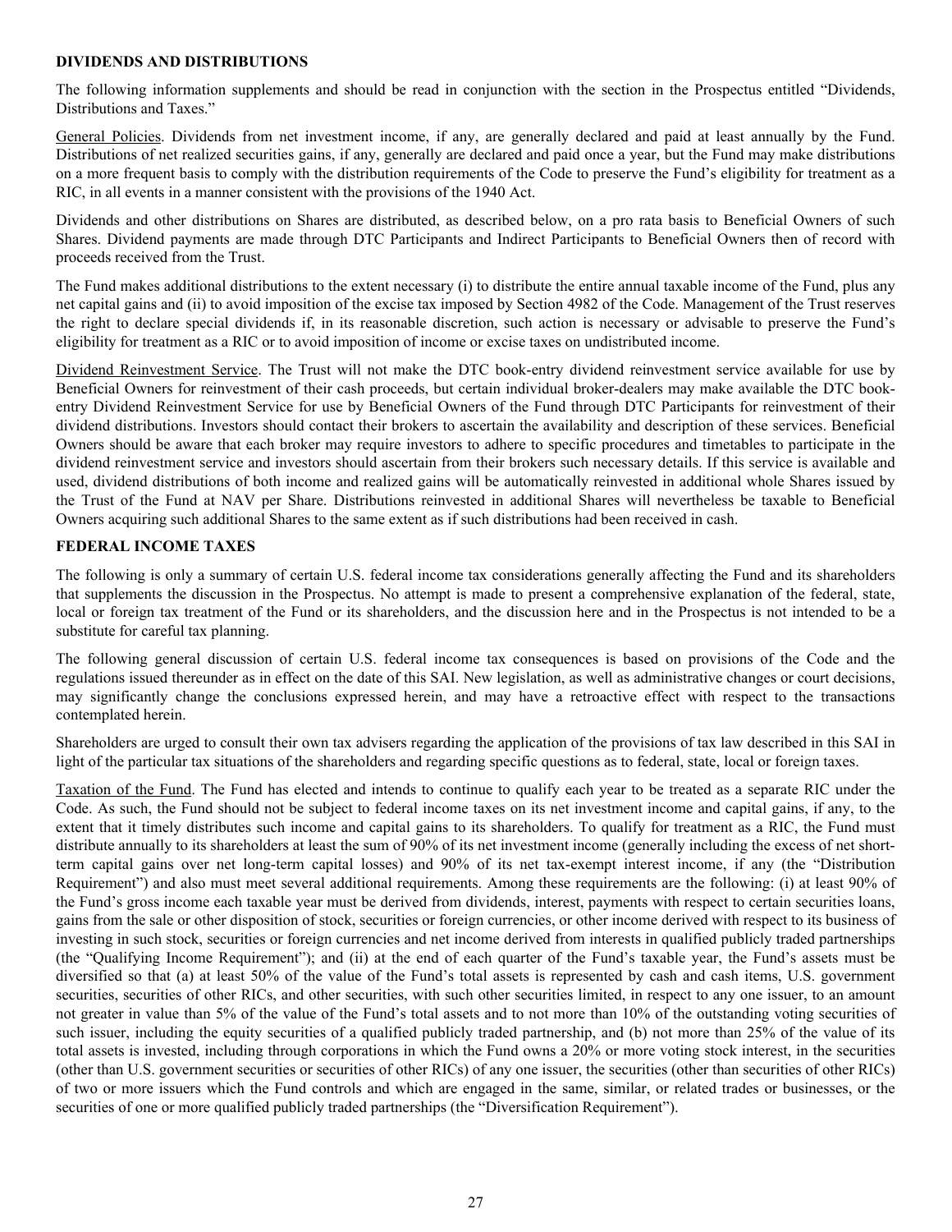## DIVIDENDS AND DISTRIBUTIONS

The following information supplements and should be read in conjunction with the section in the Prospectus entitled "Dividends, Distributions and Taxes."

General Policies. Dividends from net investment income, if any, are generally declared and paid at least annually by the Fund. Distributions of net realized securities gains, if any, generally are declared and paid once a year, but the Fund may make distributions on a more frequent basis to comply with the distribution requirements of the Code to preserve the Fund's eligibility for treatment as a RIC, in all events in a manner consistent with the provisions of the 1940 Act.

Dividends and other distributions on Shares are distributed, as described below, on a pro rata basis to Beneficial Owners of such Shares. Dividend payments are made through DTC Participants and Indirect Participants to Beneficial Owners then of record with proceeds received from the Trust.

The Fund makes additional distributions to the extent necessary (i) to distribute the entire annual taxable income of the Fund, plus any net capital gains and (ii) to avoid imposition of the excise tax imposed by Section 4982 of the Code. Management of the Trust reserves the right to declare special dividends if, in its reasonable discretion, such action is necessary or advisable to preserve the Fund's eligibility for treatment as a RIC or to avoid imposition of income or excise taxes on undistributed income.

Dividend Reinvestment Service. The Trust will not make the DTC book-entry dividend reinvestment service available for use by Beneficial Owners for reinvestment of their cash proceeds, but certain individual broker-dealers may make available the DTC book-entry Dividend Reinvestment Service for use by Beneficial Owners of the Fund through DTC Participants for reinvestment of their dividend distributions. Investors should contact their brokers to ascertain the availability and description of these services. Beneficial Owners should be aware that each broker may require investors to adhere to specific procedures and timetables to participate in the dividend reinvestment service and investors should ascertain from their brokers such necessary details. If this service is available and used, dividend distributions of both income and realized gains will be automatically reinvested in additional whole Shares issued by the Trust of the Fund at NAV per Share. Distributions reinvested in additional Shares will nevertheless be taxable to Beneficial Owners acquiring such additional Shares to the same extent as if such distributions had been received in cash.

## FEDERAL INCOME TAXES

The following is only a summary of certain U.S. federal income tax considerations generally affecting the Fund and its shareholders that supplements the discussion in the Prospectus. No attempt is made to present a comprehensive explanation of the federal, state, local or foreign tax treatment of the Fund or its shareholders, and the discussion here and in the Prospectus is not intended to be a substitute for careful tax planning.

The following general discussion of certain U.S. federal income tax consequences is based on provisions of the Code and the regulations issued thereunder as in effect on the date of this SAI. New legislation, as well as administrative changes or court decisions, may significantly change the conclusions expressed herein, and may have a retroactive effect with respect to the transactions contemplated herein.

Shareholders are urged to consult their own tax advisers regarding the application of the provisions of tax law described in this SAI in light of the particular tax situations of the shareholders and regarding specific questions as to federal, state, local or foreign taxes.

Taxation of the Fund. The Fund has elected and intends to continue to qualify each year to be treated as a separate RIC under the Code. As such, the Fund should not be subject to federal income taxes on its net investment income and capital gains, if any, to the extent that it timely distributes such income and capital gains to its shareholders. To qualify for treatment as a RIC, the Fund must distribute annually to its shareholders at least the sum of 90% of its net investment income (generally including the excess of net short-term capital gains over net long-term capital losses) and 90% of its net tax-exempt interest income, if any (the "Distribution Requirement") and also must meet several additional requirements. Among these requirements are the following: (i) at least 90% of the Fund's gross income each taxable year must be derived from dividends, interest, payments with respect to certain securities loans, gains from the sale or other disposition of stock, securities or foreign currencies, or other income derived with respect to its business of investing in such stock, securities or foreign currencies and net income derived from interests in qualified publicly traded partnerships (the "Qualifying Income Requirement"); and (ii) at the end of each quarter of the Fund's taxable year, the Fund's assets must be diversified so that (a) at least 50% of the value of the Fund's total assets is represented by cash and cash items, U.S. government securities, securities of other RICs, and other securities, with such other securities limited, in respect to any one issuer, to an amount not greater in value than 5% of the value of the Fund's total assets and to not more than 10% of the outstanding voting securities of such issuer, including the equity securities of a qualified publicly traded partnership, and (b) not more than 25% of the value of its total assets is invested, including through corporations in which the Fund owns a 20% or more voting stock interest, in the securities (other than U.S. government securities or securities of other RICs) of any one issuer, the securities (other than securities of other RICs) of two or more issuers which the Fund controls and which are engaged in the same, similar, or related trades or businesses, or the securities of one or more qualified publicly traded partnerships (the "Diversification Requirement").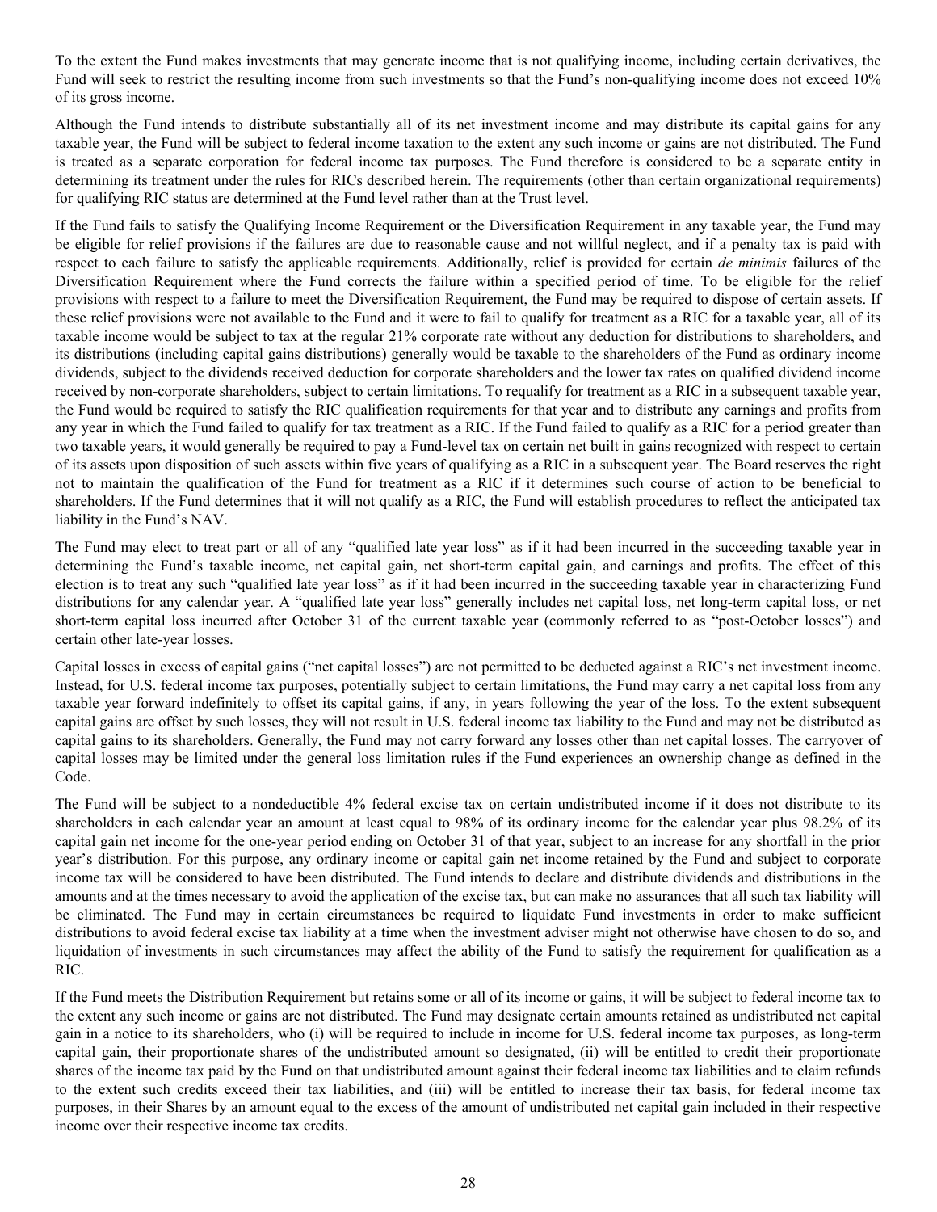To the extent the Fund makes investments that may generate income that is not qualifying income, including certain derivatives, the Fund will seek to restrict the resulting income from such investments so that the Fund's non-qualifying income does not exceed 10% of its gross income.

Although the Fund intends to distribute substantially all of its net investment income and may distribute its capital gains for any taxable year, the Fund will be subject to federal income taxation to the extent any such income or gains are not distributed. The Fund is treated as a separate corporation for federal income tax purposes. The Fund therefore is considered to be a separate entity in determining its treatment under the rules for RICs described herein. The requirements (other than certain organizational requirements) for qualifying RIC status are determined at the Fund level rather than at the Trust level.

If the Fund fails to satisfy the Qualifying Income Requirement or the Diversification Requirement in any taxable year, the Fund may be eligible for relief provisions if the failures are due to reasonable cause and not willful neglect, and if a penalty tax is paid with respect to each failure to satisfy the applicable requirements. Additionally, relief is provided for certain *de minimis* failures of the Diversification Requirement where the Fund corrects the failure within a specified period of time. To be eligible for the relief provisions with respect to a failure to meet the Diversification Requirement, the Fund may be required to dispose of certain assets. If these relief provisions were not available to the Fund and it were to fail to qualify for treatment as a RIC for a taxable year, all of its taxable income would be subject to tax at the regular 21% corporate rate without any deduction for distributions to shareholders, and its distributions (including capital gains distributions) generally would be taxable to the shareholders of the Fund as ordinary income dividends, subject to the dividends received deduction for corporate shareholders and the lower tax rates on qualified dividend income received by non-corporate shareholders, subject to certain limitations. To requalify for treatment as a RIC in a subsequent taxable year, the Fund would be required to satisfy the RIC qualification requirements for that year and to distribute any earnings and profits from any year in which the Fund failed to qualify for tax treatment as a RIC. If the Fund failed to qualify as a RIC for a period greater than two taxable years, it would generally be required to pay a Fund-level tax on certain net built in gains recognized with respect to certain of its assets upon disposition of such assets within five years of qualifying as a RIC in a subsequent year. The Board reserves the right not to maintain the qualification of the Fund for treatment as a RIC if it determines such course of action to be beneficial to shareholders. If the Fund determines that it will not qualify as a RIC, the Fund will establish procedures to reflect the anticipated tax liability in the Fund's NAV.

The Fund may elect to treat part or all of any "qualified late year loss" as if it had been incurred in the succeeding taxable year in determining the Fund's taxable income, net capital gain, net short-term capital gain, and earnings and profits. The effect of this election is to treat any such "qualified late year loss" as if it had been incurred in the succeeding taxable year in characterizing Fund distributions for any calendar year. A "qualified late year loss" generally includes net capital loss, net long-term capital loss, or net short-term capital loss incurred after October 31 of the current taxable year (commonly referred to as "post-October losses") and certain other late-year losses.

Capital losses in excess of capital gains ("net capital losses") are not permitted to be deducted against a RIC's net investment income. Instead, for U.S. federal income tax purposes, potentially subject to certain limitations, the Fund may carry a net capital loss from any taxable year forward indefinitely to offset its capital gains, if any, in years following the year of the loss. To the extent subsequent capital gains are offset by such losses, they will not result in U.S. federal income tax liability to the Fund and may not be distributed as capital gains to its shareholders. Generally, the Fund may not carry forward any losses other than net capital losses. The carryover of capital losses may be limited under the general loss limitation rules if the Fund experiences an ownership change as defined in the Code.

The Fund will be subject to a nondeductible 4% federal excise tax on certain undistributed income if it does not distribute to its shareholders in each calendar year an amount at least equal to 98% of its ordinary income for the calendar year plus 98.2% of its capital gain net income for the one-year period ending on October 31 of that year, subject to an increase for any shortfall in the prior year's distribution. For this purpose, any ordinary income or capital gain net income retained by the Fund and subject to corporate income tax will be considered to have been distributed. The Fund intends to declare and distribute dividends and distributions in the amounts and at the times necessary to avoid the application of the excise tax, but can make no assurances that all such tax liability will be eliminated. The Fund may in certain circumstances be required to liquidate Fund investments in order to make sufficient distributions to avoid federal excise tax liability at a time when the investment adviser might not otherwise have chosen to do so, and liquidation of investments in such circumstances may affect the ability of the Fund to satisfy the requirement for qualification as a RIC.

If the Fund meets the Distribution Requirement but retains some or all of its income or gains, it will be subject to federal income tax to the extent any such income or gains are not distributed. The Fund may designate certain amounts retained as undistributed net capital gain in a notice to its shareholders, who (i) will be required to include in income for U.S. federal income tax purposes, as long-term capital gain, their proportionate shares of the undistributed amount so designated, (ii) will be entitled to credit their proportionate shares of the income tax paid by the Fund on that undistributed amount against their federal income tax liabilities and to claim refunds to the extent such credits exceed their tax liabilities, and (iii) will be entitled to increase their tax basis, for federal income tax purposes, in their Shares by an amount equal to the excess of the amount of undistributed net capital gain included in their respective income over their respective income tax credits.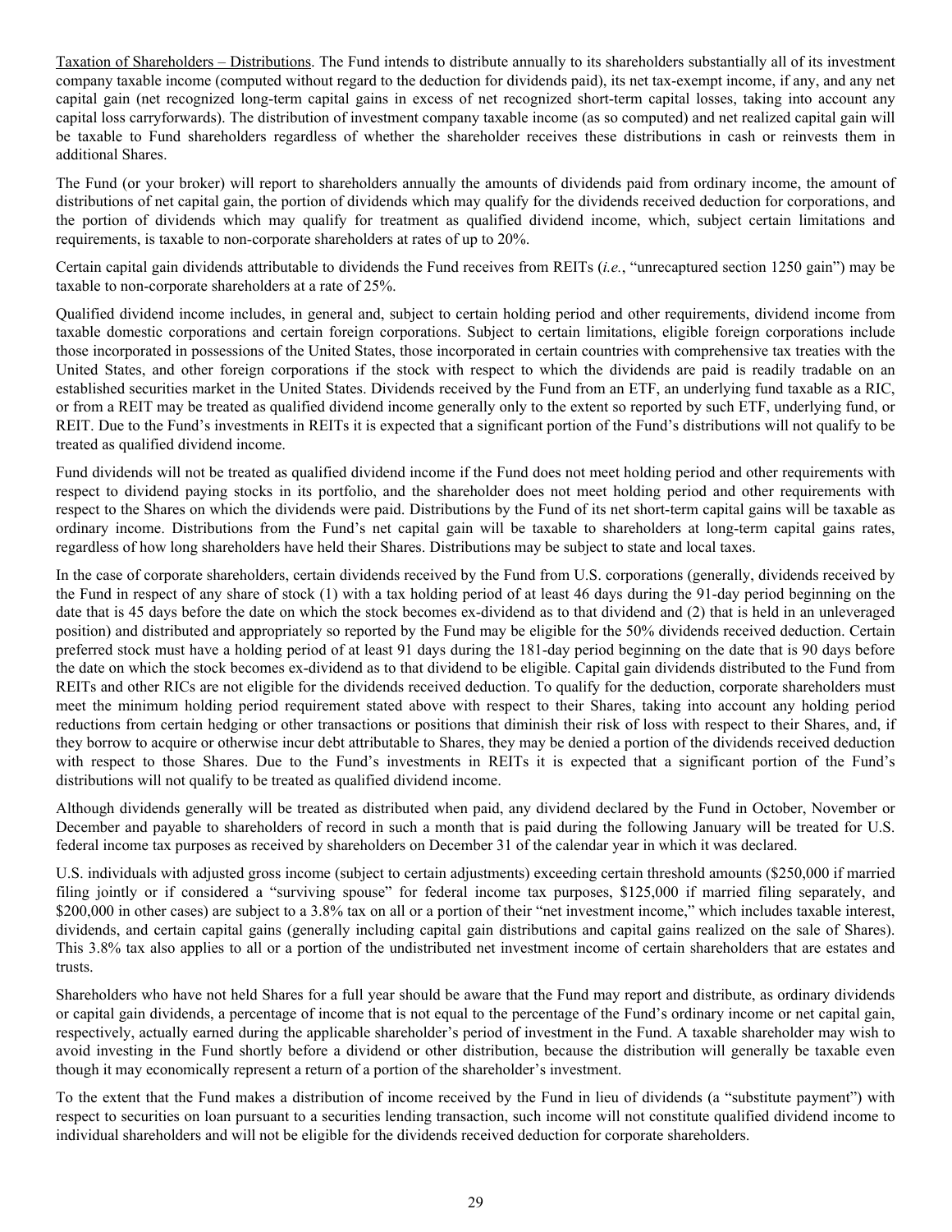<u>Taxation of Shareholders – Distributions</u>. The Fund intends to distribute annually to its shareholders substantially all of its investment company taxable income (computed without regard to the deduction for dividends paid), its net tax-exempt income, if any, and any net capital gain (net recognized long-term capital gains in excess of net recognized short-term capital losses, taking into account any capital loss carryforwards). The distribution of investment company taxable income (as so computed) and net realized capital gain will be taxable to Fund shareholders regardless of whether the shareholder receives these distributions in cash or reinvests them in additional Shares.

The Fund (or your broker) will report to shareholders annually the amounts of dividends paid from ordinary income, the amount of distributions of net capital gain, the portion of dividends which may qualify for the dividends received deduction for corporations, and the portion of dividends which may qualify for treatment as qualified dividend income, which, subject certain limitations and requirements, is taxable to non-corporate shareholders at rates of up to 20%.

Certain capital gain dividends attributable to dividends the Fund receives from REITs (*i.e.*, "unrecaptured section 1250 gain") may be taxable to non-corporate shareholders at a rate of 25%.

Qualified dividend income includes, in general and, subject to certain holding period and other requirements, dividend income from taxable domestic corporations and certain foreign corporations. Subject to certain limitations, eligible foreign corporations include those incorporated in possessions of the United States, those incorporated in certain countries with comprehensive tax treaties with the United States, and other foreign corporations if the stock with respect to which the dividends are paid is readily tradable on an established securities market in the United States. Dividends received by the Fund from an ETF, an underlying fund taxable as a RIC, or from a REIT may be treated as qualified dividend income generally only to the extent so reported by such ETF, underlying fund, or REIT. Due to the Fund's investments in REITs it is expected that a significant portion of the Fund's distributions will not qualify to be treated as qualified dividend income.

Fund dividends will not be treated as qualified dividend income if the Fund does not meet holding period and other requirements with respect to dividend paying stocks in its portfolio, and the shareholder does not meet holding period and other requirements with respect to the Shares on which the dividends were paid. Distributions by the Fund of its net short-term capital gains will be taxable as ordinary income. Distributions from the Fund's net capital gain will be taxable to shareholders at long-term capital gains rates, regardless of how long shareholders have held their Shares. Distributions may be subject to state and local taxes.

In the case of corporate shareholders, certain dividends received by the Fund from U.S. corporations (generally, dividends received by the Fund in respect of any share of stock (1) with a tax holding period of at least 46 days during the 91-day period beginning on the date that is 45 days before the date on which the stock becomes ex-dividend as to that dividend and (2) that is held in an unleveraged position) and distributed and appropriately so reported by the Fund may be eligible for the 50% dividends received deduction. Certain preferred stock must have a holding period of at least 91 days during the 181-day period beginning on the date that is 90 days before the date on which the stock becomes ex-dividend as to that dividend to be eligible. Capital gain dividends distributed to the Fund from REITs and other RICs are not eligible for the dividends received deduction. To qualify for the deduction, corporate shareholders must meet the minimum holding period requirement stated above with respect to their Shares, taking into account any holding period reductions from certain hedging or other transactions or positions that diminish their risk of loss with respect to their Shares, and, if they borrow to acquire or otherwise incur debt attributable to Shares, they may be denied a portion of the dividends received deduction with respect to those Shares. Due to the Fund's investments in REITs it is expected that a significant portion of the Fund's distributions will not qualify to be treated as qualified dividend income.

Although dividends generally will be treated as distributed when paid, any dividend declared by the Fund in October, November or December and payable to shareholders of record in such a month that is paid during the following January will be treated for U.S. federal income tax purposes as received by shareholders on December 31 of the calendar year in which it was declared.

U.S. individuals with adjusted gross income (subject to certain adjustments) exceeding certain threshold amounts ($250,000 if married filing jointly or if considered a "surviving spouse" for federal income tax purposes, $125,000 if married filing separately, and $200,000 in other cases) are subject to a 3.8% tax on all or a portion of their "net investment income," which includes taxable interest, dividends, and certain capital gains (generally including capital gain distributions and capital gains realized on the sale of Shares). This 3.8% tax also applies to all or a portion of the undistributed net investment income of certain shareholders that are estates and trusts.

Shareholders who have not held Shares for a full year should be aware that the Fund may report and distribute, as ordinary dividends or capital gain dividends, a percentage of income that is not equal to the percentage of the Fund's ordinary income or net capital gain, respectively, actually earned during the applicable shareholder's period of investment in the Fund. A taxable shareholder may wish to avoid investing in the Fund shortly before a dividend or other distribution, because the distribution will generally be taxable even though it may economically represent a return of a portion of the shareholder's investment.

To the extent that the Fund makes a distribution of income received by the Fund in lieu of dividends (a "substitute payment") with respect to securities on loan pursuant to a securities lending transaction, such income will not constitute qualified dividend income to individual shareholders and will not be eligible for the dividends received deduction for corporate shareholders.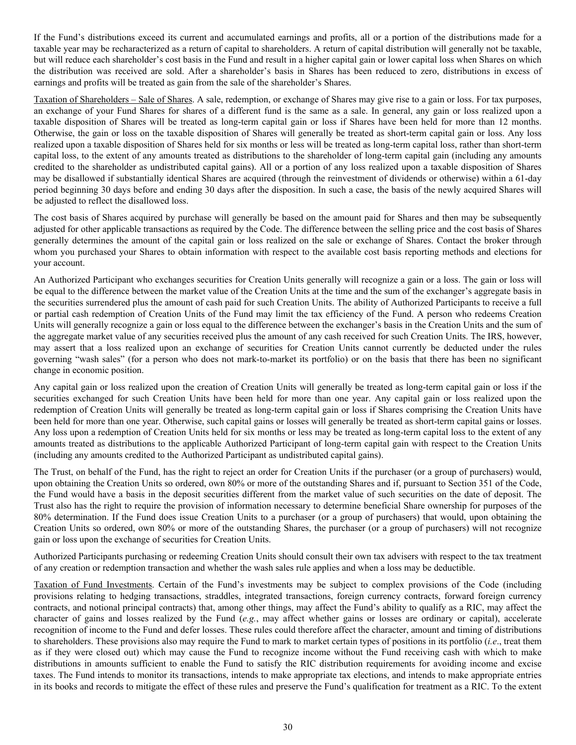If the Fund's distributions exceed its current and accumulated earnings and profits, all or a portion of the distributions made for a taxable year may be recharacterized as a return of capital to shareholders. A return of capital distribution will generally not be taxable, but will reduce each shareholder's cost basis in the Fund and result in a higher capital gain or lower capital loss when Shares on which the distribution was received are sold. After a shareholder's basis in Shares has been reduced to zero, distributions in excess of earnings and profits will be treated as gain from the sale of the shareholder's Shares.

Taxation of Shareholders – Sale of Shares. A sale, redemption, or exchange of Shares may give rise to a gain or loss. For tax purposes, an exchange of your Fund Shares for shares of a different fund is the same as a sale. In general, any gain or loss realized upon a taxable disposition of Shares will be treated as long-term capital gain or loss if Shares have been held for more than 12 months. Otherwise, the gain or loss on the taxable disposition of Shares will generally be treated as short-term capital gain or loss. Any loss realized upon a taxable disposition of Shares held for six months or less will be treated as long-term capital loss, rather than short-term capital loss, to the extent of any amounts treated as distributions to the shareholder of long-term capital gain (including any amounts credited to the shareholder as undistributed capital gains). All or a portion of any loss realized upon a taxable disposition of Shares may be disallowed if substantially identical Shares are acquired (through the reinvestment of dividends or otherwise) within a 61-day period beginning 30 days before and ending 30 days after the disposition. In such a case, the basis of the newly acquired Shares will be adjusted to reflect the disallowed loss.

The cost basis of Shares acquired by purchase will generally be based on the amount paid for Shares and then may be subsequently adjusted for other applicable transactions as required by the Code. The difference between the selling price and the cost basis of Shares generally determines the amount of the capital gain or loss realized on the sale or exchange of Shares. Contact the broker through whom you purchased your Shares to obtain information with respect to the available cost basis reporting methods and elections for your account.

An Authorized Participant who exchanges securities for Creation Units generally will recognize a gain or a loss. The gain or loss will be equal to the difference between the market value of the Creation Units at the time and the sum of the exchanger's aggregate basis in the securities surrendered plus the amount of cash paid for such Creation Units. The ability of Authorized Participants to receive a full or partial cash redemption of Creation Units of the Fund may limit the tax efficiency of the Fund. A person who redeems Creation Units will generally recognize a gain or loss equal to the difference between the exchanger's basis in the Creation Units and the sum of the aggregate market value of any securities received plus the amount of any cash received for such Creation Units. The IRS, however, may assert that a loss realized upon an exchange of securities for Creation Units cannot currently be deducted under the rules governing "wash sales" (for a person who does not mark-to-market its portfolio) or on the basis that there has been no significant change in economic position.

Any capital gain or loss realized upon the creation of Creation Units will generally be treated as long-term capital gain or loss if the securities exchanged for such Creation Units have been held for more than one year. Any capital gain or loss realized upon the redemption of Creation Units will generally be treated as long-term capital gain or loss if Shares comprising the Creation Units have been held for more than one year. Otherwise, such capital gains or losses will generally be treated as short-term capital gains or losses. Any loss upon a redemption of Creation Units held for six months or less may be treated as long-term capital loss to the extent of any amounts treated as distributions to the applicable Authorized Participant of long-term capital gain with respect to the Creation Units (including any amounts credited to the Authorized Participant as undistributed capital gains).

The Trust, on behalf of the Fund, has the right to reject an order for Creation Units if the purchaser (or a group of purchasers) would, upon obtaining the Creation Units so ordered, own 80% or more of the outstanding Shares and if, pursuant to Section 351 of the Code, the Fund would have a basis in the deposit securities different from the market value of such securities on the date of deposit. The Trust also has the right to require the provision of information necessary to determine beneficial Share ownership for purposes of the 80% determination. If the Fund does issue Creation Units to a purchaser (or a group of purchasers) that would, upon obtaining the Creation Units so ordered, own 80% or more of the outstanding Shares, the purchaser (or a group of purchasers) will not recognize gain or loss upon the exchange of securities for Creation Units.

Authorized Participants purchasing or redeeming Creation Units should consult their own tax advisers with respect to the tax treatment of any creation or redemption transaction and whether the wash sales rule applies and when a loss may be deductible.

Taxation of Fund Investments. Certain of the Fund's investments may be subject to complex provisions of the Code (including provisions relating to hedging transactions, straddles, integrated transactions, foreign currency contracts, forward foreign currency contracts, and notional principal contracts) that, among other things, may affect the Fund's ability to qualify as a RIC, may affect the character of gains and losses realized by the Fund (*e.g.*, may affect whether gains or losses are ordinary or capital), accelerate recognition of income to the Fund and defer losses. These rules could therefore affect the character, amount and timing of distributions to shareholders. These provisions also may require the Fund to mark to market certain types of positions in its portfolio (*i.e*., treat them as if they were closed out) which may cause the Fund to recognize income without the Fund receiving cash with which to make distributions in amounts sufficient to enable the Fund to satisfy the RIC distribution requirements for avoiding income and excise taxes. The Fund intends to monitor its transactions, intends to make appropriate tax elections, and intends to make appropriate entries in its books and records to mitigate the effect of these rules and preserve the Fund's qualification for treatment as a RIC. To the extent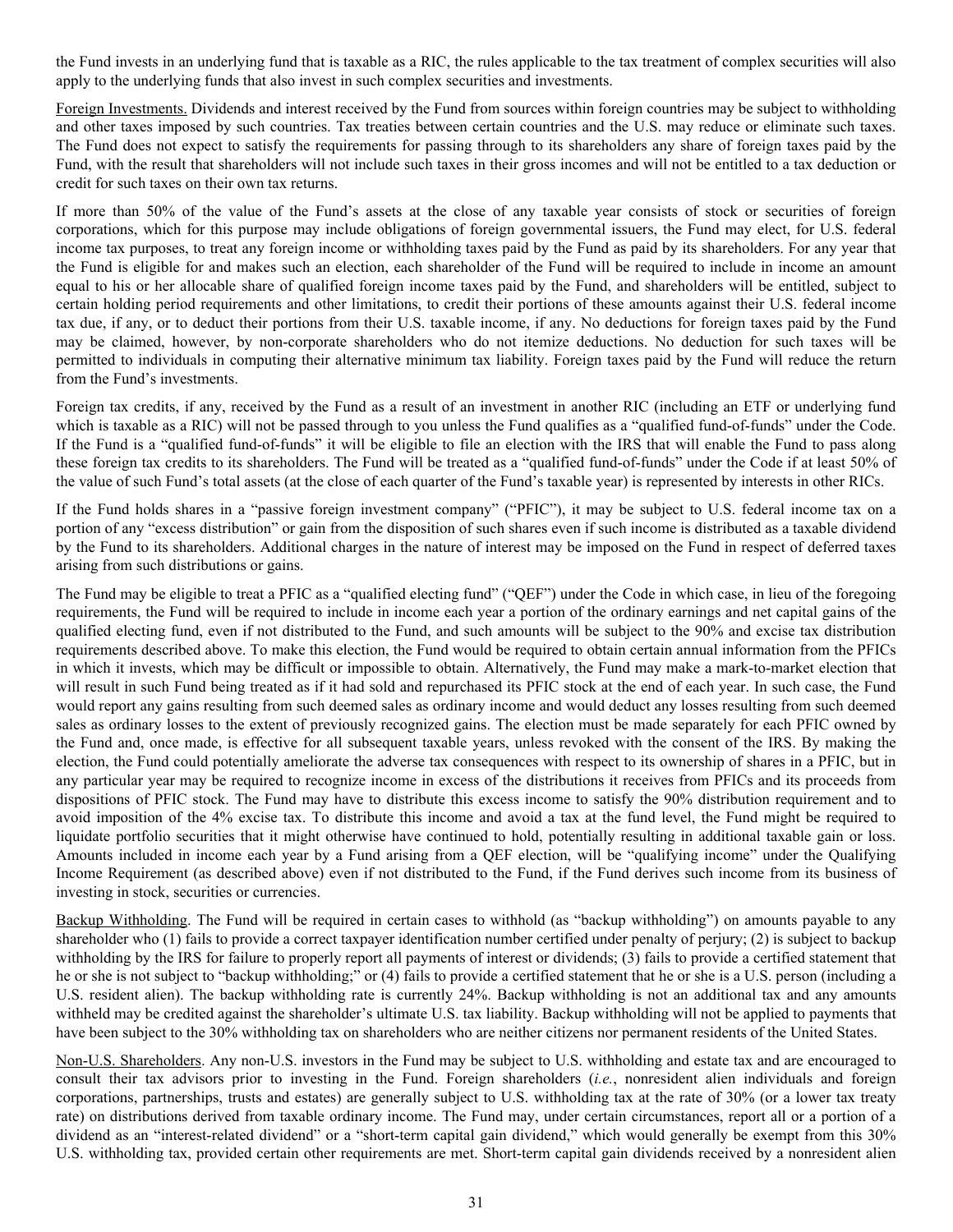the Fund invests in an underlying fund that is taxable as a RIC, the rules applicable to the tax treatment of complex securities will also apply to the underlying funds that also invest in such complex securities and investments.

Foreign Investments. Dividends and interest received by the Fund from sources within foreign countries may be subject to withholding and other taxes imposed by such countries. Tax treaties between certain countries and the U.S. may reduce or eliminate such taxes. The Fund does not expect to satisfy the requirements for passing through to its shareholders any share of foreign taxes paid by the Fund, with the result that shareholders will not include such taxes in their gross incomes and will not be entitled to a tax deduction or credit for such taxes on their own tax returns.

If more than 50% of the value of the Fund's assets at the close of any taxable year consists of stock or securities of foreign corporations, which for this purpose may include obligations of foreign governmental issuers, the Fund may elect, for U.S. federal income tax purposes, to treat any foreign income or withholding taxes paid by the Fund as paid by its shareholders. For any year that the Fund is eligible for and makes such an election, each shareholder of the Fund will be required to include in income an amount equal to his or her allocable share of qualified foreign income taxes paid by the Fund, and shareholders will be entitled, subject to certain holding period requirements and other limitations, to credit their portions of these amounts against their U.S. federal income tax due, if any, or to deduct their portions from their U.S. taxable income, if any. No deductions for foreign taxes paid by the Fund may be claimed, however, by non-corporate shareholders who do not itemize deductions. No deduction for such taxes will be permitted to individuals in computing their alternative minimum tax liability. Foreign taxes paid by the Fund will reduce the return from the Fund's investments.

Foreign tax credits, if any, received by the Fund as a result of an investment in another RIC (including an ETF or underlying fund which is taxable as a RIC) will not be passed through to you unless the Fund qualifies as a "qualified fund-of-funds" under the Code. If the Fund is a "qualified fund-of-funds" it will be eligible to file an election with the IRS that will enable the Fund to pass along these foreign tax credits to its shareholders. The Fund will be treated as a "qualified fund-of-funds" under the Code if at least 50% of the value of such Fund's total assets (at the close of each quarter of the Fund's taxable year) is represented by interests in other RICs.

If the Fund holds shares in a "passive foreign investment company" ("PFIC"), it may be subject to U.S. federal income tax on a portion of any "excess distribution" or gain from the disposition of such shares even if such income is distributed as a taxable dividend by the Fund to its shareholders. Additional charges in the nature of interest may be imposed on the Fund in respect of deferred taxes arising from such distributions or gains.

The Fund may be eligible to treat a PFIC as a "qualified electing fund" ("QEF") under the Code in which case, in lieu of the foregoing requirements, the Fund will be required to include in income each year a portion of the ordinary earnings and net capital gains of the qualified electing fund, even if not distributed to the Fund, and such amounts will be subject to the 90% and excise tax distribution requirements described above. To make this election, the Fund would be required to obtain certain annual information from the PFICs in which it invests, which may be difficult or impossible to obtain. Alternatively, the Fund may make a mark-to-market election that will result in such Fund being treated as if it had sold and repurchased its PFIC stock at the end of each year. In such case, the Fund would report any gains resulting from such deemed sales as ordinary income and would deduct any losses resulting from such deemed sales as ordinary losses to the extent of previously recognized gains. The election must be made separately for each PFIC owned by the Fund and, once made, is effective for all subsequent taxable years, unless revoked with the consent of the IRS. By making the election, the Fund could potentially ameliorate the adverse tax consequences with respect to its ownership of shares in a PFIC, but in any particular year may be required to recognize income in excess of the distributions it receives from PFICs and its proceeds from dispositions of PFIC stock. The Fund may have to distribute this excess income to satisfy the 90% distribution requirement and to avoid imposition of the 4% excise tax. To distribute this income and avoid a tax at the fund level, the Fund might be required to liquidate portfolio securities that it might otherwise have continued to hold, potentially resulting in additional taxable gain or loss. Amounts included in income each year by a Fund arising from a QEF election, will be "qualifying income" under the Qualifying Income Requirement (as described above) even if not distributed to the Fund, if the Fund derives such income from its business of investing in stock, securities or currencies.

Backup Withholding. The Fund will be required in certain cases to withhold (as "backup withholding") on amounts payable to any shareholder who (1) fails to provide a correct taxpayer identification number certified under penalty of perjury; (2) is subject to backup withholding by the IRS for failure to properly report all payments of interest or dividends; (3) fails to provide a certified statement that he or she is not subject to "backup withholding;" or (4) fails to provide a certified statement that he or she is a U.S. person (including a U.S. resident alien). The backup withholding rate is currently 24%. Backup withholding is not an additional tax and any amounts withheld may be credited against the shareholder's ultimate U.S. tax liability. Backup withholding will not be applied to payments that have been subject to the 30% withholding tax on shareholders who are neither citizens nor permanent residents of the United States.

Non-U.S. Shareholders. Any non-U.S. investors in the Fund may be subject to U.S. withholding and estate tax and are encouraged to consult their tax advisors prior to investing in the Fund. Foreign shareholders (*i.e.*, nonresident alien individuals and foreign corporations, partnerships, trusts and estates) are generally subject to U.S. withholding tax at the rate of 30% (or a lower tax treaty rate) on distributions derived from taxable ordinary income. The Fund may, under certain circumstances, report all or a portion of a dividend as an "interest-related dividend" or a "short-term capital gain dividend," which would generally be exempt from this 30% U.S. withholding tax, provided certain other requirements are met. Short-term capital gain dividends received by a nonresident alien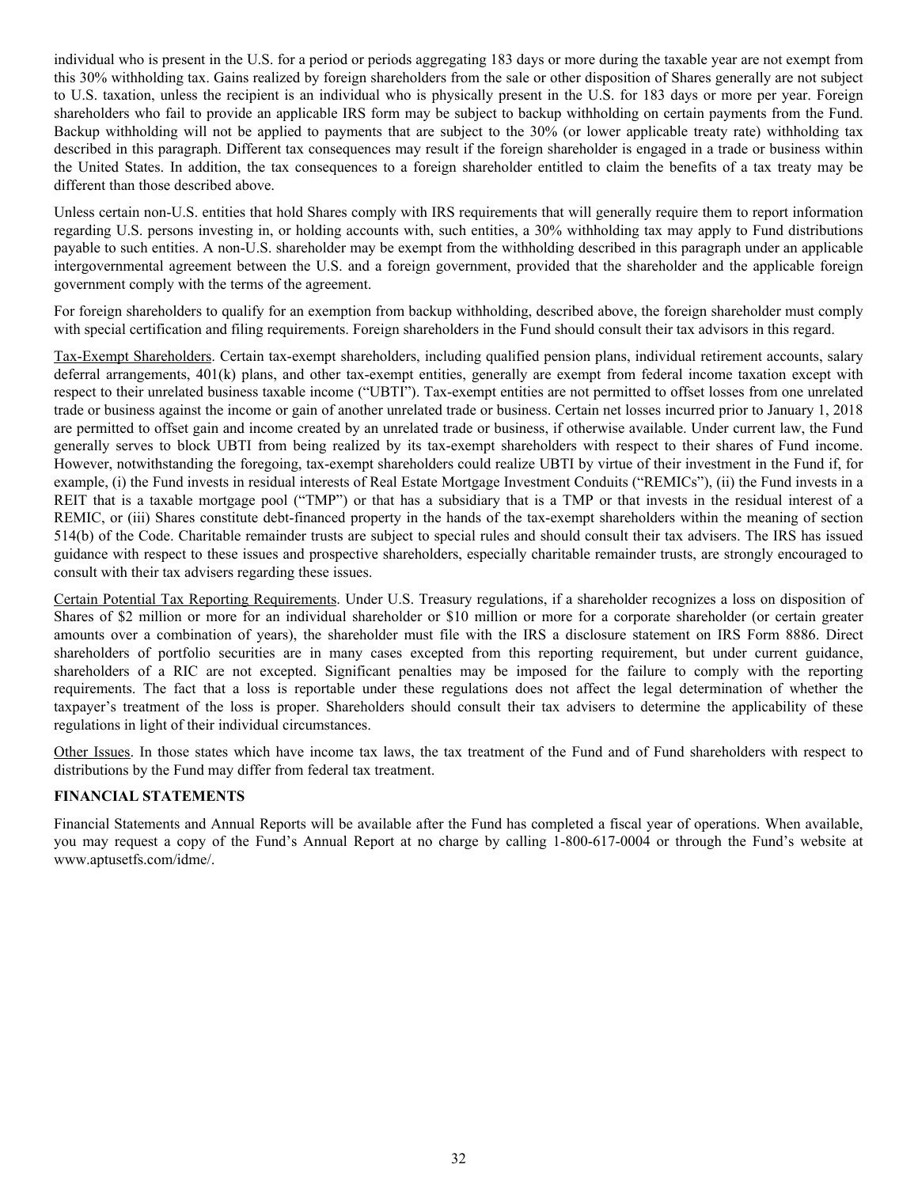individual who is present in the U.S. for a period or periods aggregating 183 days or more during the taxable year are not exempt from this 30% withholding tax. Gains realized by foreign shareholders from the sale or other disposition of Shares generally are not subject to U.S. taxation, unless the recipient is an individual who is physically present in the U.S. for 183 days or more per year. Foreign shareholders who fail to provide an applicable IRS form may be subject to backup withholding on certain payments from the Fund. Backup withholding will not be applied to payments that are subject to the 30% (or lower applicable treaty rate) withholding tax described in this paragraph. Different tax consequences may result if the foreign shareholder is engaged in a trade or business within the United States. In addition, the tax consequences to a foreign shareholder entitled to claim the benefits of a tax treaty may be different than those described above.

Unless certain non-U.S. entities that hold Shares comply with IRS requirements that will generally require them to report information regarding U.S. persons investing in, or holding accounts with, such entities, a 30% withholding tax may apply to Fund distributions payable to such entities. A non-U.S. shareholder may be exempt from the withholding described in this paragraph under an applicable intergovernmental agreement between the U.S. and a foreign government, provided that the shareholder and the applicable foreign government comply with the terms of the agreement.

For foreign shareholders to qualify for an exemption from backup withholding, described above, the foreign shareholder must comply with special certification and filing requirements. Foreign shareholders in the Fund should consult their tax advisors in this regard.

Tax-Exempt Shareholders. Certain tax-exempt shareholders, including qualified pension plans, individual retirement accounts, salary deferral arrangements, 401(k) plans, and other tax-exempt entities, generally are exempt from federal income taxation except with respect to their unrelated business taxable income ("UBTI"). Tax-exempt entities are not permitted to offset losses from one unrelated trade or business against the income or gain of another unrelated trade or business. Certain net losses incurred prior to January 1, 2018 are permitted to offset gain and income created by an unrelated trade or business, if otherwise available. Under current law, the Fund generally serves to block UBTI from being realized by its tax-exempt shareholders with respect to their shares of Fund income. However, notwithstanding the foregoing, tax-exempt shareholders could realize UBTI by virtue of their investment in the Fund if, for example, (i) the Fund invests in residual interests of Real Estate Mortgage Investment Conduits ("REMICs"), (ii) the Fund invests in a REIT that is a taxable mortgage pool ("TMP") or that has a subsidiary that is a TMP or that invests in the residual interest of a REMIC, or (iii) Shares constitute debt-financed property in the hands of the tax-exempt shareholders within the meaning of section 514(b) of the Code. Charitable remainder trusts are subject to special rules and should consult their tax advisers. The IRS has issued guidance with respect to these issues and prospective shareholders, especially charitable remainder trusts, are strongly encouraged to consult with their tax advisers regarding these issues.

Certain Potential Tax Reporting Requirements. Under U.S. Treasury regulations, if a shareholder recognizes a loss on disposition of Shares of $2 million or more for an individual shareholder or $10 million or more for a corporate shareholder (or certain greater amounts over a combination of years), the shareholder must file with the IRS a disclosure statement on IRS Form 8886. Direct shareholders of portfolio securities are in many cases excepted from this reporting requirement, but under current guidance, shareholders of a RIC are not excepted. Significant penalties may be imposed for the failure to comply with the reporting requirements. The fact that a loss is reportable under these regulations does not affect the legal determination of whether the taxpayer's treatment of the loss is proper. Shareholders should consult their tax advisers to determine the applicability of these regulations in light of their individual circumstances.

Other Issues. In those states which have income tax laws, the tax treatment of the Fund and of Fund shareholders with respect to distributions by the Fund may differ from federal tax treatment.

## FINANCIAL STATEMENTS

Financial Statements and Annual Reports will be available after the Fund has completed a fiscal year of operations. When available, you may request a copy of the Fund's Annual Report at no charge by calling 1-800-617-0004 or through the Fund's website at www.aptusetfs.com/idme/.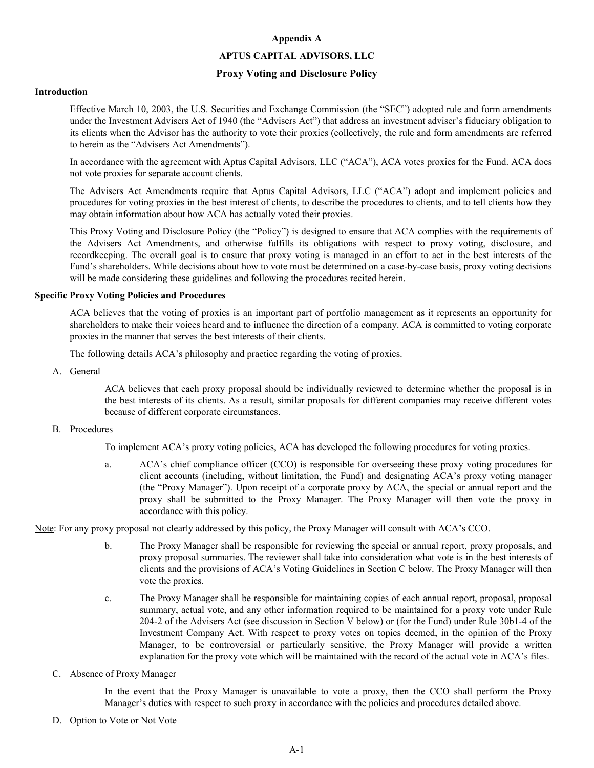**Appendix A**

**APTUS CAPITAL ADVISORS, LLC**

## Proxy Voting and Disclosure Policy

### Introduction

Effective March 10, 2003, the U.S. Securities and Exchange Commission (the "SEC") adopted rule and form amendments under the Investment Advisers Act of 1940 (the "Advisers Act") that address an investment adviser's fiduciary obligation to its clients when the Advisor has the authority to vote their proxies (collectively, the rule and form amendments are referred to herein as the "Advisers Act Amendments").

In accordance with the agreement with Aptus Capital Advisors, LLC ("ACA"), ACA votes proxies for the Fund. ACA does not vote proxies for separate account clients.

The Advisers Act Amendments require that Aptus Capital Advisors, LLC ("ACA") adopt and implement policies and procedures for voting proxies in the best interest of clients, to describe the procedures to clients, and to tell clients how they may obtain information about how ACA has actually voted their proxies.

This Proxy Voting and Disclosure Policy (the "Policy") is designed to ensure that ACA complies with the requirements of the Advisers Act Amendments, and otherwise fulfills its obligations with respect to proxy voting, disclosure, and recordkeeping. The overall goal is to ensure that proxy voting is managed in an effort to act in the best interests of the Fund's shareholders. While decisions about how to vote must be determined on a case-by-case basis, proxy voting decisions will be made considering these guidelines and following the procedures recited herein.

### Specific Proxy Voting Policies and Procedures

ACA believes that the voting of proxies is an important part of portfolio management as it represents an opportunity for shareholders to make their voices heard and to influence the direction of a company. ACA is committed to voting corporate proxies in the manner that serves the best interests of their clients.

The following details ACA's philosophy and practice regarding the voting of proxies.

A. General

ACA believes that each proxy proposal should be individually reviewed to determine whether the proposal is in the best interests of its clients. As a result, similar proposals for different companies may receive different votes because of different corporate circumstances.

B. Procedures

To implement ACA's proxy voting policies, ACA has developed the following procedures for voting proxies.

a. ACA's chief compliance officer (CCO) is responsible for overseeing these proxy voting procedures for client accounts (including, without limitation, the Fund) and designating ACA's proxy voting manager (the "Proxy Manager"). Upon receipt of a corporate proxy by ACA, the special or annual report and the proxy shall be submitted to the Proxy Manager. The Proxy Manager will then vote the proxy in accordance with this policy.

Note: For any proxy proposal not clearly addressed by this policy, the Proxy Manager will consult with ACA's CCO.

b. The Proxy Manager shall be responsible for reviewing the special or annual report, proxy proposals, and proxy proposal summaries. The reviewer shall take into consideration what vote is in the best interests of clients and the provisions of ACA's Voting Guidelines in Section C below. The Proxy Manager will then vote the proxies.

c. The Proxy Manager shall be responsible for maintaining copies of each annual report, proposal, proposal summary, actual vote, and any other information required to be maintained for a proxy vote under Rule 204-2 of the Advisers Act (see discussion in Section V below) or (for the Fund) under Rule 30b1-4 of the Investment Company Act. With respect to proxy votes on topics deemed, in the opinion of the Proxy Manager, to be controversial or particularly sensitive, the Proxy Manager will provide a written explanation for the proxy vote which will be maintained with the record of the actual vote in ACA's files.

C. Absence of Proxy Manager

In the event that the Proxy Manager is unavailable to vote a proxy, then the CCO shall perform the Proxy Manager's duties with respect to such proxy in accordance with the policies and procedures detailed above.

D. Option to Vote or Not Vote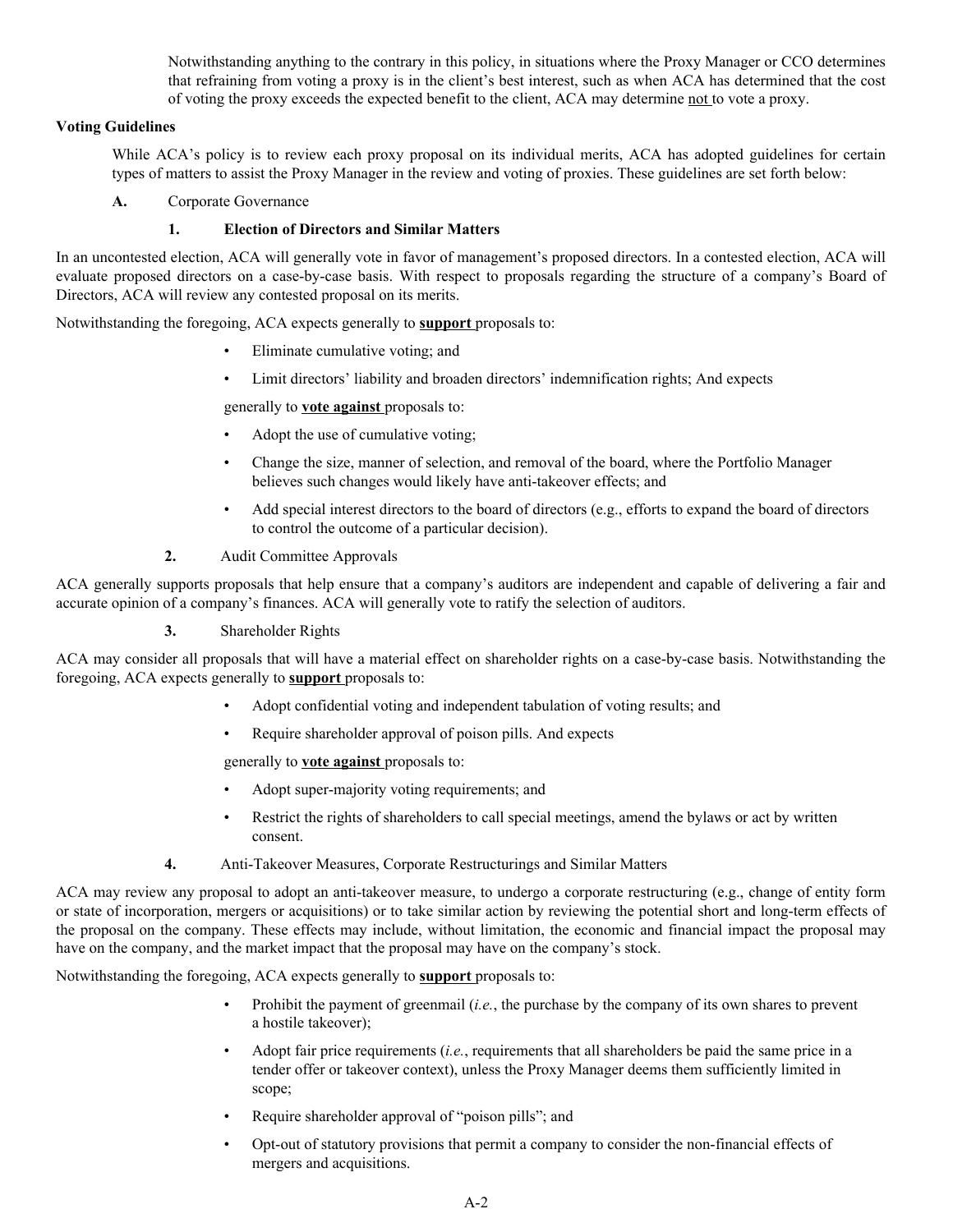Notwithstanding anything to the contrary in this policy, in situations where the Proxy Manager or CCO determines that refraining from voting a proxy is in the client's best interest, such as when ACA has determined that the cost of voting the proxy exceeds the expected benefit to the client, ACA may determine not to vote a proxy.

**Voting Guidelines**

While ACA's policy is to review each proxy proposal on its individual merits, ACA has adopted guidelines for certain types of matters to assist the Proxy Manager in the review and voting of proxies. These guidelines are set forth below:

**A.** Corporate Governance

**1. Election of Directors and Similar Matters**

In an uncontested election, ACA will generally vote in favor of management's proposed directors. In a contested election, ACA will evaluate proposed directors on a case-by-case basis. With respect to proposals regarding the structure of a company's Board of Directors, ACA will review any contested proposal on its merits.

Notwithstanding the foregoing, ACA expects generally to **support** proposals to:

- Eliminate cumulative voting; and
- Limit directors' liability and broaden directors' indemnification rights; And expects

generally to **vote against** proposals to:

- Adopt the use of cumulative voting;
- Change the size, manner of selection, and removal of the board, where the Portfolio Manager believes such changes would likely have anti-takeover effects; and
- Add special interest directors to the board of directors (e.g., efforts to expand the board of directors to control the outcome of a particular decision).

**2.** Audit Committee Approvals

ACA generally supports proposals that help ensure that a company's auditors are independent and capable of delivering a fair and accurate opinion of a company's finances. ACA will generally vote to ratify the selection of auditors.

**3.** Shareholder Rights

ACA may consider all proposals that will have a material effect on shareholder rights on a case-by-case basis. Notwithstanding the foregoing, ACA expects generally to **support** proposals to:

- Adopt confidential voting and independent tabulation of voting results; and
- Require shareholder approval of poison pills. And expects

generally to **vote against** proposals to:

- Adopt super-majority voting requirements; and
- Restrict the rights of shareholders to call special meetings, amend the bylaws or act by written consent.

**4.** Anti-Takeover Measures, Corporate Restructurings and Similar Matters

ACA may review any proposal to adopt an anti-takeover measure, to undergo a corporate restructuring (e.g., change of entity form or state of incorporation, mergers or acquisitions) or to take similar action by reviewing the potential short and long-term effects of the proposal on the company. These effects may include, without limitation, the economic and financial impact the proposal may have on the company, and the market impact that the proposal may have on the company's stock.

Notwithstanding the foregoing, ACA expects generally to **support** proposals to:

- Prohibit the payment of greenmail (*i.e.*, the purchase by the company of its own shares to prevent a hostile takeover);
- Adopt fair price requirements (*i.e.*, requirements that all shareholders be paid the same price in a tender offer or takeover context), unless the Proxy Manager deems them sufficiently limited in scope;
- Require shareholder approval of "poison pills"; and
- Opt-out of statutory provisions that permit a company to consider the non-financial effects of mergers and acquisitions.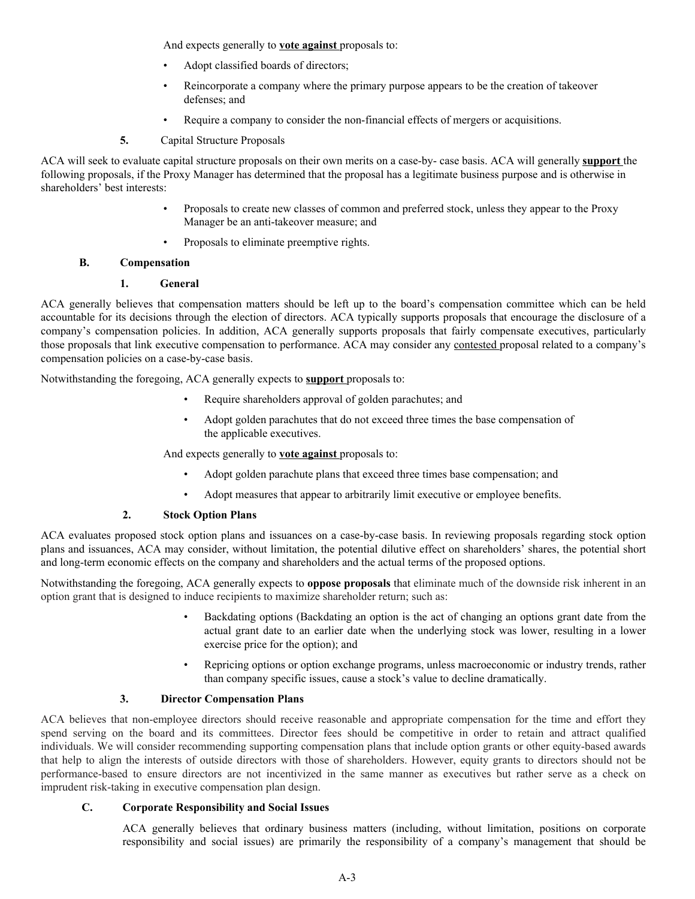And expects generally to **vote against** proposals to:

- Adopt classified boards of directors;
- Reincorporate a company where the primary purpose appears to be the creation of takeover defenses; and
- Require a company to consider the non-financial effects of mergers or acquisitions.

**5.** Capital Structure Proposals

ACA will seek to evaluate capital structure proposals on their own merits on a case-by- case basis. ACA will generally **support** the following proposals, if the Proxy Manager has determined that the proposal has a legitimate business purpose and is otherwise in shareholders' best interests:

- Proposals to create new classes of common and preferred stock, unless they appear to the Proxy Manager be an anti-takeover measure; and
- Proposals to eliminate preemptive rights.

### B. Compensation

#### 1. General

ACA generally believes that compensation matters should be left up to the board's compensation committee which can be held accountable for its decisions through the election of directors. ACA typically supports proposals that encourage the disclosure of a company's compensation policies. In addition, ACA generally supports proposals that fairly compensate executives, particularly those proposals that link executive compensation to performance. ACA may consider any contested proposal related to a company's compensation policies on a case-by-case basis.

Notwithstanding the foregoing, ACA generally expects to **support** proposals to:

- Require shareholders approval of golden parachutes; and
- Adopt golden parachutes that do not exceed three times the base compensation of the applicable executives.

And expects generally to **vote against** proposals to:

- Adopt golden parachute plans that exceed three times base compensation; and
- Adopt measures that appear to arbitrarily limit executive or employee benefits.

#### 2. Stock Option Plans

ACA evaluates proposed stock option plans and issuances on a case-by-case basis. In reviewing proposals regarding stock option plans and issuances, ACA may consider, without limitation, the potential dilutive effect on shareholders' shares, the potential short and long-term economic effects on the company and shareholders and the actual terms of the proposed options.

Notwithstanding the foregoing, ACA generally expects to **oppose proposals** that eliminate much of the downside risk inherent in an option grant that is designed to induce recipients to maximize shareholder return; such as:

- Backdating options (Backdating an option is the act of changing an options grant date from the actual grant date to an earlier date when the underlying stock was lower, resulting in a lower exercise price for the option); and
- Repricing options or option exchange programs, unless macroeconomic or industry trends, rather than company specific issues, cause a stock's value to decline dramatically.

#### 3. Director Compensation Plans

ACA believes that non-employee directors should receive reasonable and appropriate compensation for the time and effort they spend serving on the board and its committees. Director fees should be competitive in order to retain and attract qualified individuals. We will consider recommending supporting compensation plans that include option grants or other equity-based awards that help to align the interests of outside directors with those of shareholders. However, equity grants to directors should not be performance-based to ensure directors are not incentivized in the same manner as executives but rather serve as a check on imprudent risk-taking in executive compensation plan design.

### C. Corporate Responsibility and Social Issues

ACA generally believes that ordinary business matters (including, without limitation, positions on corporate responsibility and social issues) are primarily the responsibility of a company's management that should be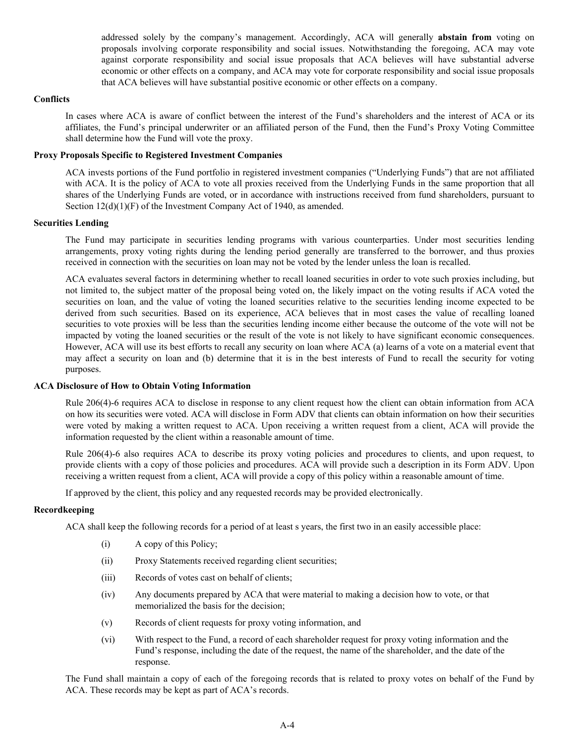addressed solely by the company's management. Accordingly, ACA will generally **abstain from** voting on proposals involving corporate responsibility and social issues. Notwithstanding the foregoing, ACA may vote against corporate responsibility and social issue proposals that ACA believes will have substantial adverse economic or other effects on a company, and ACA may vote for corporate responsibility and social issue proposals that ACA believes will have substantial positive economic or other effects on a company.

**Conflicts**

In cases where ACA is aware of conflict between the interest of the Fund's shareholders and the interest of ACA or its affiliates, the Fund's principal underwriter or an affiliated person of the Fund, then the Fund's Proxy Voting Committee shall determine how the Fund will vote the proxy.

**Proxy Proposals Specific to Registered Investment Companies**

ACA invests portions of the Fund portfolio in registered investment companies ("Underlying Funds") that are not affiliated with ACA. It is the policy of ACA to vote all proxies received from the Underlying Funds in the same proportion that all shares of the Underlying Funds are voted, or in accordance with instructions received from fund shareholders, pursuant to Section 12(d)(1)(F) of the Investment Company Act of 1940, as amended.

**Securities Lending**

The Fund may participate in securities lending programs with various counterparties. Under most securities lending arrangements, proxy voting rights during the lending period generally are transferred to the borrower, and thus proxies received in connection with the securities on loan may not be voted by the lender unless the loan is recalled.

ACA evaluates several factors in determining whether to recall loaned securities in order to vote such proxies including, but not limited to, the subject matter of the proposal being voted on, the likely impact on the voting results if ACA voted the securities on loan, and the value of voting the loaned securities relative to the securities lending income expected to be derived from such securities. Based on its experience, ACA believes that in most cases the value of recalling loaned securities to vote proxies will be less than the securities lending income either because the outcome of the vote will not be impacted by voting the loaned securities or the result of the vote is not likely to have significant economic consequences. However, ACA will use its best efforts to recall any security on loan where ACA (a) learns of a vote on a material event that may affect a security on loan and (b) determine that it is in the best interests of Fund to recall the security for voting purposes.

**ACA Disclosure of How to Obtain Voting Information**

Rule 206(4)-6 requires ACA to disclose in response to any client request how the client can obtain information from ACA on how its securities were voted. ACA will disclose in Form ADV that clients can obtain information on how their securities were voted by making a written request to ACA. Upon receiving a written request from a client, ACA will provide the information requested by the client within a reasonable amount of time.

Rule 206(4)-6 also requires ACA to describe its proxy voting policies and procedures to clients, and upon request, to provide clients with a copy of those policies and procedures. ACA will provide such a description in its Form ADV. Upon receiving a written request from a client, ACA will provide a copy of this policy within a reasonable amount of time.

If approved by the client, this policy and any requested records may be provided electronically.

**Recordkeeping**

ACA shall keep the following records for a period of at least s years, the first two in an easily accessible place:

(i) A copy of this Policy;

(ii) Proxy Statements received regarding client securities;

(iii) Records of votes cast on behalf of clients;

(iv) Any documents prepared by ACA that were material to making a decision how to vote, or that memorialized the basis for the decision;

(v) Records of client requests for proxy voting information, and

(vi) With respect to the Fund, a record of each shareholder request for proxy voting information and the Fund's response, including the date of the request, the name of the shareholder, and the date of the response.

The Fund shall maintain a copy of each of the foregoing records that is related to proxy votes on behalf of the Fund by ACA. These records may be kept as part of ACA's records.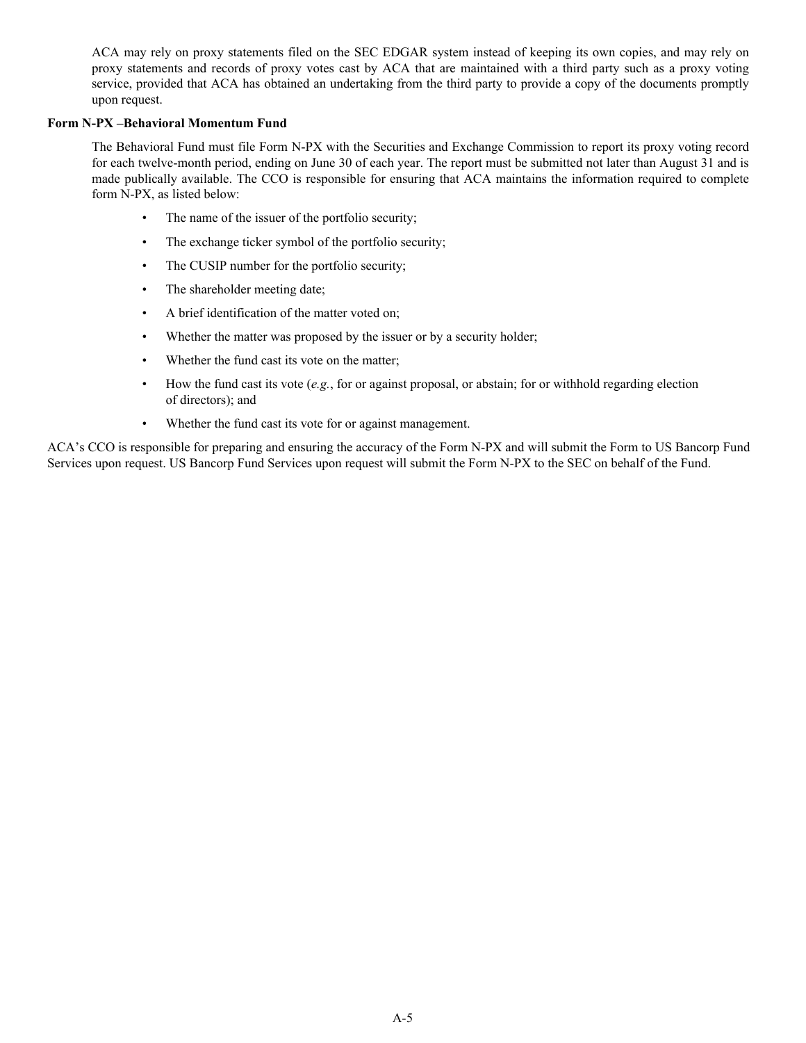ACA may rely on proxy statements filed on the SEC EDGAR system instead of keeping its own copies, and may rely on proxy statements and records of proxy votes cast by ACA that are maintained with a third party such as a proxy voting service, provided that ACA has obtained an undertaking from the third party to provide a copy of the documents promptly upon request.

**Form N-PX –Behavioral Momentum Fund**

The Behavioral Fund must file Form N-PX with the Securities and Exchange Commission to report its proxy voting record for each twelve-month period, ending on June 30 of each year. The report must be submitted not later than August 31 and is made publically available. The CCO is responsible for ensuring that ACA maintains the information required to complete form N-PX, as listed below:

- The name of the issuer of the portfolio security;
- The exchange ticker symbol of the portfolio security;
- The CUSIP number for the portfolio security;
- The shareholder meeting date;
- A brief identification of the matter voted on;
- Whether the matter was proposed by the issuer or by a security holder;
- Whether the fund cast its vote on the matter;
- How the fund cast its vote (*e.g.*, for or against proposal, or abstain; for or withhold regarding election of directors); and
- Whether the fund cast its vote for or against management.

ACA's CCO is responsible for preparing and ensuring the accuracy of the Form N-PX and will submit the Form to US Bancorp Fund Services upon request. US Bancorp Fund Services upon request will submit the Form N-PX to the SEC on behalf of the Fund.